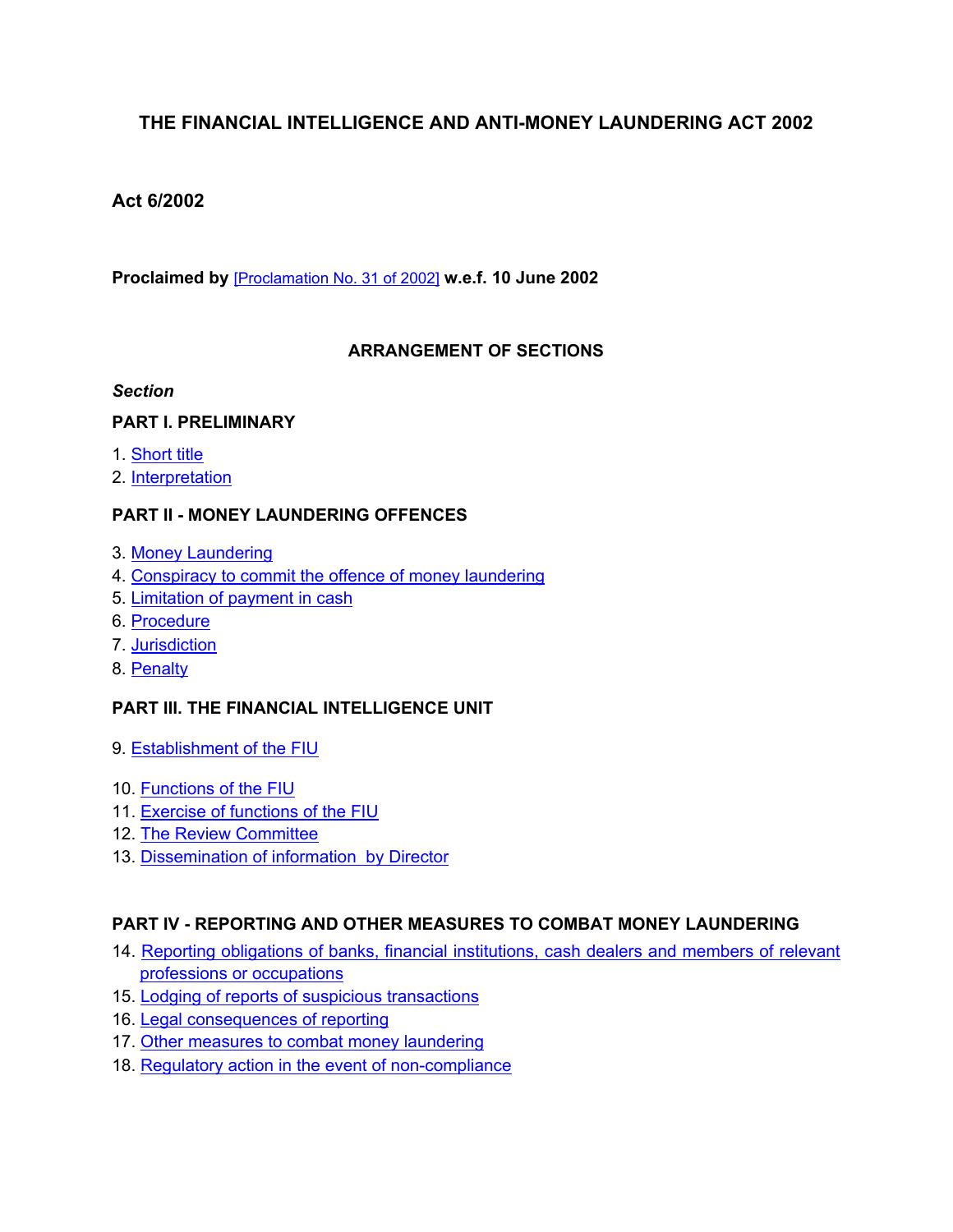# THE FINANCIAL INTELLIGENCE AND ANTI-MONEY LAUNDERING ACT 2002

**Act 6/2002**

**Proclaimed by** [Proclamation No. 31 of 2002] **w.e.f. 10 June 2002**

## ARRANGEMENT OF SECTIONS

***Section***

**PART I. PRELIMINARY**

1. Short title
2. Interpretation

**PART II - MONEY LAUNDERING OFFENCES**

3. Money Laundering
4. Conspiracy to commit the offence of money laundering
5. Limitation of payment in cash
6. Procedure
7. Jurisdiction
8. Penalty

**PART III. THE FINANCIAL INTELLIGENCE UNIT**

9. Establishment of the FIU
10. Functions of the FIU
11. Exercise of functions of the FIU
12. The Review Committee
13. Dissemination of information by Director

**PART IV - REPORTING AND OTHER MEASURES TO COMBAT MONEY LAUNDERING**

14. Reporting obligations of banks, financial institutions, cash dealers and members of relevant professions or occupations
15. Lodging of reports of suspicious transactions
16. Legal consequences of reporting
17. Other measures to combat money laundering
18. Regulatory action in the event of non-compliance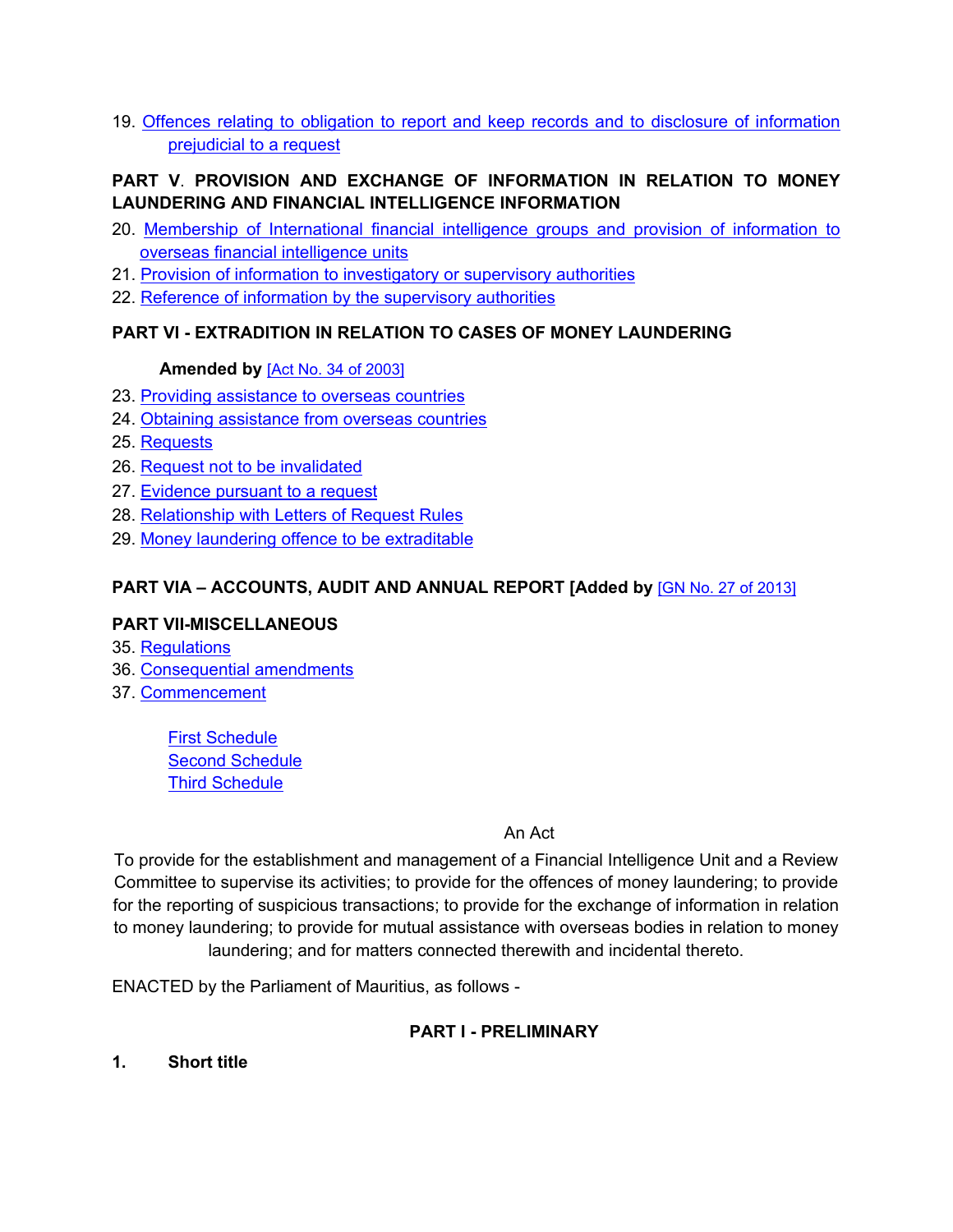19. Offences relating to obligation to report and keep records and to disclosure of information prejudicial to a request

**PART V. PROVISION AND EXCHANGE OF INFORMATION IN RELATION TO MONEY LAUNDERING AND FINANCIAL INTELLIGENCE INFORMATION**

20. Membership of International financial intelligence groups and provision of information to overseas financial intelligence units
21. Provision of information to investigatory or supervisory authorities
22. Reference of information by the supervisory authorities

**PART VI - EXTRADITION IN RELATION TO CASES OF MONEY LAUNDERING**

**Amended by** [Act No. 34 of 2003]

23. Providing assistance to overseas countries
24. Obtaining assistance from overseas countries
25. Requests
26. Request not to be invalidated
27. Evidence pursuant to a request
28. Relationship with Letters of Request Rules
29. Money laundering offence to be extraditable

**PART VIA – ACCOUNTS, AUDIT AND ANNUAL REPORT [Added by** [GN No. 27 of 2013]

**PART VII-MISCELLANEOUS**

35. Regulations
36. Consequential amendments
37. Commencement

First Schedule
Second Schedule
Third Schedule

An Act

To provide for the establishment and management of a Financial Intelligence Unit and a Review Committee to supervise its activities; to provide for the offences of money laundering; to provide for the reporting of suspicious transactions; to provide for the exchange of information in relation to money laundering; to provide for mutual assistance with overseas bodies in relation to money laundering; and for matters connected therewith and incidental thereto.

ENACTED by the Parliament of Mauritius, as follows -

## PART I - PRELIMINARY

**1. Short title**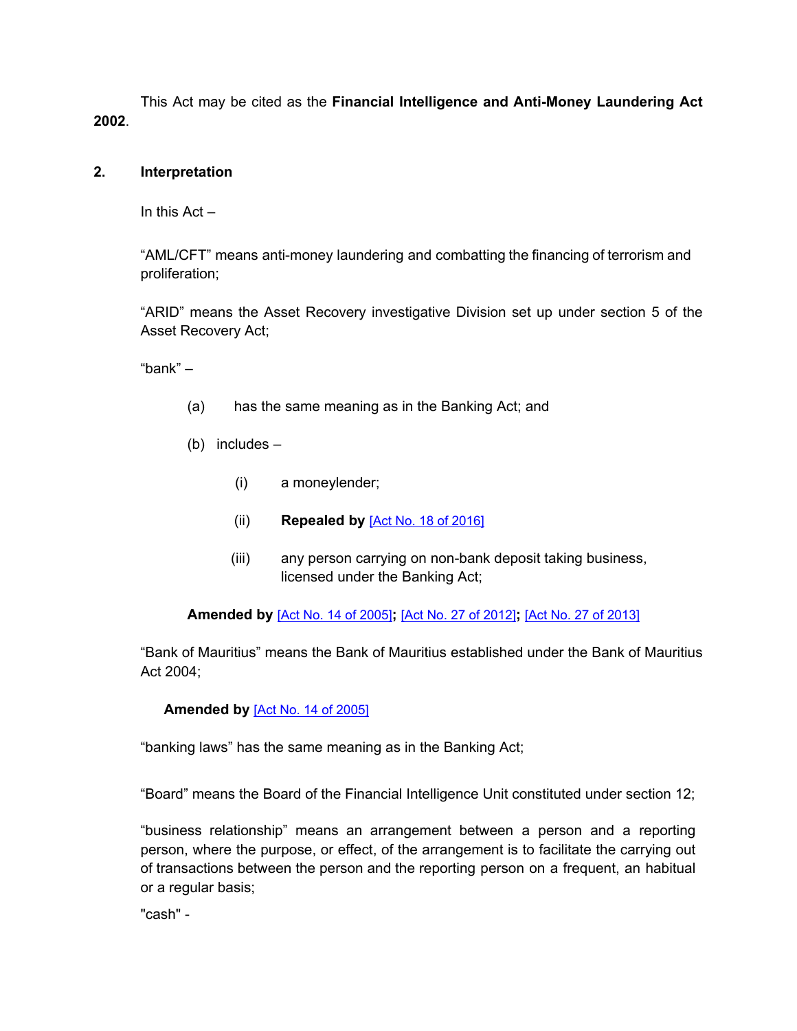This Act may be cited as the **Financial Intelligence and Anti-Money Laundering Act 2002**.

## 2. Interpretation

In this Act –

“AML/CFT” means anti-money laundering and combatting the financing of terrorism and proliferation;

“ARID” means the Asset Recovery investigative Division set up under section 5 of the Asset Recovery Act;

“bank” –

(a) has the same meaning as in the Banking Act; and

(b) includes –

(i) a moneylender;

(ii) **Repealed by** [Act No. 18 of 2016]

(iii) any person carrying on non-bank deposit taking business, licensed under the Banking Act;

**Amended by** [Act No. 14 of 2005]**;** [Act No. 27 of 2012]**;** [Act No. 27 of 2013]

“Bank of Mauritius” means the Bank of Mauritius established under the Bank of Mauritius Act 2004;

**Amended by** [Act No. 14 of 2005]

“banking laws” has the same meaning as in the Banking Act;

“Board” means the Board of the Financial Intelligence Unit constituted under section 12;

“business relationship” means an arrangement between a person and a reporting person, where the purpose, or effect, of the arrangement is to facilitate the carrying out of transactions between the person and the reporting person on a frequent, an habitual or a regular basis;

"cash" -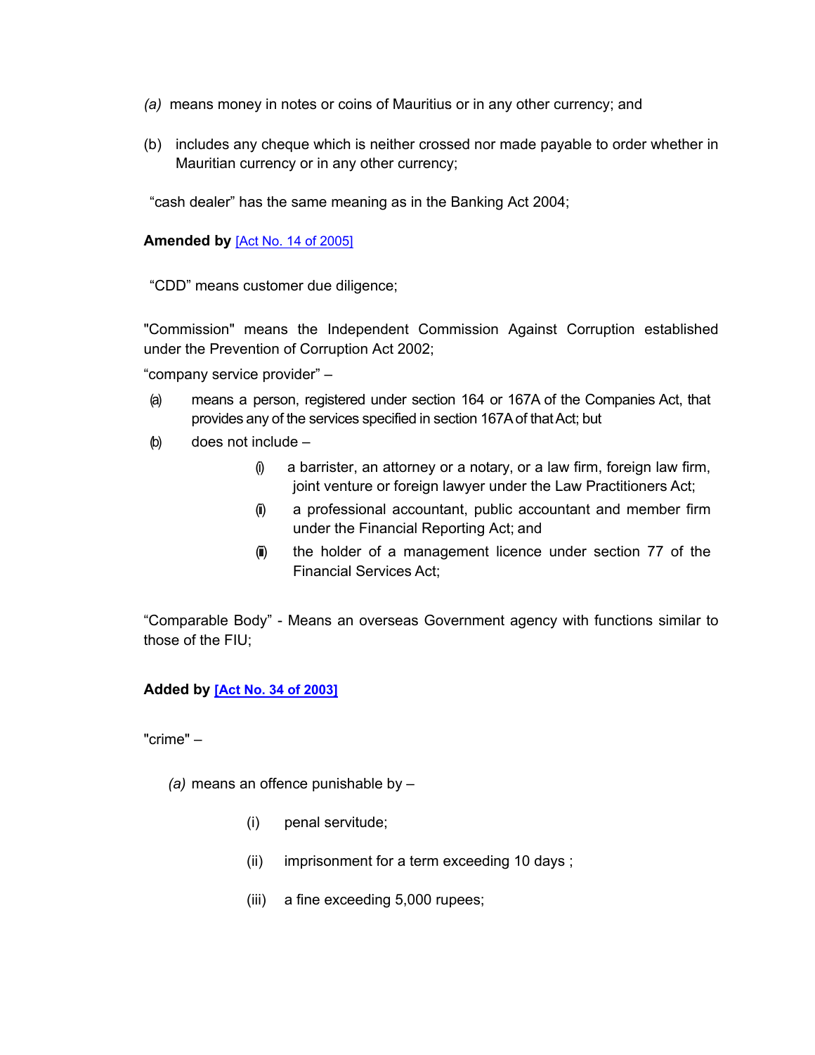*(a)* means money in notes or coins of Mauritius or in any other currency; and

(b) includes any cheque which is neither crossed nor made payable to order whether in Mauritian currency or in any other currency;

"cash dealer" has the same meaning as in the Banking Act 2004;

**Amended by** [Act No. 14 of 2005]

"CDD" means customer due diligence;

"Commission" means the Independent Commission Against Corruption established under the Prevention of Corruption Act 2002;

"company service provider" –

(a) means a person, registered under section 164 or 167A of the Companies Act, that provides any of the services specified in section 167A of that Act; but

(b) does not include –

(i) a barrister, an attorney or a notary, or a law firm, foreign law firm, joint venture or foreign lawyer under the Law Practitioners Act;

(ii) a professional accountant, public accountant and member firm under the Financial Reporting Act; and

(iii) the holder of a management licence under section 77 of the Financial Services Act;

"Comparable Body" - Means an overseas Government agency with functions similar to those of the FIU;

**Added by [Act No. 34 of 2003]**

"crime" –

*(a)* means an offence punishable by –

(i) penal servitude;

(ii) imprisonment for a term exceeding 10 days ;

(iii) a fine exceeding 5,000 rupees;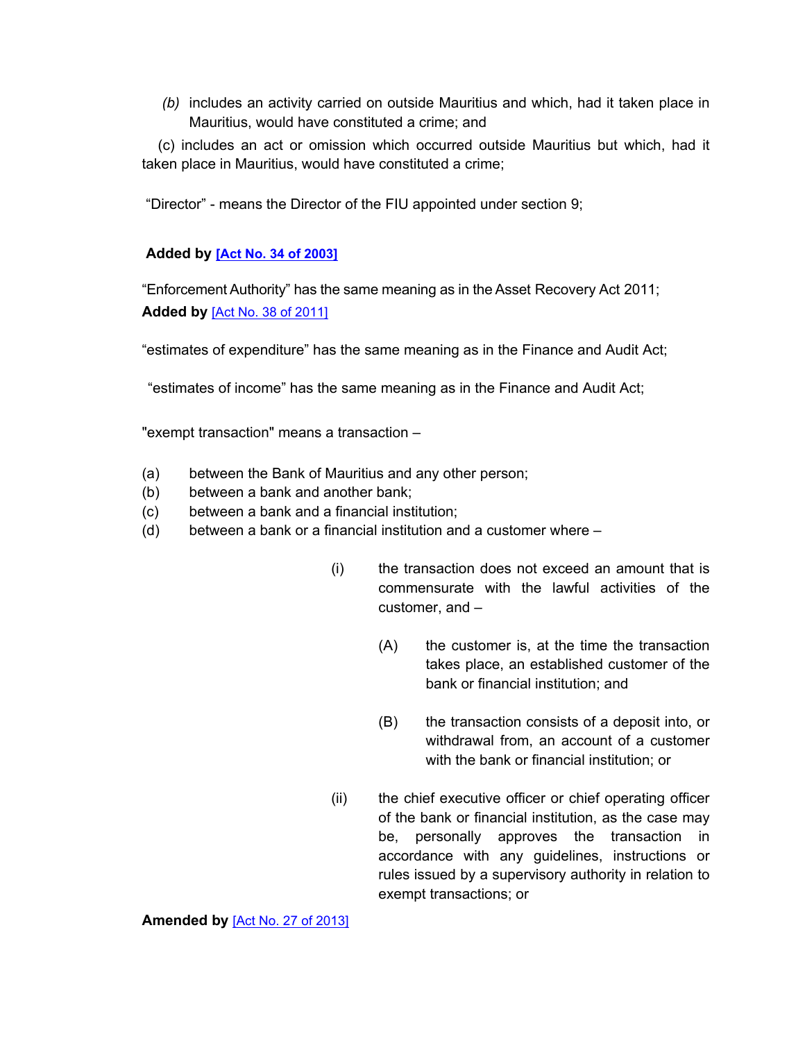*(b)* includes an activity carried on outside Mauritius and which, had it taken place in Mauritius, would have constituted a crime; and

(c) includes an act or omission which occurred outside Mauritius but which, had it taken place in Mauritius, would have constituted a crime;

"Director" - means the Director of the FIU appointed under section 9;

**Added by [Act No. 34 of 2003]**

"Enforcement Authority" has the same meaning as in the Asset Recovery Act 2011;

**Added by** [Act No. 38 of 2011]

"estimates of expenditure" has the same meaning as in the Finance and Audit Act;

"estimates of income" has the same meaning as in the Finance and Audit Act;

"exempt transaction" means a transaction –

(a) between the Bank of Mauritius and any other person;

(b) between a bank and another bank;

(c) between a bank and a financial institution;

(d) between a bank or a financial institution and a customer where –

(i) the transaction does not exceed an amount that is commensurate with the lawful activities of the customer, and –

(A) the customer is, at the time the transaction takes place, an established customer of the bank or financial institution; and

(B) the transaction consists of a deposit into, or withdrawal from, an account of a customer with the bank or financial institution; or

(ii) the chief executive officer or chief operating officer of the bank or financial institution, as the case may be, personally approves the transaction in accordance with any guidelines, instructions or rules issued by a supervisory authority in relation to exempt transactions; or

**Amended by** [Act No. 27 of 2013]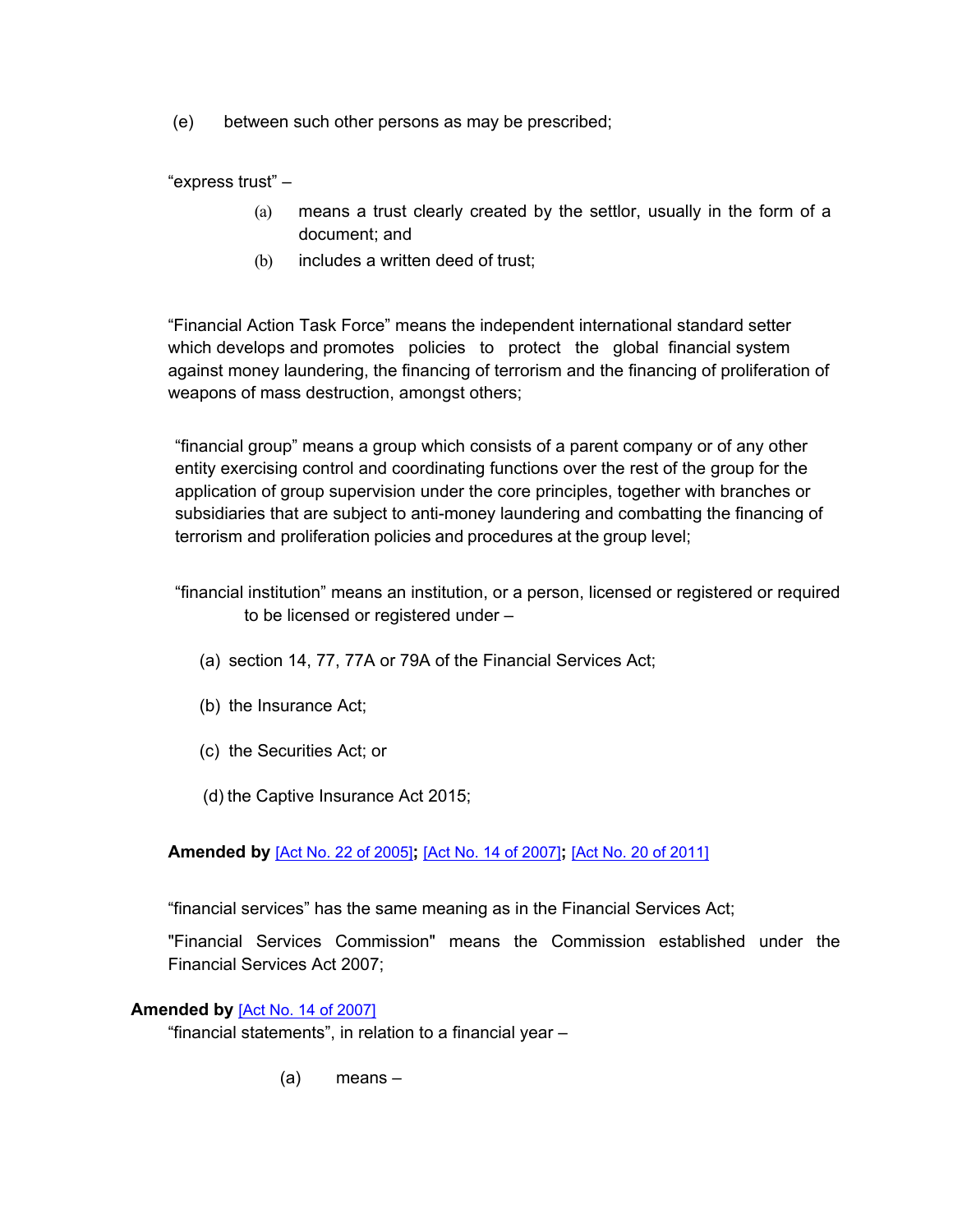(e) between such other persons as may be prescribed;

"express trust" –

(a) means a trust clearly created by the settlor, usually in the form of a document; and

(b) includes a written deed of trust;

"Financial Action Task Force" means the independent international standard setter which develops and promotes policies to protect the global financial system against money laundering, the financing of terrorism and the financing of proliferation of weapons of mass destruction, amongst others;

"financial group" means a group which consists of a parent company or of any other entity exercising control and coordinating functions over the rest of the group for the application of group supervision under the core principles, together with branches or subsidiaries that are subject to anti-money laundering and combatting the financing of terrorism and proliferation policies and procedures at the group level;

"financial institution" means an institution, or a person, licensed or registered or required to be licensed or registered under –

(a) section 14, 77, 77A or 79A of the Financial Services Act;

(b) the Insurance Act;

(c) the Securities Act; or

(d) the Captive Insurance Act 2015;

**Amended by** [Act No. 22 of 2005]**;** [Act No. 14 of 2007]**;** [Act No. 20 of 2011]

"financial services" has the same meaning as in the Financial Services Act;

"Financial Services Commission" means the Commission established under the Financial Services Act 2007;

**Amended by** [Act No. 14 of 2007]

"financial statements", in relation to a financial year –

(a) means –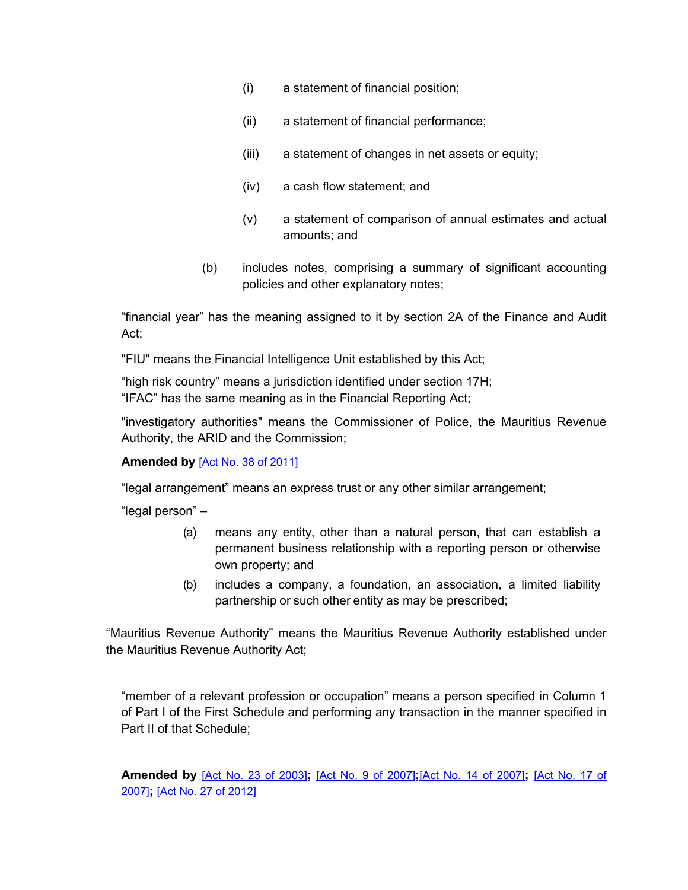(i) a statement of financial position;

(ii) a statement of financial performance;

(iii) a statement of changes in net assets or equity;

(iv) a cash flow statement; and

(v) a statement of comparison of annual estimates and actual amounts; and

(b) includes notes, comprising a summary of significant accounting policies and other explanatory notes;

“financial year” has the meaning assigned to it by section 2A of the Finance and Audit Act;

"FIU" means the Financial Intelligence Unit established by this Act;

“high risk country” means a jurisdiction identified under section 17H;

“IFAC” has the same meaning as in the Financial Reporting Act;

"investigatory authorities" means the Commissioner of Police, the Mauritius Revenue Authority, the ARID and the Commission;

**Amended by** [Act No. 38 of 2011]

“legal arrangement” means an express trust or any other similar arrangement;

“legal person” –

(a) means any entity, other than a natural person, that can establish a permanent business relationship with a reporting person or otherwise own property; and

(b) includes a company, a foundation, an association, a limited liability partnership or such other entity as may be prescribed;

“Mauritius Revenue Authority” means the Mauritius Revenue Authority established under the Mauritius Revenue Authority Act;

“member of a relevant profession or occupation” means a person specified in Column 1 of Part I of the First Schedule and performing any transaction in the manner specified in Part II of that Schedule;

**Amended by** [Act No. 23 of 2003]**;** [Act No. 9 of 2007]**;**[Act No. 14 of 2007]**;** [Act No. 17 of 2007]**;** [Act No. 27 of 2012]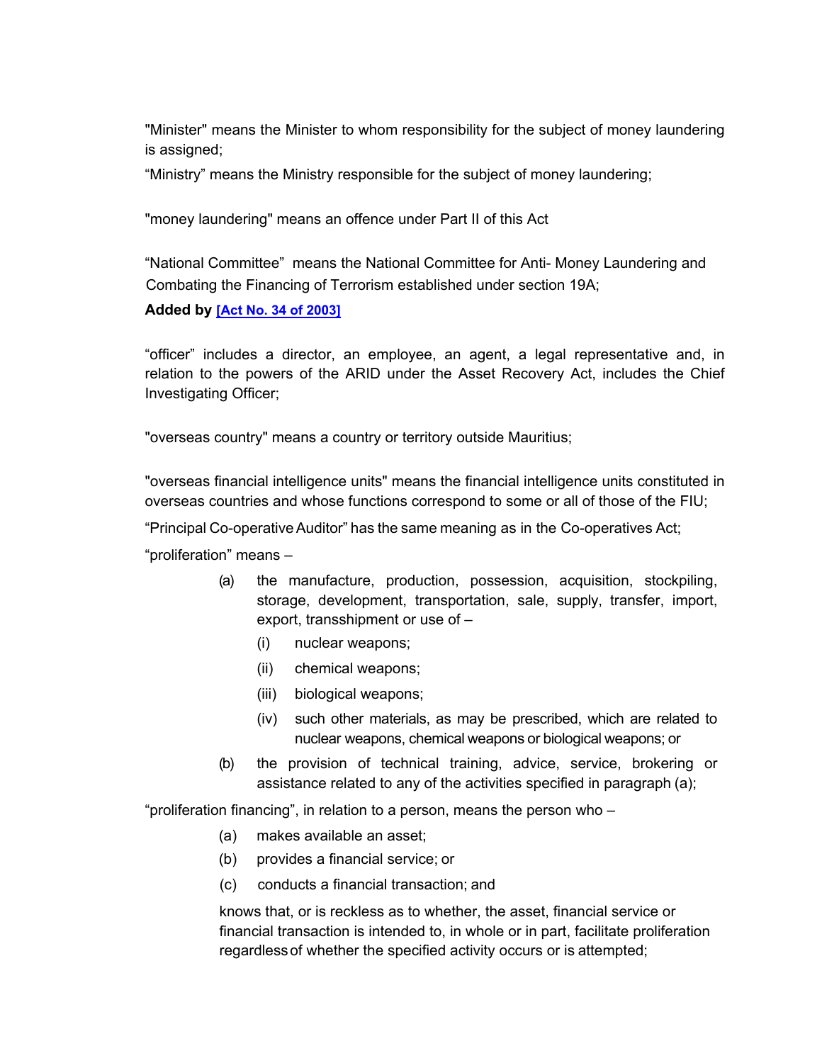"Minister" means the Minister to whom responsibility for the subject of money laundering is assigned;

“Ministry” means the Ministry responsible for the subject of money laundering;

"money laundering" means an offence under Part II of this Act

“National Committee” means the National Committee for Anti- Money Laundering and Combating the Financing of Terrorism established under section 19A;

**Added by [Act No. 34 of 2003]**

“officer” includes a director, an employee, an agent, a legal representative and, in relation to the powers of the ARID under the Asset Recovery Act, includes the Chief Investigating Officer;

"overseas country" means a country or territory outside Mauritius;

"overseas financial intelligence units" means the financial intelligence units constituted in overseas countries and whose functions correspond to some or all of those of the FIU;

“Principal Co-operative Auditor” has the same meaning as in the Co-operatives Act;

“proliferation” means –

(a) the manufacture, production, possession, acquisition, stockpiling, storage, development, transportation, sale, supply, transfer, import, export, transshipment or use of –

  (i) nuclear weapons;

  (ii) chemical weapons;

  (iii) biological weapons;

  (iv) such other materials, as may be prescribed, which are related to nuclear weapons, chemical weapons or biological weapons; or

(b) the provision of technical training, advice, service, brokering or assistance related to any of the activities specified in paragraph (a);

“proliferation financing”, in relation to a person, means the person who –

(a) makes available an asset;

(b) provides a financial service; or

(c) conducts a financial transaction; and

knows that, or is reckless as to whether, the asset, financial service or financial transaction is intended to, in whole or in part, facilitate proliferation regardless of whether the specified activity occurs or is attempted;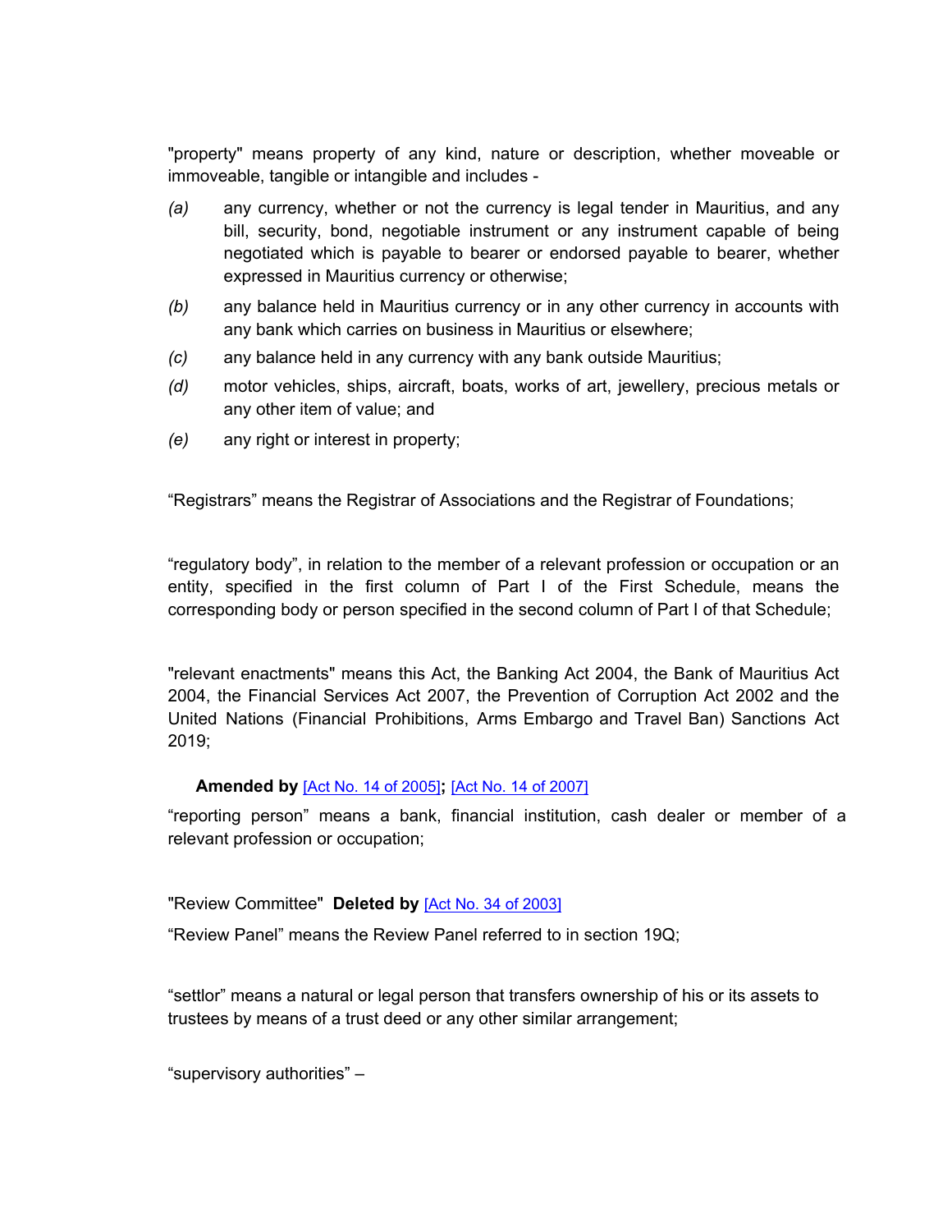"property" means property of any kind, nature or description, whether moveable or immoveable, tangible or intangible and includes -

*(a)* any currency, whether or not the currency is legal tender in Mauritius, and any bill, security, bond, negotiable instrument or any instrument capable of being negotiated which is payable to bearer or endorsed payable to bearer, whether expressed in Mauritius currency or otherwise;

*(b)* any balance held in Mauritius currency or in any other currency in accounts with any bank which carries on business in Mauritius or elsewhere;

*(c)* any balance held in any currency with any bank outside Mauritius;

*(d)* motor vehicles, ships, aircraft, boats, works of art, jewellery, precious metals or any other item of value; and

*(e)* any right or interest in property;

"Registrars" means the Registrar of Associations and the Registrar of Foundations;

"regulatory body", in relation to the member of a relevant profession or occupation or an entity, specified in the first column of Part I of the First Schedule, means the corresponding body or person specified in the second column of Part I of that Schedule;

"relevant enactments" means this Act, the Banking Act 2004, the Bank of Mauritius Act 2004, the Financial Services Act 2007, the Prevention of Corruption Act 2002 and the United Nations (Financial Prohibitions, Arms Embargo and Travel Ban) Sanctions Act 2019;

**Amended by** [Act No. 14 of 2005]**;** [Act No. 14 of 2007]

"reporting person" means a bank, financial institution, cash dealer or member of a relevant profession or occupation;

"Review Committee" **Deleted by** [Act No. 34 of 2003]

"Review Panel" means the Review Panel referred to in section 19Q;

"settlor" means a natural or legal person that transfers ownership of his or its assets to trustees by means of a trust deed or any other similar arrangement;

"supervisory authorities" –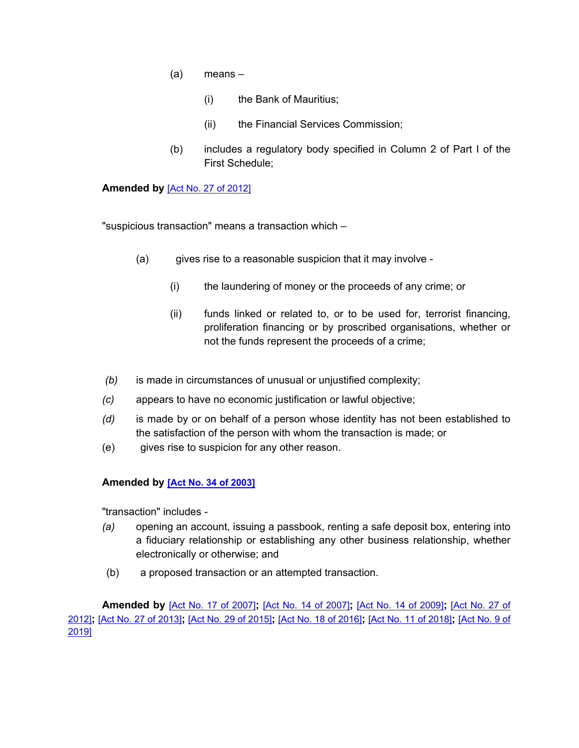(a) means –

(i) the Bank of Mauritius;

(ii) the Financial Services Commission;

(b) includes a regulatory body specified in Column 2 of Part I of the First Schedule;

**Amended by** [Act No. 27 of 2012]

"suspicious transaction" means a transaction which –

(a) gives rise to a reasonable suspicion that it may involve -

(i) the laundering of money or the proceeds of any crime; or

(ii) funds linked or related to, or to be used for, terrorist financing, proliferation financing or by proscribed organisations, whether or not the funds represent the proceeds of a crime;

*(b)* is made in circumstances of unusual or unjustified complexity;

*(c)* appears to have no economic justification or lawful objective;

*(d)* is made by or on behalf of a person whose identity has not been established to the satisfaction of the person with whom the transaction is made; or

(e) gives rise to suspicion for any other reason.

**Amended by [Act No. 34 of 2003]**

"transaction" includes -

*(a)* opening an account, issuing a passbook, renting a safe deposit box, entering into a fiduciary relationship or establishing any other business relationship, whether electronically or otherwise; and

(b) a proposed transaction or an attempted transaction.

**Amended by** [Act No. 17 of 2007]**;** [Act No. 14 of 2007]**;** [Act No. 14 of 2009]**;** [Act No. 27 of 2012]**;** [Act No. 27 of 2013]**;** [Act No. 29 of 2015]**;** [Act No. 18 of 2016]**;** [Act No. 11 of 2018]**;** [Act No. 9 of 2019]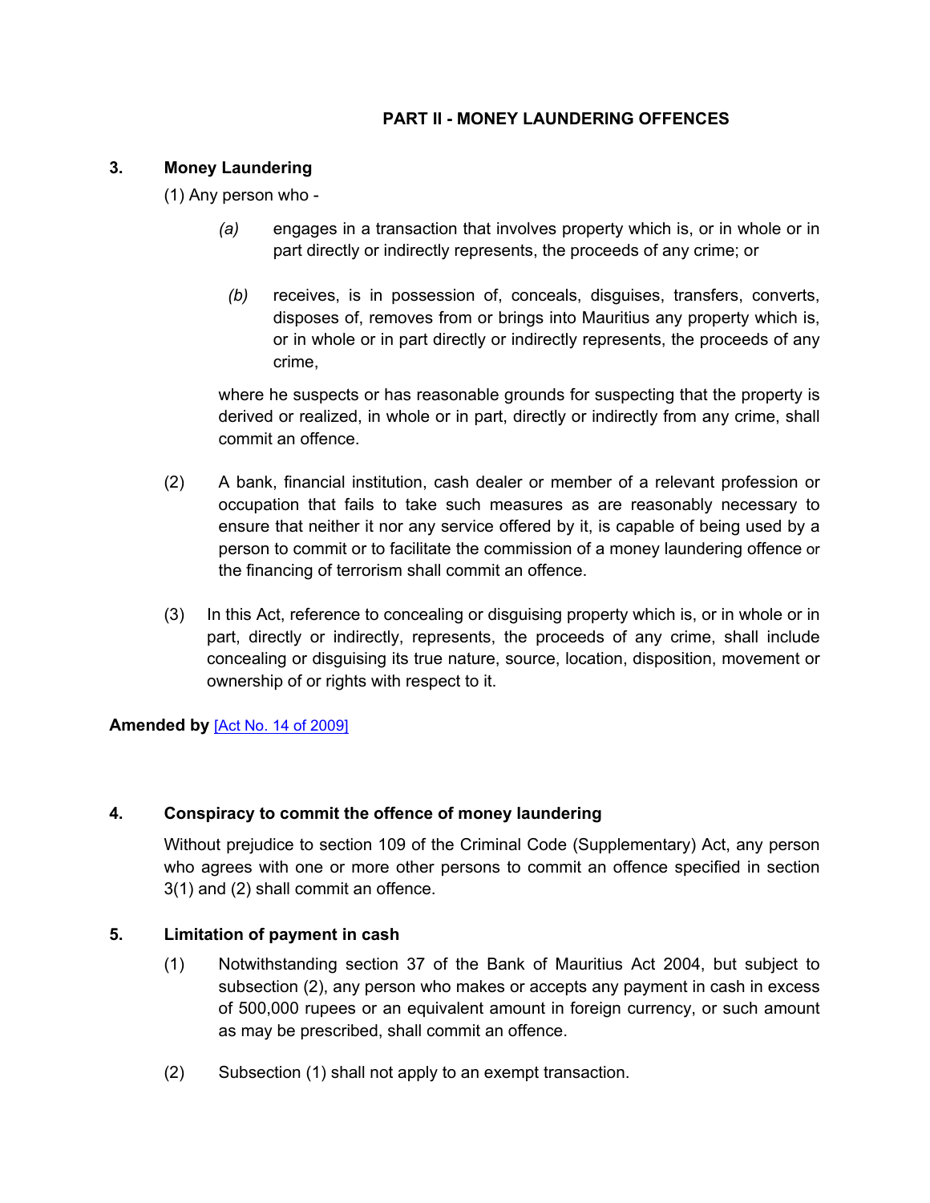## PART II - MONEY LAUNDERING OFFENCES

### 3. Money Laundering

(1) Any person who -

*(a)* engages in a transaction that involves property which is, or in whole or in part directly or indirectly represents, the proceeds of any crime; or

*(b)* receives, is in possession of, conceals, disguises, transfers, converts, disposes of, removes from or brings into Mauritius any property which is, or in whole or in part directly or indirectly represents, the proceeds of any crime,

where he suspects or has reasonable grounds for suspecting that the property is derived or realized, in whole or in part, directly or indirectly from any crime, shall commit an offence.

(2) A bank, financial institution, cash dealer or member of a relevant profession or occupation that fails to take such measures as are reasonably necessary to ensure that neither it nor any service offered by it, is capable of being used by a person to commit or to facilitate the commission of a money laundering offence or the financing of terrorism shall commit an offence.

(3) In this Act, reference to concealing or disguising property which is, or in whole or in part, directly or indirectly, represents, the proceeds of any crime, shall include concealing or disguising its true nature, source, location, disposition, movement or ownership of or rights with respect to it.

**Amended by** [Act No. 14 of 2009]

### 4. Conspiracy to commit the offence of money laundering

Without prejudice to section 109 of the Criminal Code (Supplementary) Act, any person who agrees with one or more other persons to commit an offence specified in section 3(1) and (2) shall commit an offence.

### 5. Limitation of payment in cash

(1) Notwithstanding section 37 of the Bank of Mauritius Act 2004, but subject to subsection (2), any person who makes or accepts any payment in cash in excess of 500,000 rupees or an equivalent amount in foreign currency, or such amount as may be prescribed, shall commit an offence.

(2) Subsection (1) shall not apply to an exempt transaction.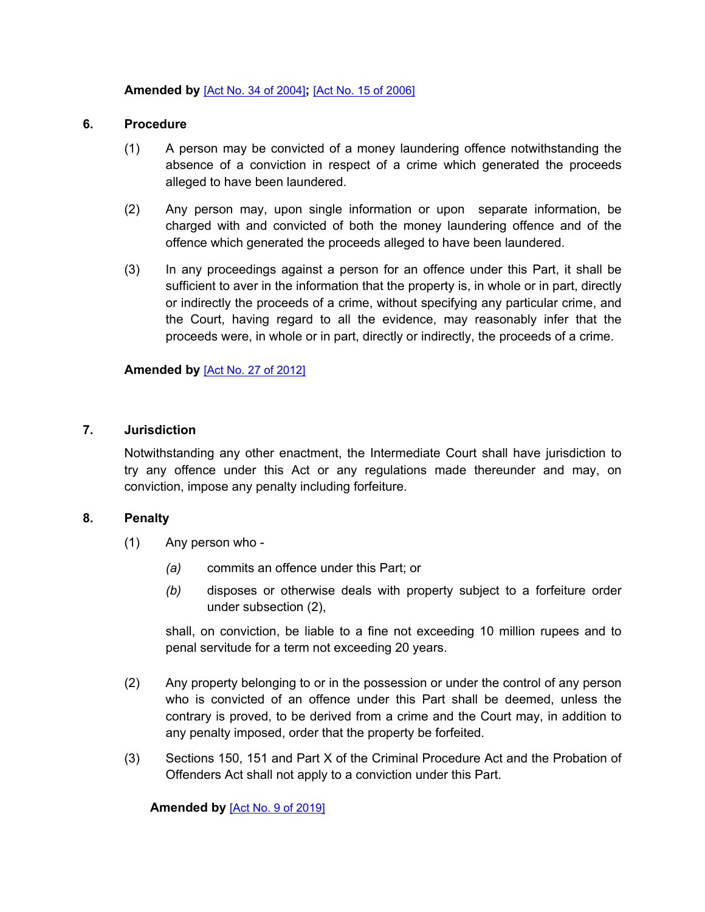**Amended by** [Act No. 34 of 2004]**;** [Act No. 15 of 2006]

### 6. Procedure

(1) A person may be convicted of a money laundering offence notwithstanding the absence of a conviction in respect of a crime which generated the proceeds alleged to have been laundered.

(2) Any person may, upon single information or upon separate information, be charged with and convicted of both the money laundering offence and of the offence which generated the proceeds alleged to have been laundered.

(3) In any proceedings against a person for an offence under this Part, it shall be sufficient to aver in the information that the property is, in whole or in part, directly or indirectly the proceeds of a crime, without specifying any particular crime, and the Court, having regard to all the evidence, may reasonably infer that the proceeds were, in whole or in part, directly or indirectly, the proceeds of a crime.

**Amended by** [Act No. 27 of 2012]

### 7. Jurisdiction

Notwithstanding any other enactment, the Intermediate Court shall have jurisdiction to try any offence under this Act or any regulations made thereunder and may, on conviction, impose any penalty including forfeiture.

### 8. Penalty

(1) Any person who -

*(a)* commits an offence under this Part; or

*(b)* disposes or otherwise deals with property subject to a forfeiture order under subsection (2),

shall, on conviction, be liable to a fine not exceeding 10 million rupees and to penal servitude for a term not exceeding 20 years.

(2) Any property belonging to or in the possession or under the control of any person who is convicted of an offence under this Part shall be deemed, unless the contrary is proved, to be derived from a crime and the Court may, in addition to any penalty imposed, order that the property be forfeited.

(3) Sections 150, 151 and Part X of the Criminal Procedure Act and the Probation of Offenders Act shall not apply to a conviction under this Part.

**Amended by** [Act No. 9 of 2019]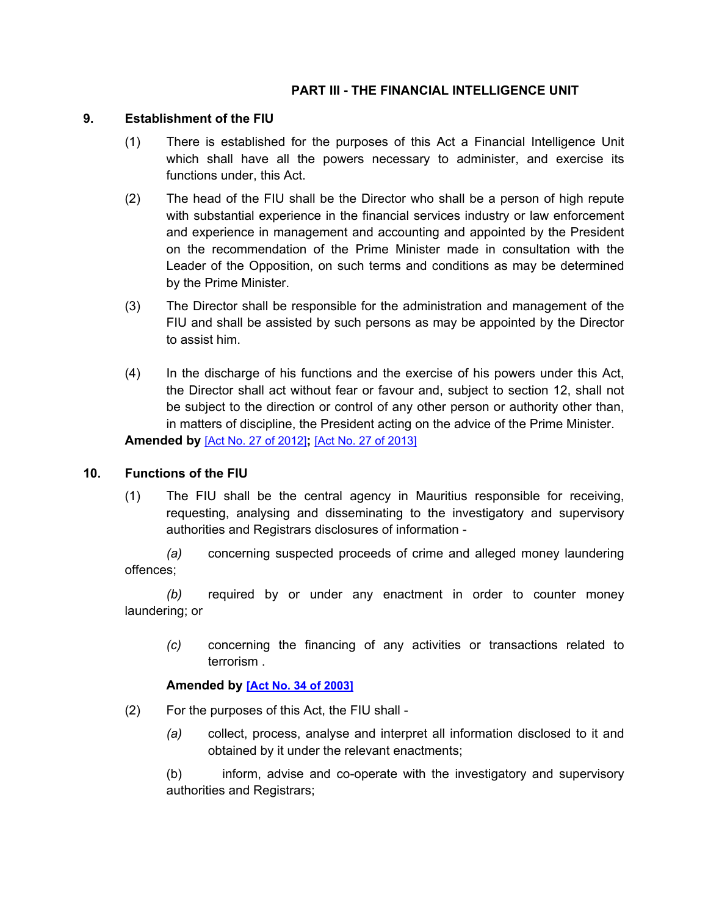## PART III - THE FINANCIAL INTELLIGENCE UNIT

### 9. Establishment of the FIU

(1) There is established for the purposes of this Act a Financial Intelligence Unit which shall have all the powers necessary to administer, and exercise its functions under, this Act.

(2) The head of the FIU shall be the Director who shall be a person of high repute with substantial experience in the financial services industry or law enforcement and experience in management and accounting and appointed by the President on the recommendation of the Prime Minister made in consultation with the Leader of the Opposition, on such terms and conditions as may be determined by the Prime Minister.

(3) The Director shall be responsible for the administration and management of the FIU and shall be assisted by such persons as may be appointed by the Director to assist him.

(4) In the discharge of his functions and the exercise of his powers under this Act, the Director shall act without fear or favour and, subject to section 12, shall not be subject to the direction or control of any other person or authority other than, in matters of discipline, the President acting on the advice of the Prime Minister.

**Amended by** [Act No. 27 of 2012]**;** [Act No. 27 of 2013]

### 10. Functions of the FIU

(1) The FIU shall be the central agency in Mauritius responsible for receiving, requesting, analysing and disseminating to the investigatory and supervisory authorities and Registrars disclosures of information -

*(a)* concerning suspected proceeds of crime and alleged money laundering offences;

*(b)* required by or under any enactment in order to counter money laundering; or

*(c)* concerning the financing of any activities or transactions related to terrorism .

**Amended by [Act No. 34 of 2003]**

(2) For the purposes of this Act, the FIU shall -

*(a)* collect, process, analyse and interpret all information disclosed to it and obtained by it under the relevant enactments;

(b) inform, advise and co-operate with the investigatory and supervisory authorities and Registrars;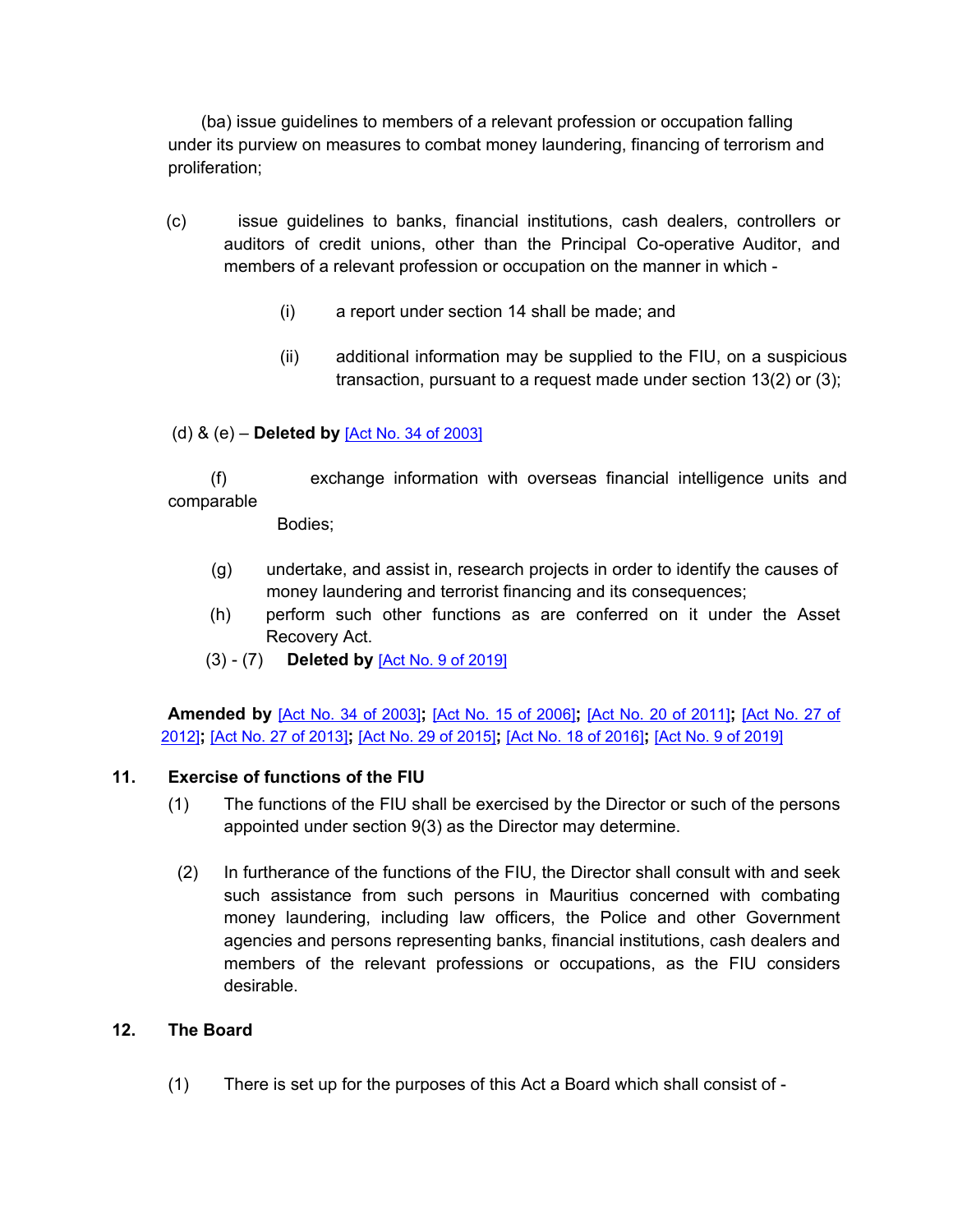(ba) issue guidelines to members of a relevant profession or occupation falling under its purview on measures to combat money laundering, financing of terrorism and proliferation;

(c) issue guidelines to banks, financial institutions, cash dealers, controllers or auditors of credit unions, other than the Principal Co-operative Auditor, and members of a relevant profession or occupation on the manner in which -

(i) a report under section 14 shall be made; and

(ii) additional information may be supplied to the FIU, on a suspicious transaction, pursuant to a request made under section 13(2) or (3);

(d) & (e) – **Deleted by** [Act No. 34 of 2003]

(f) exchange information with overseas financial intelligence units and comparable Bodies;

(g) undertake, and assist in, research projects in order to identify the causes of money laundering and terrorist financing and its consequences;

(h) perform such other functions as are conferred on it under the Asset Recovery Act.

(3) - (7) **Deleted by** [Act No. 9 of 2019]

**Amended by** [Act No. 34 of 2003]**;** [Act No. 15 of 2006]**;** [Act No. 20 of 2011]**;** [Act No. 27 of 2012]**;** [Act No. 27 of 2013]**;** [Act No. 29 of 2015]**;** [Act No. 18 of 2016]**;** [Act No. 9 of 2019]

## 11. Exercise of functions of the FIU

(1) The functions of the FIU shall be exercised by the Director or such of the persons appointed under section 9(3) as the Director may determine.

(2) In furtherance of the functions of the FIU, the Director shall consult with and seek such assistance from such persons in Mauritius concerned with combating money laundering, including law officers, the Police and other Government agencies and persons representing banks, financial institutions, cash dealers and members of the relevant professions or occupations, as the FIU considers desirable.

## 12. The Board

(1) There is set up for the purposes of this Act a Board which shall consist of -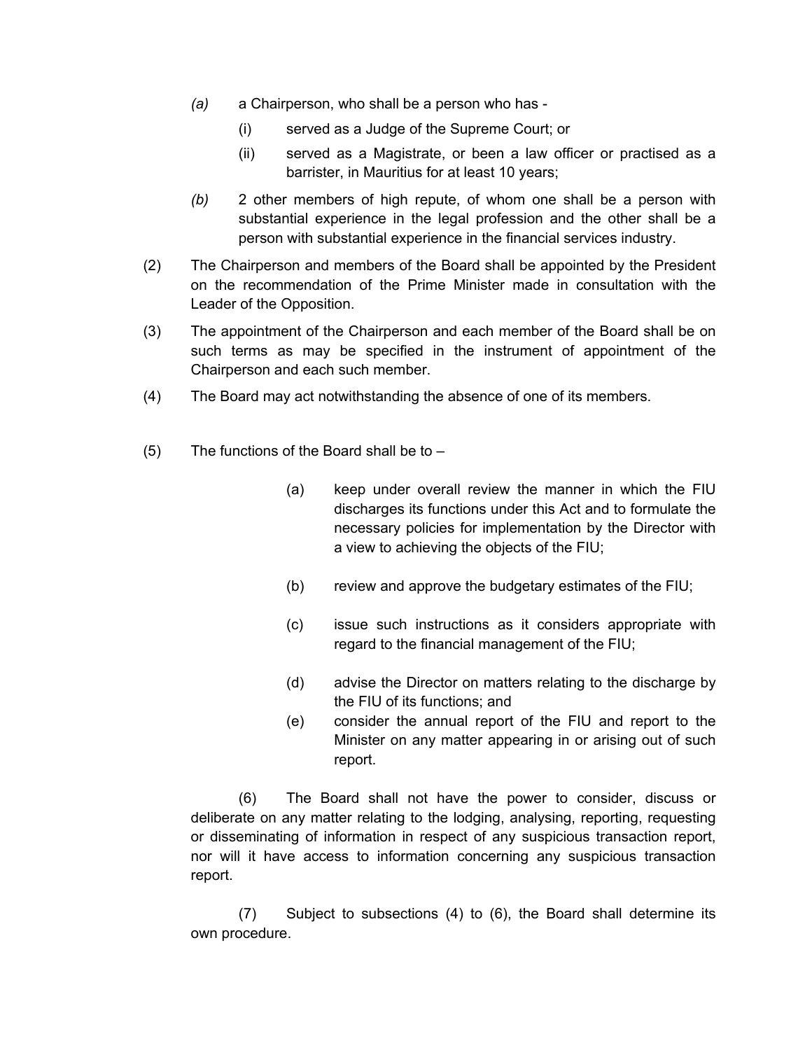- *(a)* a Chairperson, who shall be a person who has -
  - (i) served as a Judge of the Supreme Court; or
  - (ii) served as a Magistrate, or been a law officer or practised as a barrister, in Mauritius for at least 10 years;
- *(b)* 2 other members of high repute, of whom one shall be a person with substantial experience in the legal profession and the other shall be a person with substantial experience in the financial services industry.

(2) The Chairperson and members of the Board shall be appointed by the President on the recommendation of the Prime Minister made in consultation with the Leader of the Opposition.

(3) The appointment of the Chairperson and each member of the Board shall be on such terms as may be specified in the instrument of appointment of the Chairperson and each such member.

(4) The Board may act notwithstanding the absence of one of its members.

(5) The functions of the Board shall be to –

- (a) keep under overall review the manner in which the FIU discharges its functions under this Act and to formulate the necessary policies for implementation by the Director with a view to achieving the objects of the FIU;
- (b) review and approve the budgetary estimates of the FIU;
- (c) issue such instructions as it considers appropriate with regard to the financial management of the FIU;
- (d) advise the Director on matters relating to the discharge by the FIU of its functions; and
- (e) consider the annual report of the FIU and report to the Minister on any matter appearing in or arising out of such report.

(6) The Board shall not have the power to consider, discuss or deliberate on any matter relating to the lodging, analysing, reporting, requesting or disseminating of information in respect of any suspicious transaction report, nor will it have access to information concerning any suspicious transaction report.

(7) Subject to subsections (4) to (6), the Board shall determine its own procedure.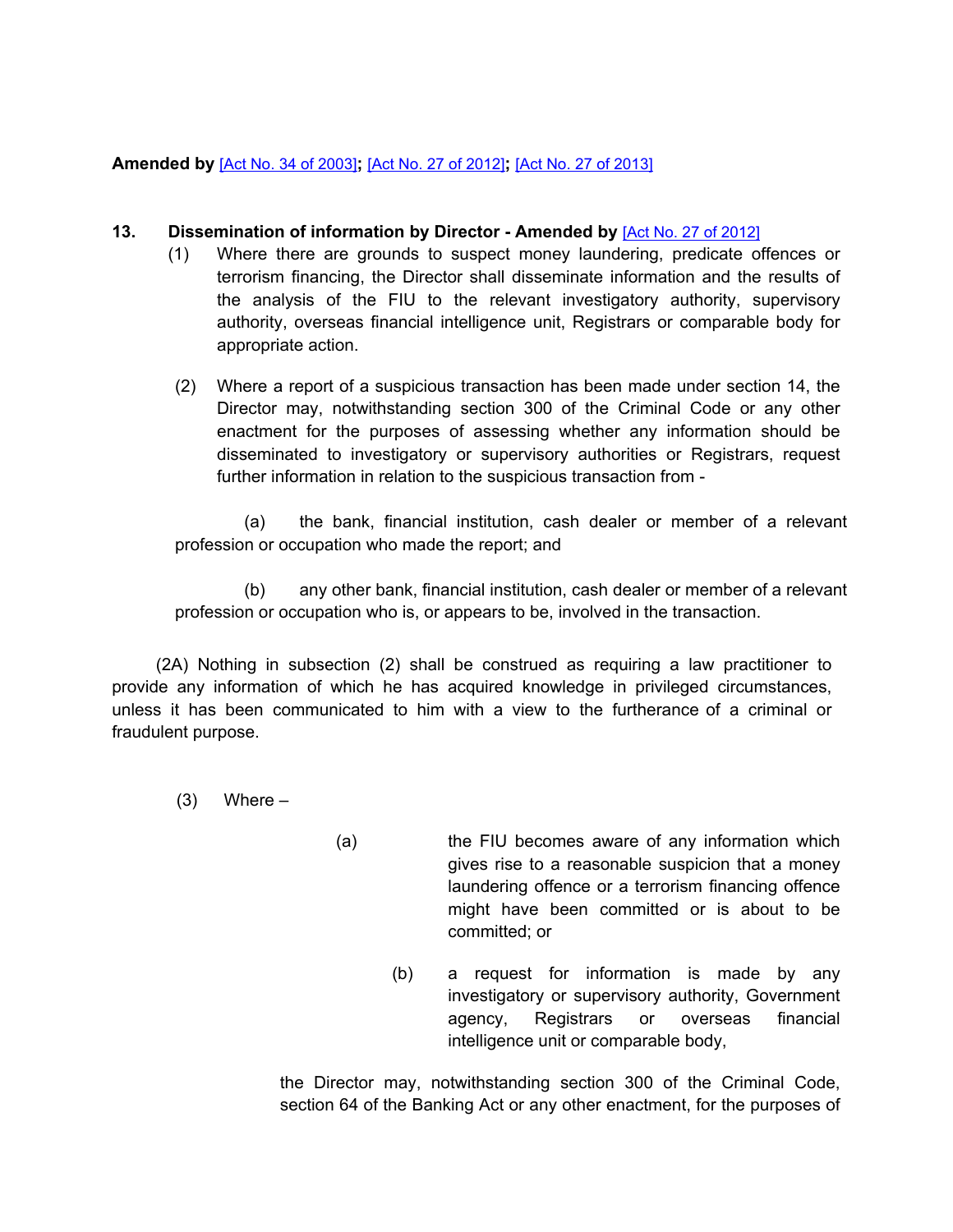**Amended by** [Act No. 34 of 2003]**;** [Act No. 27 of 2012]**;** [Act No. 27 of 2013]

**13. Dissemination of information by Director - Amended by** [Act No. 27 of 2012]

(1) Where there are grounds to suspect money laundering, predicate offences or terrorism financing, the Director shall disseminate information and the results of the analysis of the FIU to the relevant investigatory authority, supervisory authority, overseas financial intelligence unit, Registrars or comparable body for appropriate action.

(2) Where a report of a suspicious transaction has been made under section 14, the Director may, notwithstanding section 300 of the Criminal Code or any other enactment for the purposes of assessing whether any information should be disseminated to investigatory or supervisory authorities or Registrars, request further information in relation to the suspicious transaction from -

(a) the bank, financial institution, cash dealer or member of a relevant profession or occupation who made the report; and

(b) any other bank, financial institution, cash dealer or member of a relevant profession or occupation who is, or appears to be, involved in the transaction.

(2A) Nothing in subsection (2) shall be construed as requiring a law practitioner to provide any information of which he has acquired knowledge in privileged circumstances, unless it has been communicated to him with a view to the furtherance of a criminal or fraudulent purpose.

(3) Where –

(a) the FIU becomes aware of any information which gives rise to a reasonable suspicion that a money laundering offence or a terrorism financing offence might have been committed or is about to be committed; or

(b) a request for information is made by any investigatory or supervisory authority, Government agency, Registrars or overseas financial intelligence unit or comparable body,

the Director may, notwithstanding section 300 of the Criminal Code, section 64 of the Banking Act or any other enactment, for the purposes of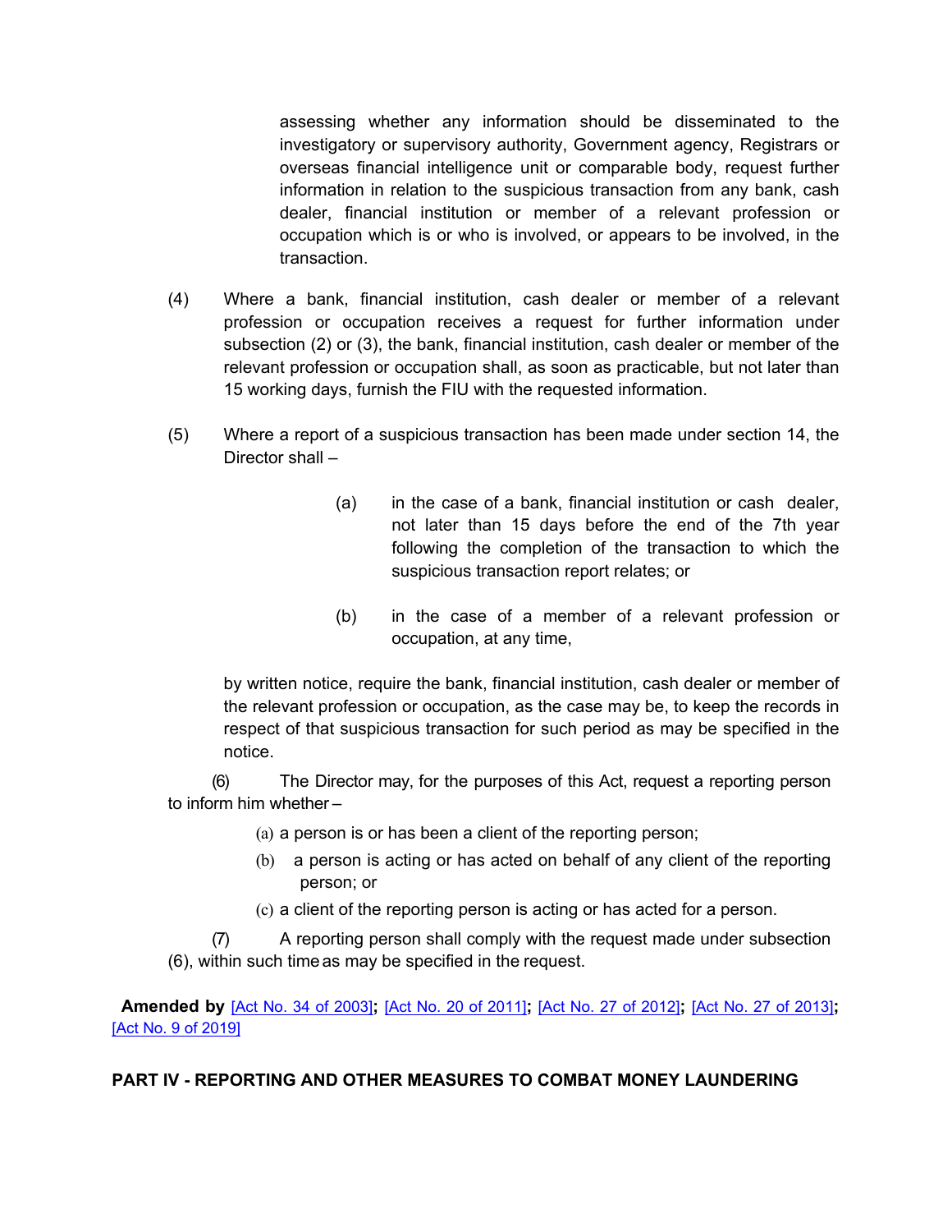assessing whether any information should be disseminated to the investigatory or supervisory authority, Government agency, Registrars or overseas financial intelligence unit or comparable body, request further information in relation to the suspicious transaction from any bank, cash dealer, financial institution or member of a relevant profession or occupation which is or who is involved, or appears to be involved, in the transaction.

(4) Where a bank, financial institution, cash dealer or member of a relevant profession or occupation receives a request for further information under subsection (2) or (3), the bank, financial institution, cash dealer or member of the relevant profession or occupation shall, as soon as practicable, but not later than 15 working days, furnish the FIU with the requested information.

(5) Where a report of a suspicious transaction has been made under section 14, the Director shall –

(a) in the case of a bank, financial institution or cash dealer, not later than 15 days before the end of the 7th year following the completion of the transaction to which the suspicious transaction report relates; or

(b) in the case of a member of a relevant profession or occupation, at any time,

by written notice, require the bank, financial institution, cash dealer or member of the relevant profession or occupation, as the case may be, to keep the records in respect of that suspicious transaction for such period as may be specified in the notice.

(6) The Director may, for the purposes of this Act, request a reporting person to inform him whether –

(a) a person is or has been a client of the reporting person;

(b) a person is acting or has acted on behalf of any client of the reporting person; or

(c) a client of the reporting person is acting or has acted for a person.

(7) A reporting person shall comply with the request made under subsection (6), within such time as may be specified in the request.

**Amended by** [Act No. 34 of 2003]**;** [Act No. 20 of 2011]**;** [Act No. 27 of 2012]**;** [Act No. 27 of 2013]**;** [Act No. 9 of 2019]

## PART IV - REPORTING AND OTHER MEASURES TO COMBAT MONEY LAUNDERING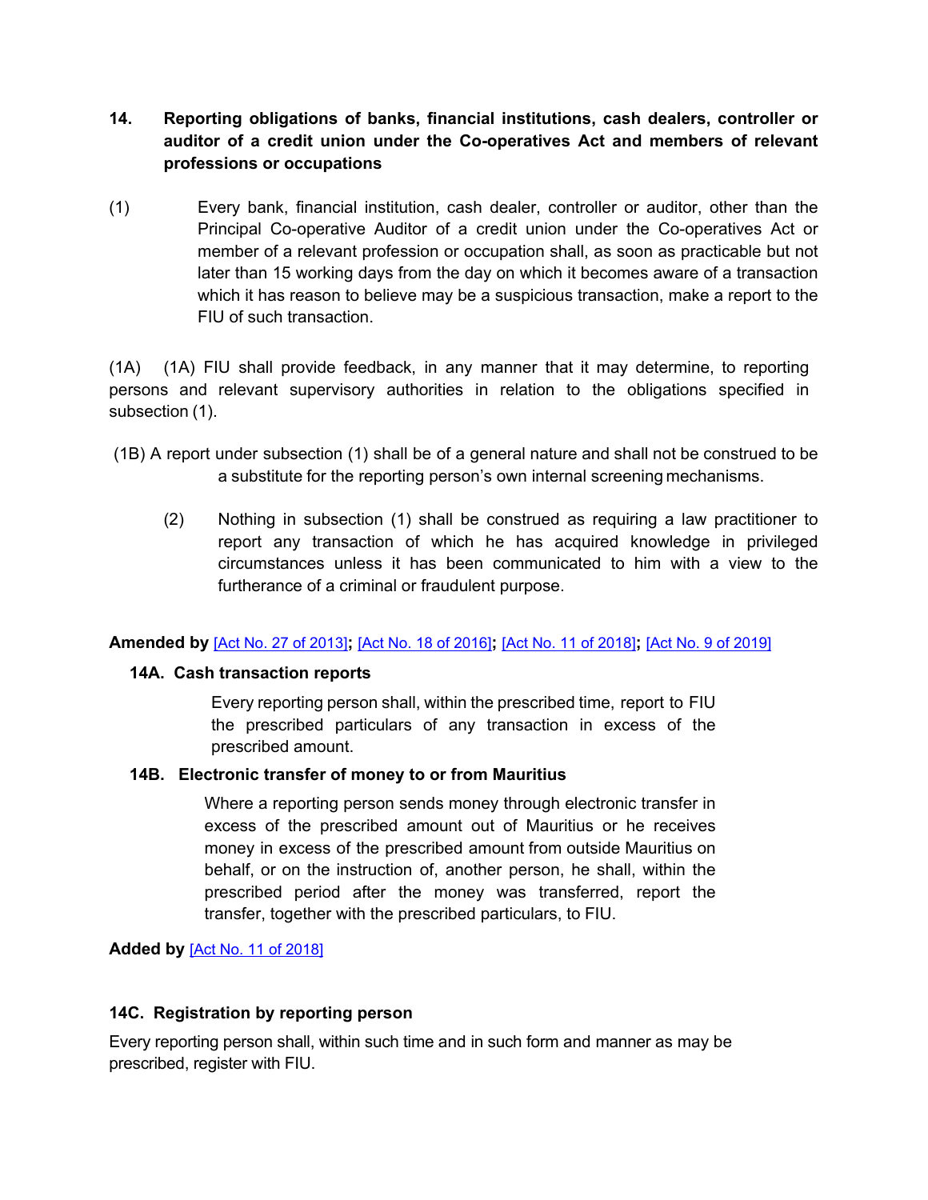**14. Reporting obligations of banks, financial institutions, cash dealers, controller or auditor of a credit union under the Co-operatives Act and members of relevant professions or occupations**

(1) Every bank, financial institution, cash dealer, controller or auditor, other than the Principal Co-operative Auditor of a credit union under the Co-operatives Act or member of a relevant profession or occupation shall, as soon as practicable but not later than 15 working days from the day on which it becomes aware of a transaction which it has reason to believe may be a suspicious transaction, make a report to the FIU of such transaction.

(1A) (1A) FIU shall provide feedback, in any manner that it may determine, to reporting persons and relevant supervisory authorities in relation to the obligations specified in subsection (1).

(1B) A report under subsection (1) shall be of a general nature and shall not be construed to be a substitute for the reporting person's own internal screening mechanisms.

(2) Nothing in subsection (1) shall be construed as requiring a law practitioner to report any transaction of which he has acquired knowledge in privileged circumstances unless it has been communicated to him with a view to the furtherance of a criminal or fraudulent purpose.

**Amended by** [Act No. 27 of 2013]**;** [Act No. 18 of 2016]**;** [Act No. 11 of 2018]**;** [Act No. 9 of 2019]

**14A. Cash transaction reports**

Every reporting person shall, within the prescribed time, report to FIU the prescribed particulars of any transaction in excess of the prescribed amount.

**14B. Electronic transfer of money to or from Mauritius**

Where a reporting person sends money through electronic transfer in excess of the prescribed amount out of Mauritius or he receives money in excess of the prescribed amount from outside Mauritius on behalf, or on the instruction of, another person, he shall, within the prescribed period after the money was transferred, report the transfer, together with the prescribed particulars, to FIU.

**Added by** [Act No. 11 of 2018]

**14C. Registration by reporting person**

Every reporting person shall, within such time and in such form and manner as may be prescribed, register with FIU.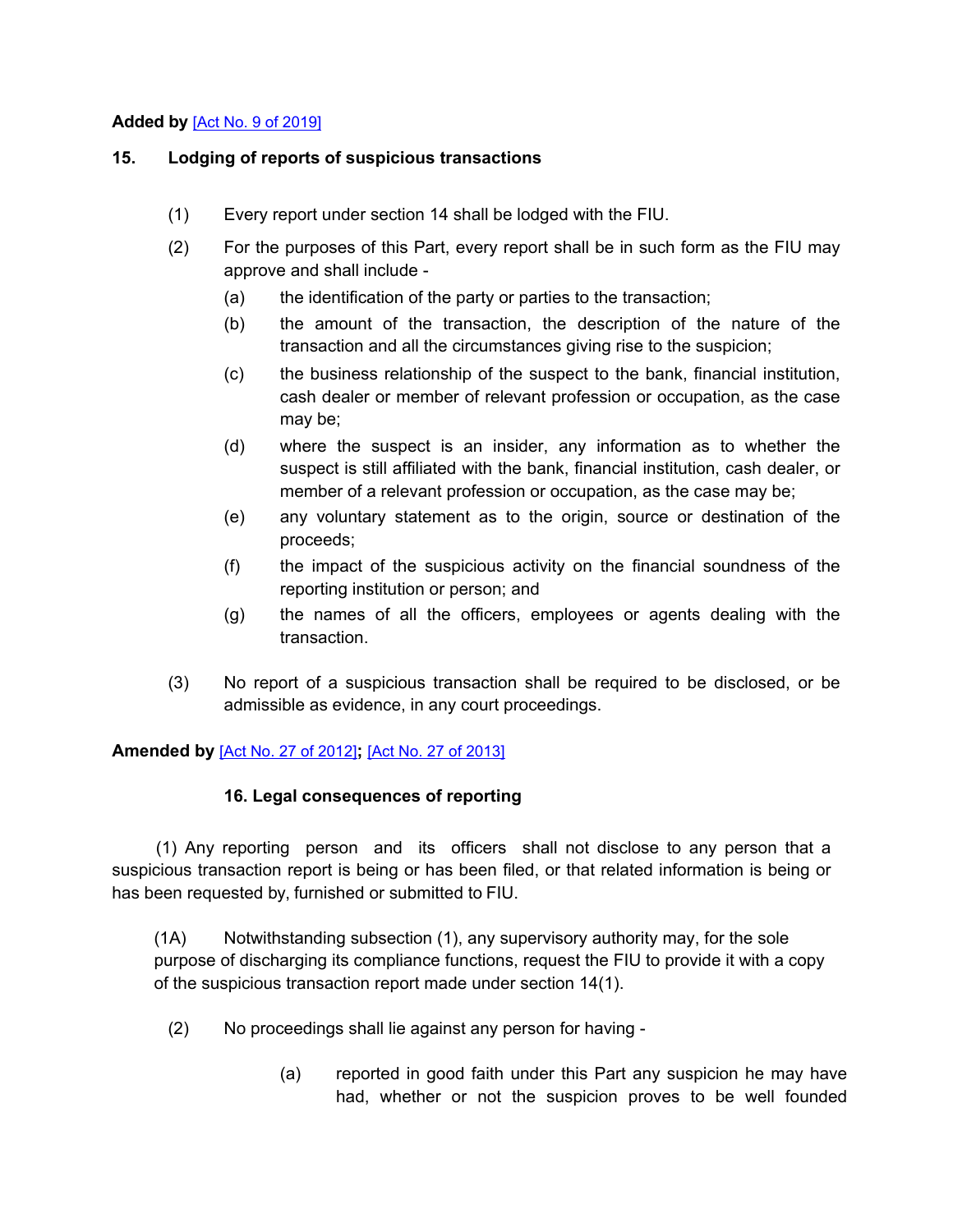**Added by** [Act No. 9 of 2019]

## 15. Lodging of reports of suspicious transactions

(1) Every report under section 14 shall be lodged with the FIU.

(2) For the purposes of this Part, every report shall be in such form as the FIU may approve and shall include -

(a) the identification of the party or parties to the transaction;

(b) the amount of the transaction, the description of the nature of the transaction and all the circumstances giving rise to the suspicion;

(c) the business relationship of the suspect to the bank, financial institution, cash dealer or member of relevant profession or occupation, as the case may be;

(d) where the suspect is an insider, any information as to whether the suspect is still affiliated with the bank, financial institution, cash dealer, or member of a relevant profession or occupation, as the case may be;

(e) any voluntary statement as to the origin, source or destination of the proceeds;

(f) the impact of the suspicious activity on the financial soundness of the reporting institution or person; and

(g) the names of all the officers, employees or agents dealing with the transaction.

(3) No report of a suspicious transaction shall be required to be disclosed, or be admissible as evidence, in any court proceedings.

**Amended by** [Act No. 27 of 2012]**;** [Act No. 27 of 2013]

## 16. Legal consequences of reporting

(1) Any reporting person and its officers shall not disclose to any person that a suspicious transaction report is being or has been filed, or that related information is being or has been requested by, furnished or submitted to FIU.

(1A) Notwithstanding subsection (1), any supervisory authority may, for the sole purpose of discharging its compliance functions, request the FIU to provide it with a copy of the suspicious transaction report made under section 14(1).

(2) No proceedings shall lie against any person for having -

(a) reported in good faith under this Part any suspicion he may have had, whether or not the suspicion proves to be well founded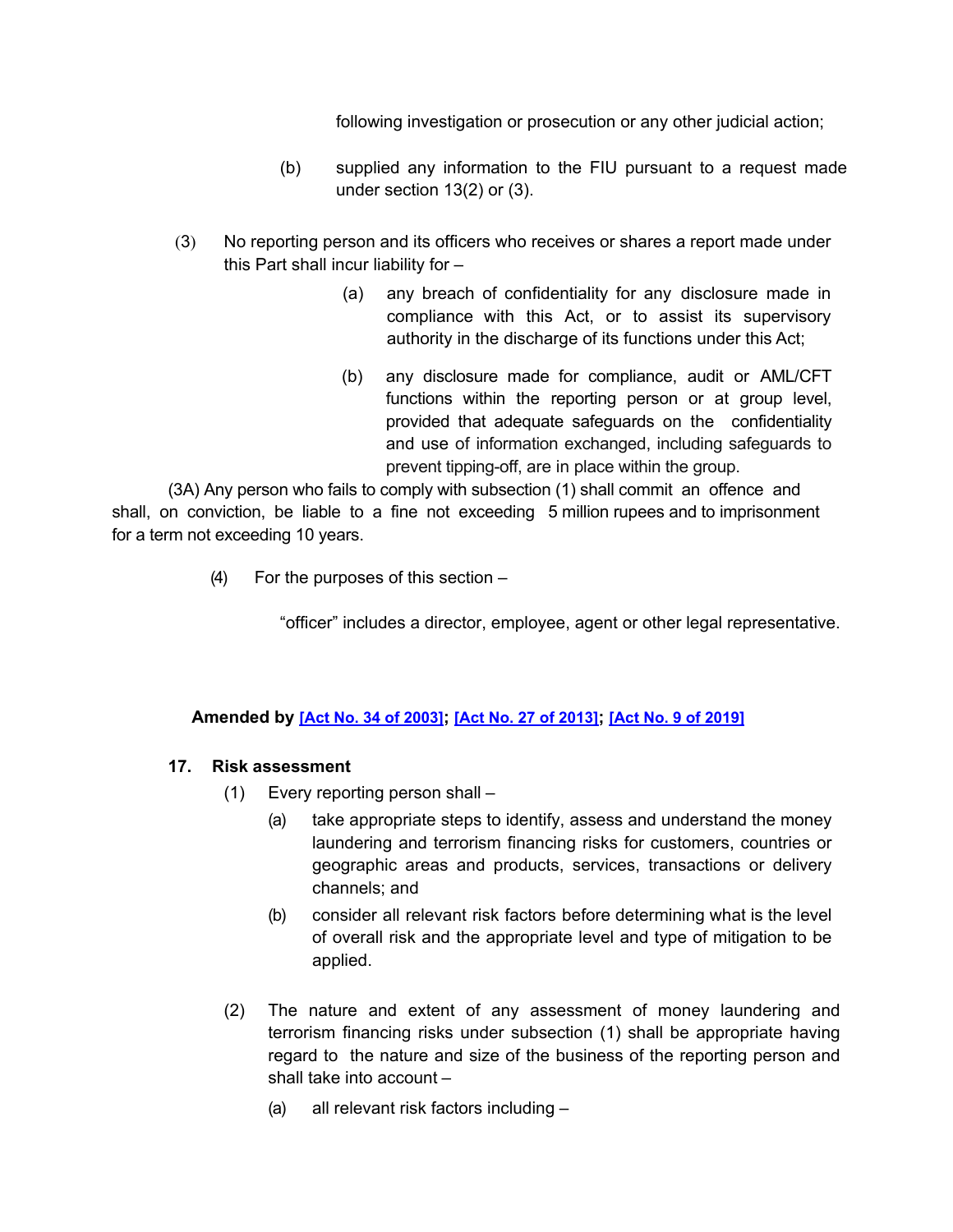following investigation or prosecution or any other judicial action;

(b) supplied any information to the FIU pursuant to a request made under section 13(2) or (3).

(3) No reporting person and its officers who receives or shares a report made under this Part shall incur liability for –

(a) any breach of confidentiality for any disclosure made in compliance with this Act, or to assist its supervisory authority in the discharge of its functions under this Act;

(b) any disclosure made for compliance, audit or AML/CFT functions within the reporting person or at group level, provided that adequate safeguards on the confidentiality and use of information exchanged, including safeguards to prevent tipping-off, are in place within the group.

(3A) Any person who fails to comply with subsection (1) shall commit an offence and shall, on conviction, be liable to a fine not exceeding 5 million rupees and to imprisonment for a term not exceeding 10 years.

(4) For the purposes of this section –

"officer" includes a director, employee, agent or other legal representative.

**Amended by [Act No. 34 of 2003]; [Act No. 27 of 2013]; [Act No. 9 of 2019]**

### 17. Risk assessment

(1) Every reporting person shall –

(a) take appropriate steps to identify, assess and understand the money laundering and terrorism financing risks for customers, countries or geographic areas and products, services, transactions or delivery channels; and

(b) consider all relevant risk factors before determining what is the level of overall risk and the appropriate level and type of mitigation to be applied.

(2) The nature and extent of any assessment of money laundering and terrorism financing risks under subsection (1) shall be appropriate having regard to the nature and size of the business of the reporting person and shall take into account –

(a) all relevant risk factors including –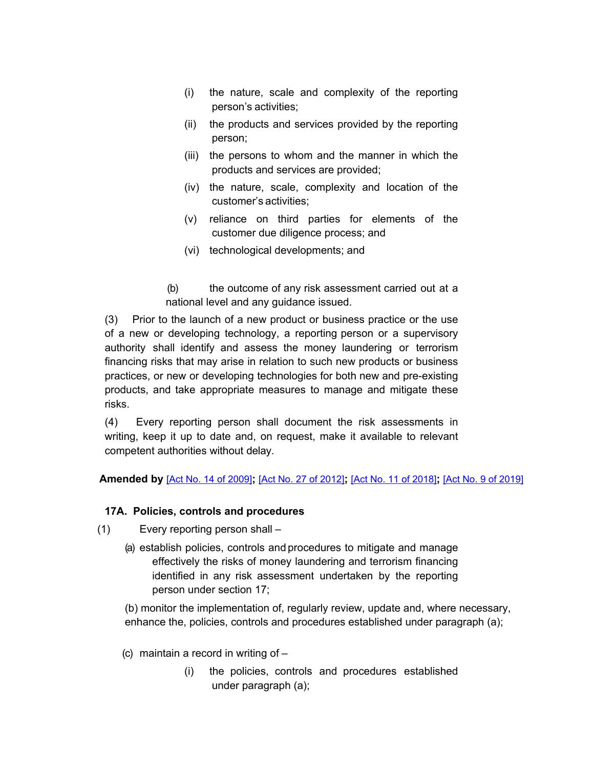(i) the nature, scale and complexity of the reporting person's activities;

(ii) the products and services provided by the reporting person;

(iii) the persons to whom and the manner in which the products and services are provided;

(iv) the nature, scale, complexity and location of the customer's activities;

(v) reliance on third parties for elements of the customer due diligence process; and

(vi) technological developments; and

(b) the outcome of any risk assessment carried out at a national level and any guidance issued.

(3) Prior to the launch of a new product or business practice or the use of a new or developing technology, a reporting person or a supervisory authority shall identify and assess the money laundering or terrorism financing risks that may arise in relation to such new products or business practices, or new or developing technologies for both new and pre-existing products, and take appropriate measures to manage and mitigate these risks.

(4) Every reporting person shall document the risk assessments in writing, keep it up to date and, on request, make it available to relevant competent authorities without delay.

**Amended by** [Act No. 14 of 2009]**;** [Act No. 27 of 2012]**;** [Act No. 11 of 2018]**;** [Act No. 9 of 2019]

**17A. Policies, controls and procedures**

(1) Every reporting person shall –

(a) establish policies, controls and procedures to mitigate and manage effectively the risks of money laundering and terrorism financing identified in any risk assessment undertaken by the reporting person under section 17;

(b) monitor the implementation of, regularly review, update and, where necessary, enhance the, policies, controls and procedures established under paragraph (a);

(c) maintain a record in writing of –

(i) the policies, controls and procedures established under paragraph (a);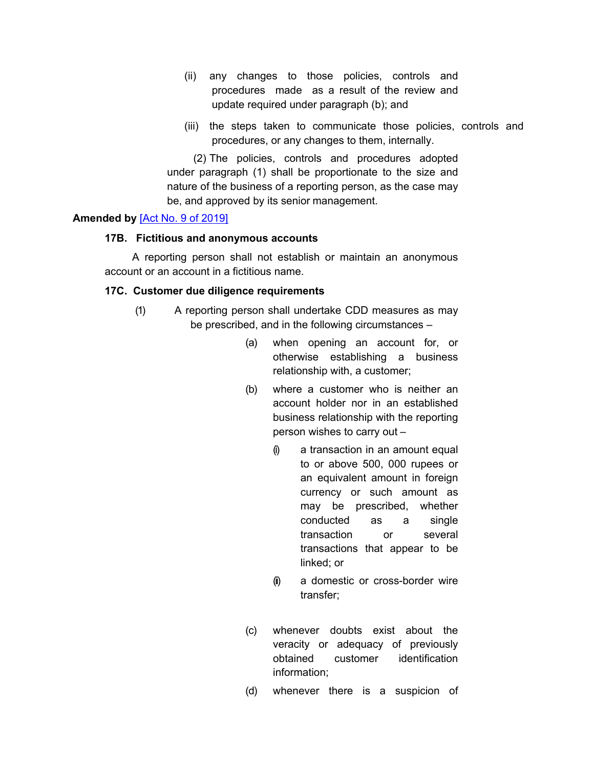(ii) any changes to those policies, controls and procedures made as a result of the review and update required under paragraph (b); and

(iii) the steps taken to communicate those policies, controls and procedures, or any changes to them, internally.

(2) The policies, controls and procedures adopted under paragraph (1) shall be proportionate to the size and nature of the business of a reporting person, as the case may be, and approved by its senior management.

**Amended by** [Act No. 9 of 2019]

**17B. Fictitious and anonymous accounts**

A reporting person shall not establish or maintain an anonymous account or an account in a fictitious name.

**17C. Customer due diligence requirements**

(1) A reporting person shall undertake CDD measures as may be prescribed, and in the following circumstances –

(a) when opening an account for, or otherwise establishing a business relationship with, a customer;

(b) where a customer who is neither an account holder nor in an established business relationship with the reporting person wishes to carry out –

(i) a transaction in an amount equal to or above 500, 000 rupees or an equivalent amount in foreign currency or such amount as may be prescribed, whether conducted as a single transaction or several transactions that appear to be linked; or

(ii) a domestic or cross-border wire transfer;

(c) whenever doubts exist about the veracity or adequacy of previously obtained customer identification information;

(d) whenever there is a suspicion of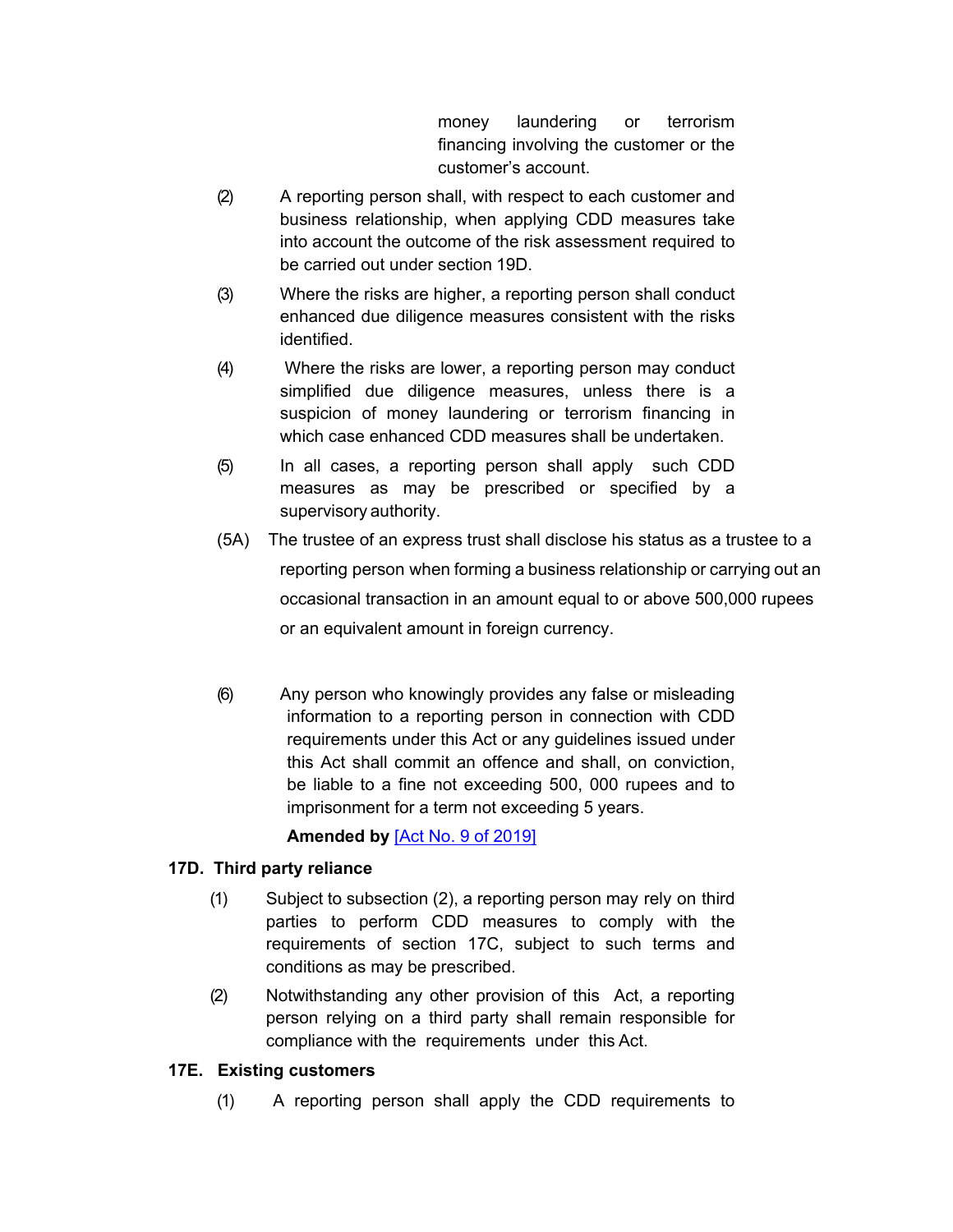money laundering or terrorism financing involving the customer or the customer's account.

(2) A reporting person shall, with respect to each customer and business relationship, when applying CDD measures take into account the outcome of the risk assessment required to be carried out under section 19D.

(3) Where the risks are higher, a reporting person shall conduct enhanced due diligence measures consistent with the risks identified.

(4) Where the risks are lower, a reporting person may conduct simplified due diligence measures, unless there is a suspicion of money laundering or terrorism financing in which case enhanced CDD measures shall be undertaken.

(5) In all cases, a reporting person shall apply such CDD measures as may be prescribed or specified by a supervisory authority.

(5A) The trustee of an express trust shall disclose his status as a trustee to a reporting person when forming a business relationship or carrying out an occasional transaction in an amount equal to or above 500,000 rupees or an equivalent amount in foreign currency.

(6) Any person who knowingly provides any false or misleading information to a reporting person in connection with CDD requirements under this Act or any guidelines issued under this Act shall commit an offence and shall, on conviction, be liable to a fine not exceeding 500, 000 rupees and to imprisonment for a term not exceeding 5 years.

**Amended by** [Act No. 9 of 2019]

### 17D. Third party reliance

(1) Subject to subsection (2), a reporting person may rely on third parties to perform CDD measures to comply with the requirements of section 17C, subject to such terms and conditions as may be prescribed.

(2) Notwithstanding any other provision of this Act, a reporting person relying on a third party shall remain responsible for compliance with the requirements under this Act.

### 17E. Existing customers

(1) A reporting person shall apply the CDD requirements to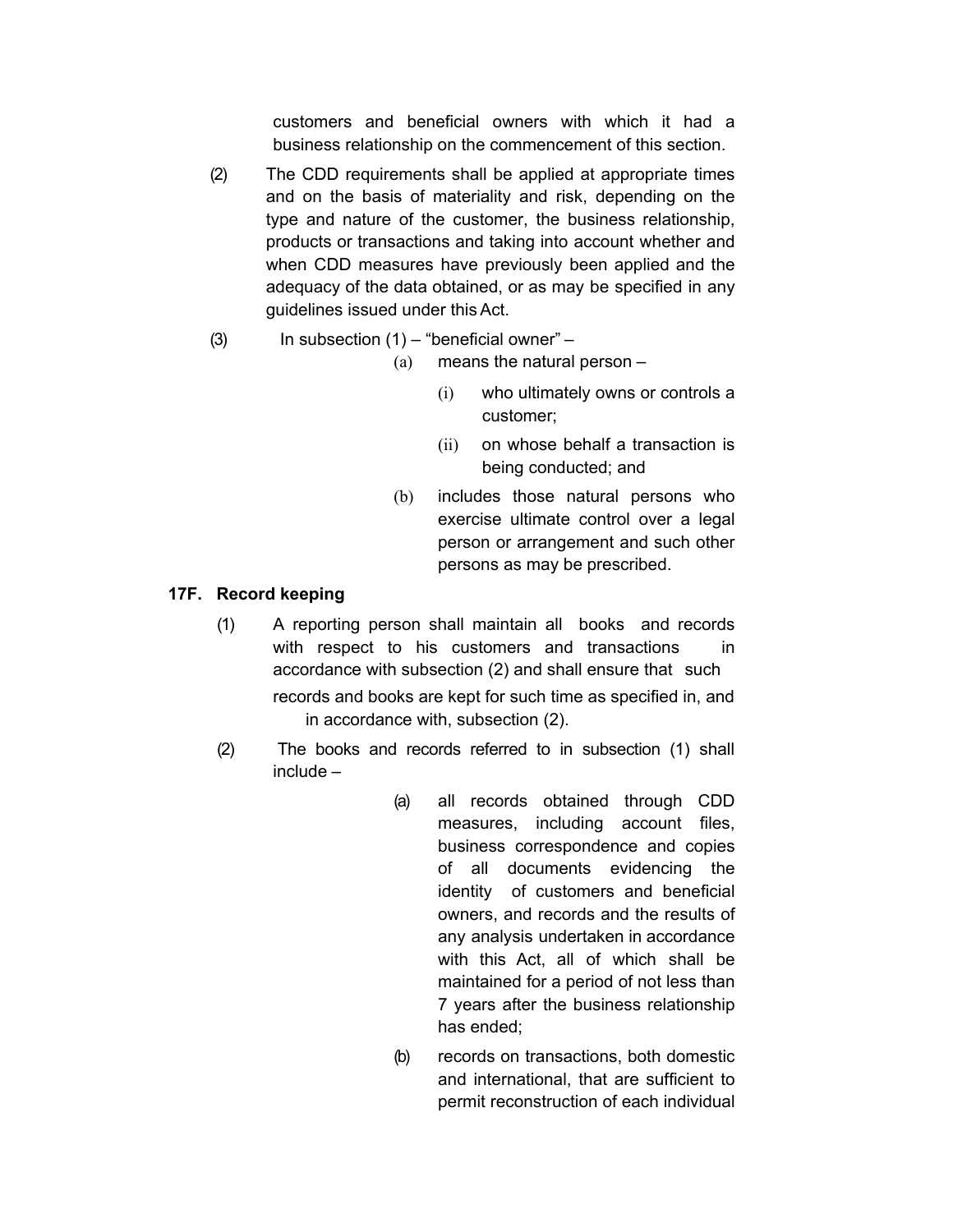customers and beneficial owners with which it had a business relationship on the commencement of this section.

(2) The CDD requirements shall be applied at appropriate times and on the basis of materiality and risk, depending on the type and nature of the customer, the business relationship, products or transactions and taking into account whether and when CDD measures have previously been applied and the adequacy of the data obtained, or as may be specified in any guidelines issued under this Act.

(3) In subsection (1) – "beneficial owner" –

(a) means the natural person –

(i) who ultimately owns or controls a customer;

(ii) on whose behalf a transaction is being conducted; and

(b) includes those natural persons who exercise ultimate control over a legal person or arrangement and such other persons as may be prescribed.

**17F. Record keeping**

(1) A reporting person shall maintain all books and records with respect to his customers and transactions in accordance with subsection (2) and shall ensure that such records and books are kept for such time as specified in, and in accordance with, subsection (2).

(2) The books and records referred to in subsection (1) shall include –

(a) all records obtained through CDD measures, including account files, business correspondence and copies of all documents evidencing the identity of customers and beneficial owners, and records and the results of any analysis undertaken in accordance with this Act, all of which shall be maintained for a period of not less than 7 years after the business relationship has ended;

(b) records on transactions, both domestic and international, that are sufficient to permit reconstruction of each individual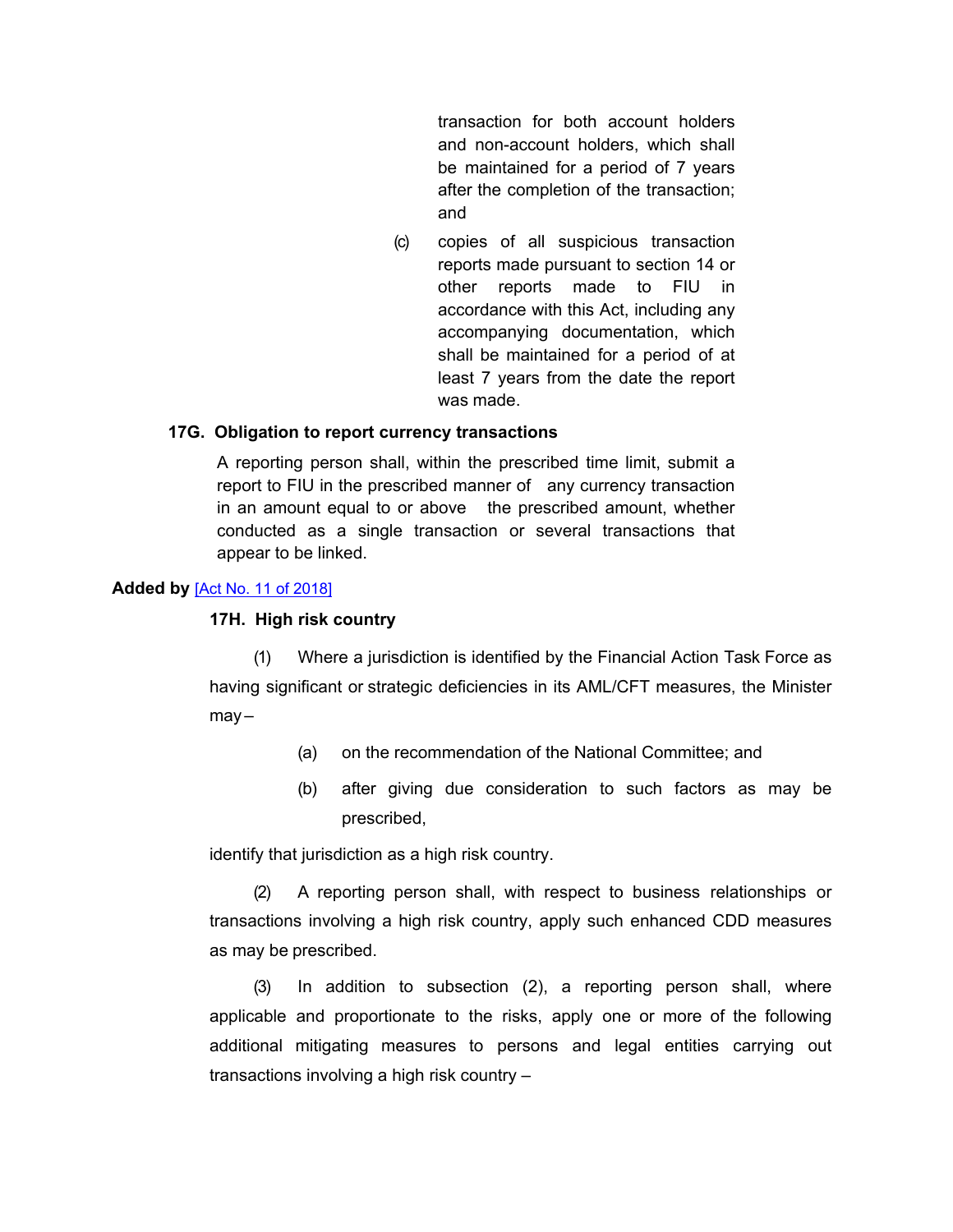transaction for both account holders and non-account holders, which shall be maintained for a period of 7 years after the completion of the transaction; and

(c) copies of all suspicious transaction reports made pursuant to section 14 or other reports made to FIU in accordance with this Act, including any accompanying documentation, which shall be maintained for a period of at least 7 years from the date the report was made.

**17G. Obligation to report currency transactions**

A reporting person shall, within the prescribed time limit, submit a report to FIU in the prescribed manner of any currency transaction in an amount equal to or above the prescribed amount, whether conducted as a single transaction or several transactions that appear to be linked.

**Added by** [Act No. 11 of 2018]

**17H. High risk country**

(1) Where a jurisdiction is identified by the Financial Action Task Force as having significant or strategic deficiencies in its AML/CFT measures, the Minister may –

(a) on the recommendation of the National Committee; and

(b) after giving due consideration to such factors as may be prescribed,

identify that jurisdiction as a high risk country.

(2) A reporting person shall, with respect to business relationships or transactions involving a high risk country, apply such enhanced CDD measures as may be prescribed.

(3) In addition to subsection (2), a reporting person shall, where applicable and proportionate to the risks, apply one or more of the following additional mitigating measures to persons and legal entities carrying out transactions involving a high risk country –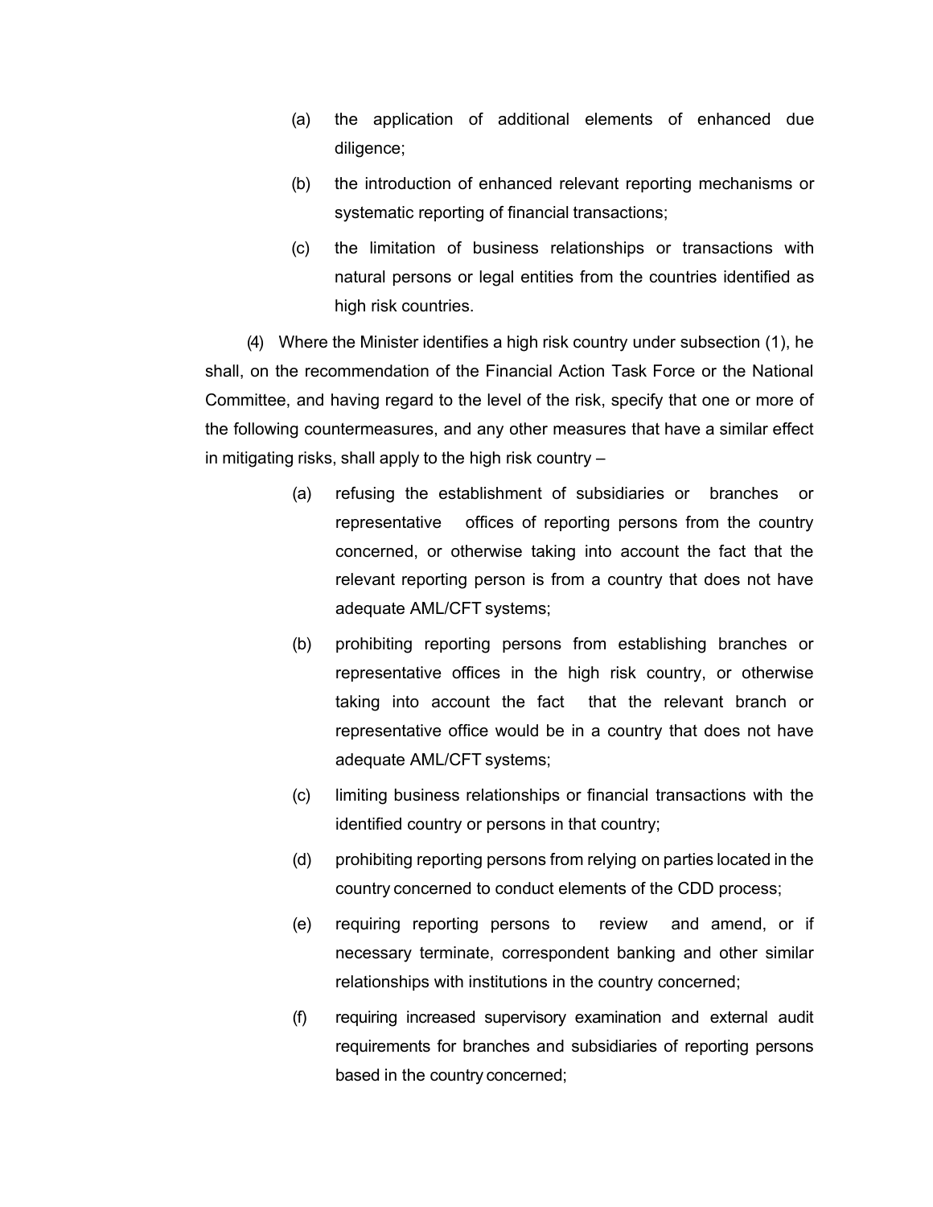(a) the application of additional elements of enhanced due diligence;

(b) the introduction of enhanced relevant reporting mechanisms or systematic reporting of financial transactions;

(c) the limitation of business relationships or transactions with natural persons or legal entities from the countries identified as high risk countries.

(4) Where the Minister identifies a high risk country under subsection (1), he shall, on the recommendation of the Financial Action Task Force or the National Committee, and having regard to the level of the risk, specify that one or more of the following countermeasures, and any other measures that have a similar effect in mitigating risks, shall apply to the high risk country –

(a) refusing the establishment of subsidiaries or branches or representative offices of reporting persons from the country concerned, or otherwise taking into account the fact that the relevant reporting person is from a country that does not have adequate AML/CFT systems;

(b) prohibiting reporting persons from establishing branches or representative offices in the high risk country, or otherwise taking into account the fact that the relevant branch or representative office would be in a country that does not have adequate AML/CFT systems;

(c) limiting business relationships or financial transactions with the identified country or persons in that country;

(d) prohibiting reporting persons from relying on parties located in the country concerned to conduct elements of the CDD process;

(e) requiring reporting persons to review and amend, or if necessary terminate, correspondent banking and other similar relationships with institutions in the country concerned;

(f) requiring increased supervisory examination and external audit requirements for branches and subsidiaries of reporting persons based in the country concerned;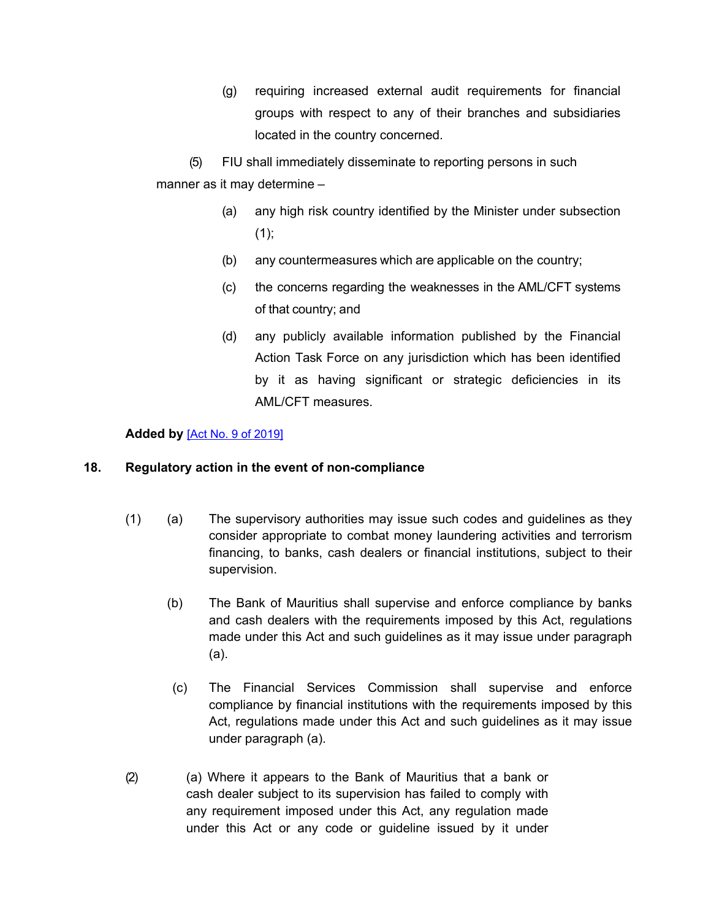(g) requiring increased external audit requirements for financial groups with respect to any of their branches and subsidiaries located in the country concerned.

(5) FIU shall immediately disseminate to reporting persons in such manner as it may determine –

(a) any high risk country identified by the Minister under subsection (1);

(b) any countermeasures which are applicable on the country;

(c) the concerns regarding the weaknesses in the AML/CFT systems of that country; and

(d) any publicly available information published by the Financial Action Task Force on any jurisdiction which has been identified by it as having significant or strategic deficiencies in its AML/CFT measures.

**Added by** [Act No. 9 of 2019]

## 18. Regulatory action in the event of non-compliance

(1) (a) The supervisory authorities may issue such codes and guidelines as they consider appropriate to combat money laundering activities and terrorism financing, to banks, cash dealers or financial institutions, subject to their supervision.

(b) The Bank of Mauritius shall supervise and enforce compliance by banks and cash dealers with the requirements imposed by this Act, regulations made under this Act and such guidelines as it may issue under paragraph (a).

(c) The Financial Services Commission shall supervise and enforce compliance by financial institutions with the requirements imposed by this Act, regulations made under this Act and such guidelines as it may issue under paragraph (a).

(2) (a) Where it appears to the Bank of Mauritius that a bank or cash dealer subject to its supervision has failed to comply with any requirement imposed under this Act, any regulation made under this Act or any code or guideline issued by it under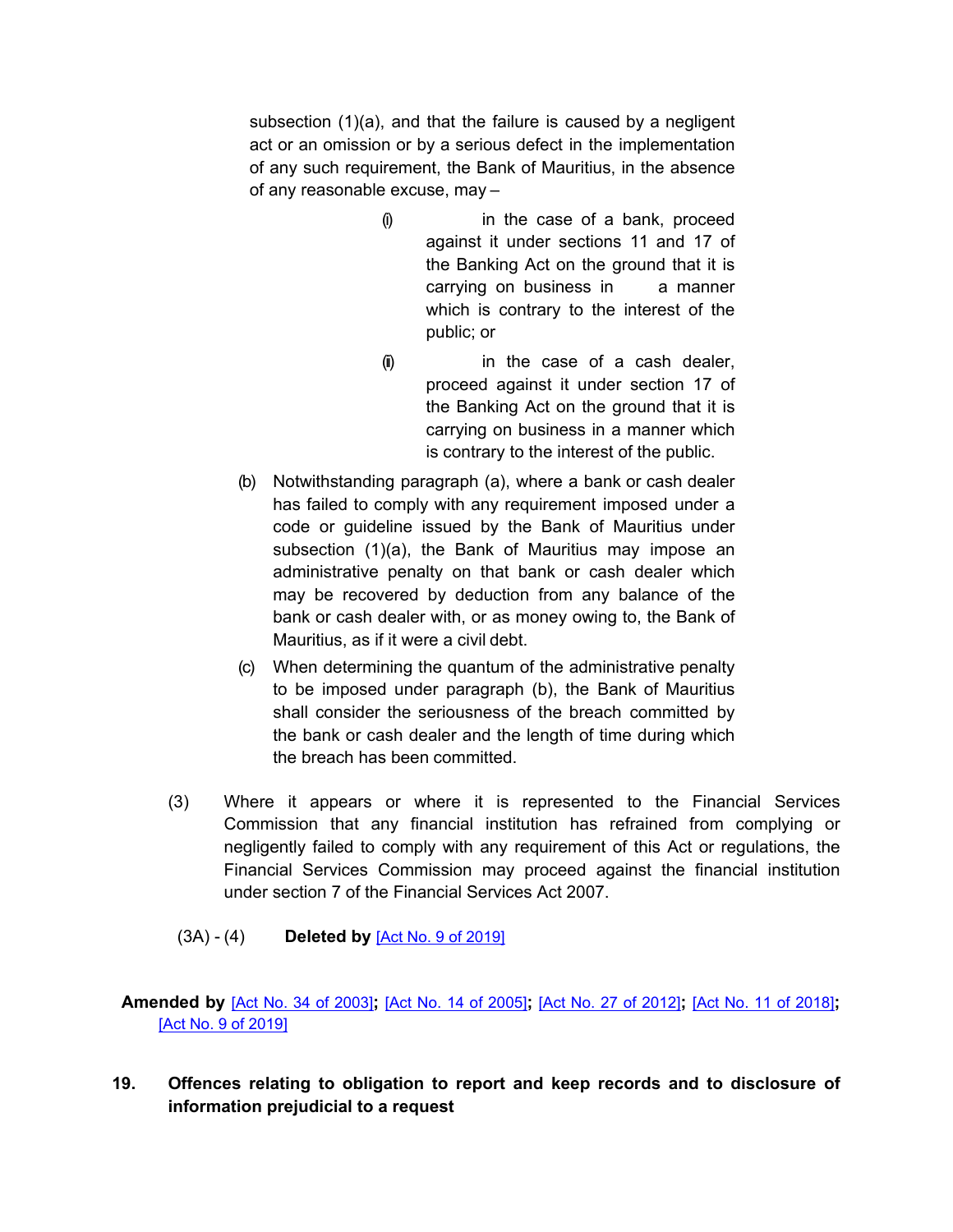subsection (1)(a), and that the failure is caused by a negligent act or an omission or by a serious defect in the implementation of any such requirement, the Bank of Mauritius, in the absence of any reasonable excuse, may –

(i) in the case of a bank, proceed against it under sections 11 and 17 of the Banking Act on the ground that it is carrying on business in a manner which is contrary to the interest of the public; or

(ii) in the case of a cash dealer, proceed against it under section 17 of the Banking Act on the ground that it is carrying on business in a manner which is contrary to the interest of the public.

(b) Notwithstanding paragraph (a), where a bank or cash dealer has failed to comply with any requirement imposed under a code or guideline issued by the Bank of Mauritius under subsection (1)(a), the Bank of Mauritius may impose an administrative penalty on that bank or cash dealer which may be recovered by deduction from any balance of the bank or cash dealer with, or as money owing to, the Bank of Mauritius, as if it were a civil debt.

(c) When determining the quantum of the administrative penalty to be imposed under paragraph (b), the Bank of Mauritius shall consider the seriousness of the breach committed by the bank or cash dealer and the length of time during which the breach has been committed.

(3) Where it appears or where it is represented to the Financial Services Commission that any financial institution has refrained from complying or negligently failed to comply with any requirement of this Act or regulations, the Financial Services Commission may proceed against the financial institution under section 7 of the Financial Services Act 2007.

(3A) - (4) **Deleted by** [Act No. 9 of 2019]

**Amended by** [Act No. 34 of 2003]**;** [Act No. 14 of 2005]**;** [Act No. 27 of 2012]**;** [Act No. 11 of 2018]**;** [Act No. 9 of 2019]

## 19. Offences relating to obligation to report and keep records and to disclosure of information prejudicial to a request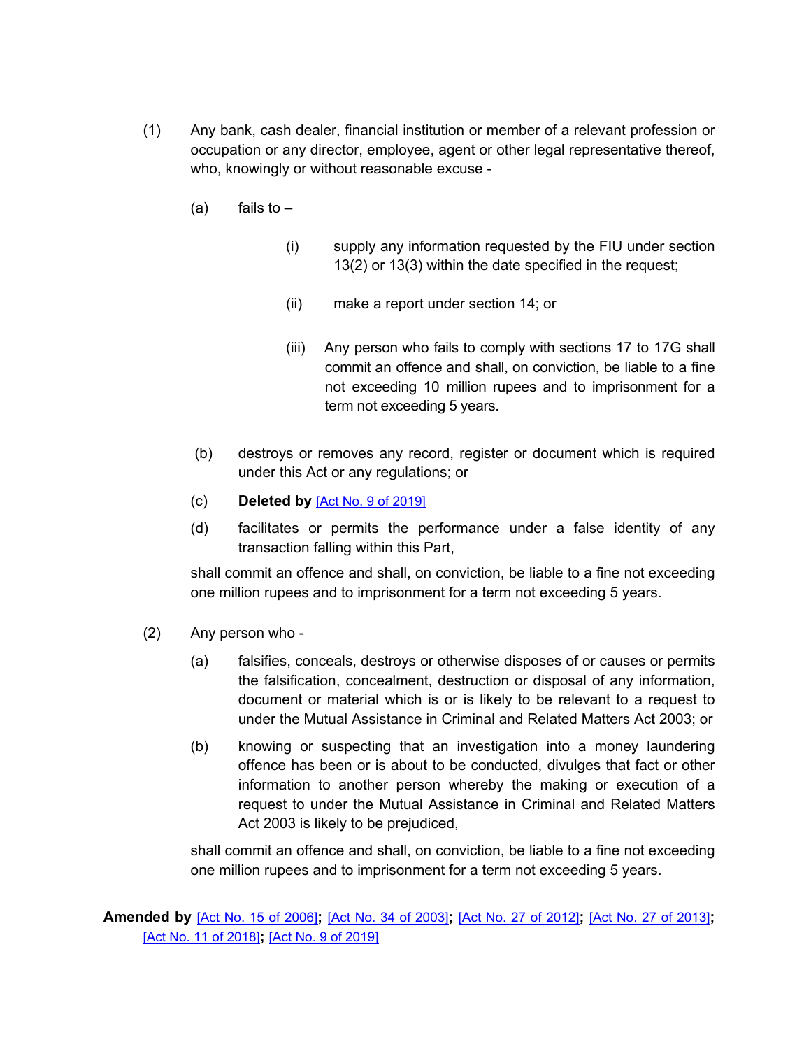(1) Any bank, cash dealer, financial institution or member of a relevant profession or occupation or any director, employee, agent or other legal representative thereof, who, knowingly or without reasonable excuse -

(a) fails to –

(i) supply any information requested by the FIU under section 13(2) or 13(3) within the date specified in the request;

(ii) make a report under section 14; or

(iii) Any person who fails to comply with sections 17 to 17G shall commit an offence and shall, on conviction, be liable to a fine not exceeding 10 million rupees and to imprisonment for a term not exceeding 5 years.

(b) destroys or removes any record, register or document which is required under this Act or any regulations; or

(c) **Deleted by** [Act No. 9 of 2019]

(d) facilitates or permits the performance under a false identity of any transaction falling within this Part,

shall commit an offence and shall, on conviction, be liable to a fine not exceeding one million rupees and to imprisonment for a term not exceeding 5 years.

(2) Any person who -

(a) falsifies, conceals, destroys or otherwise disposes of or causes or permits the falsification, concealment, destruction or disposal of any information, document or material which is or is likely to be relevant to a request to under the Mutual Assistance in Criminal and Related Matters Act 2003; or

(b) knowing or suspecting that an investigation into a money laundering offence has been or is about to be conducted, divulges that fact or other information to another person whereby the making or execution of a request to under the Mutual Assistance in Criminal and Related Matters Act 2003 is likely to be prejudiced,

shall commit an offence and shall, on conviction, be liable to a fine not exceeding one million rupees and to imprisonment for a term not exceeding 5 years.

**Amended by** [Act No. 15 of 2006]**;** [Act No. 34 of 2003]**;** [Act No. 27 of 2012]**;** [Act No. 27 of 2013]**;** [Act No. 11 of 2018]**;** [Act No. 9 of 2019]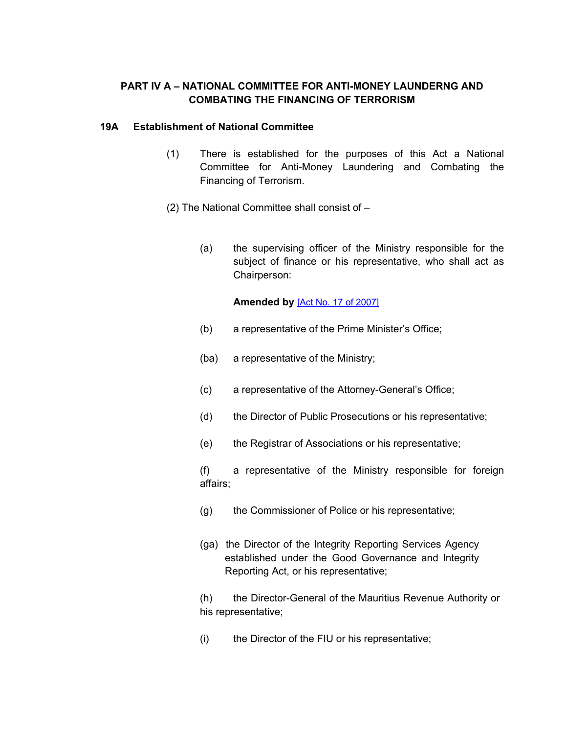## PART IV A – NATIONAL COMMITTEE FOR ANTI-MONEY LAUNDERNG AND COMBATING THE FINANCING OF TERRORISM

### 19A Establishment of National Committee

(1) There is established for the purposes of this Act a National Committee for Anti-Money Laundering and Combating the Financing of Terrorism.

(2) The National Committee shall consist of –

(a) the supervising officer of the Ministry responsible for the subject of finance or his representative, who shall act as Chairperson:

**Amended by** [Act No. 17 of 2007]

(b) a representative of the Prime Minister's Office;

(ba) a representative of the Ministry;

(c) a representative of the Attorney-General's Office;

(d) the Director of Public Prosecutions or his representative;

(e) the Registrar of Associations or his representative;

(f) a representative of the Ministry responsible for foreign affairs;

(g) the Commissioner of Police or his representative;

(ga) the Director of the Integrity Reporting Services Agency established under the Good Governance and Integrity Reporting Act, or his representative;

(h) the Director-General of the Mauritius Revenue Authority or his representative;

(i) the Director of the FIU or his representative;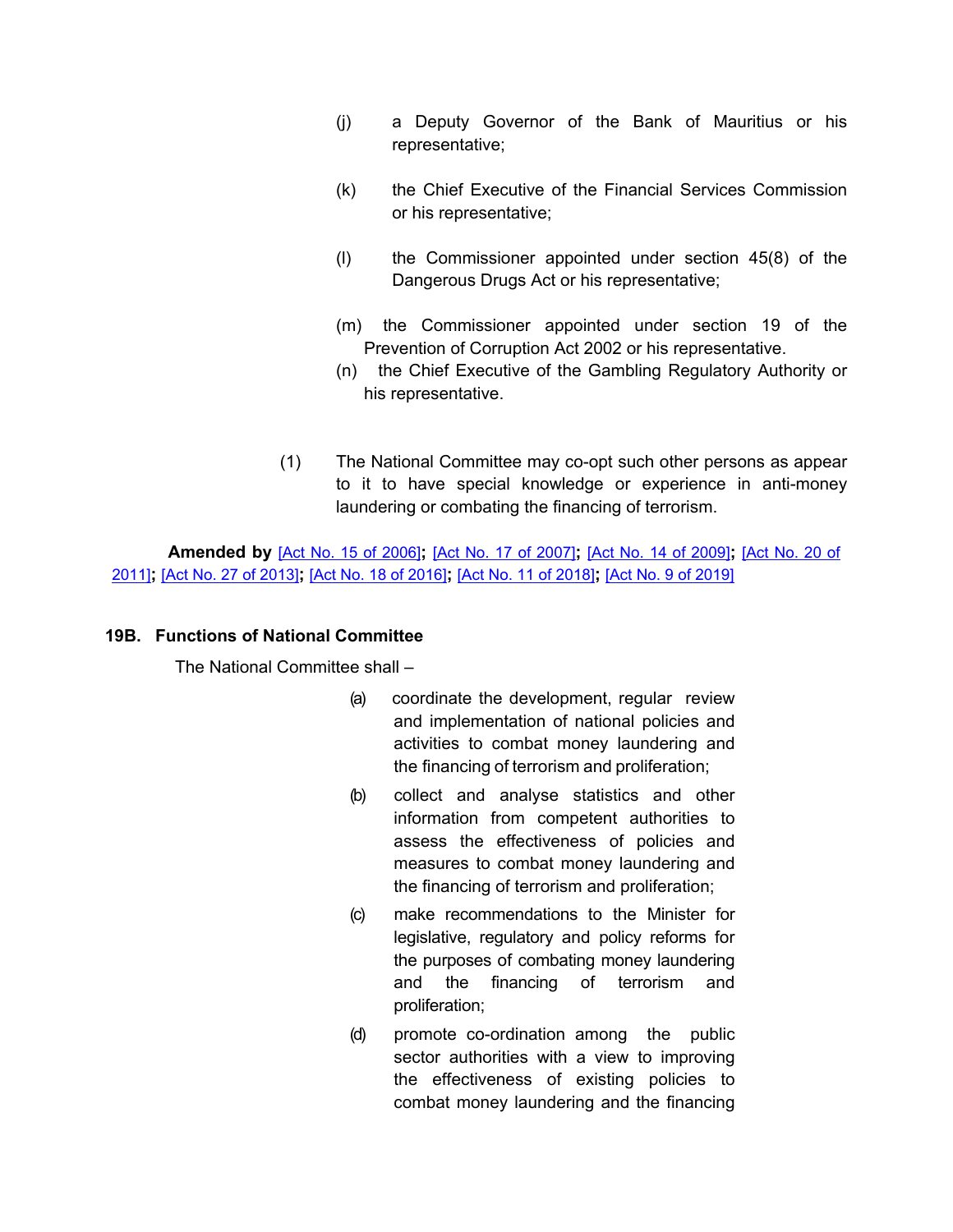(j) a Deputy Governor of the Bank of Mauritius or his representative;

(k) the Chief Executive of the Financial Services Commission or his representative;

(l) the Commissioner appointed under section 45(8) of the Dangerous Drugs Act or his representative;

(m) the Commissioner appointed under section 19 of the Prevention of Corruption Act 2002 or his representative.

(n) the Chief Executive of the Gambling Regulatory Authority or his representative.

(1) The National Committee may co-opt such other persons as appear to it to have special knowledge or experience in anti-money laundering or combating the financing of terrorism.

**Amended by** [Act No. 15 of 2006]**;** [Act No. 17 of 2007]**;** [Act No. 14 of 2009]**;** [Act No. 20 of 2011]**;** [Act No. 27 of 2013]**;** [Act No. 18 of 2016]**;** [Act No. 11 of 2018]**;** [Act No. 9 of 2019]

### 19B. Functions of National Committee

The National Committee shall –

(a) coordinate the development, regular review and implementation of national policies and activities to combat money laundering and the financing of terrorism and proliferation;

(b) collect and analyse statistics and other information from competent authorities to assess the effectiveness of policies and measures to combat money laundering and the financing of terrorism and proliferation;

(c) make recommendations to the Minister for legislative, regulatory and policy reforms for the purposes of combating money laundering and the financing of terrorism and proliferation;

(d) promote co-ordination among the public sector authorities with a view to improving the effectiveness of existing policies to combat money laundering and the financing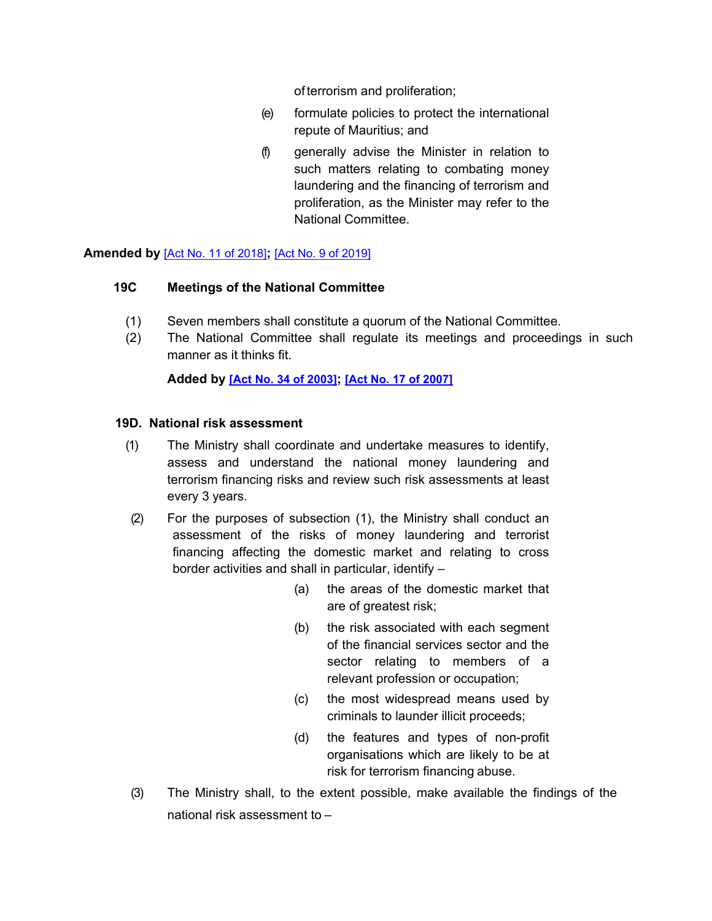of terrorism and proliferation;

(e) formulate policies to protect the international repute of Mauritius; and

(f) generally advise the Minister in relation to such matters relating to combating money laundering and the financing of terrorism and proliferation, as the Minister may refer to the National Committee.

**Amended by** [Act No. 11 of 2018]**;** [Act No. 9 of 2019]

### 19C Meetings of the National Committee

(1) Seven members shall constitute a quorum of the National Committee.

(2) The National Committee shall regulate its meetings and proceedings in such manner as it thinks fit.

**Added by [Act No. 34 of 2003]; [Act No. 17 of 2007]**

### 19D. National risk assessment

(1) The Ministry shall coordinate and undertake measures to identify, assess and understand the national money laundering and terrorism financing risks and review such risk assessments at least every 3 years.

(2) For the purposes of subsection (1), the Ministry shall conduct an assessment of the risks of money laundering and terrorist financing affecting the domestic market and relating to cross border activities and shall in particular, identify –

(a) the areas of the domestic market that are of greatest risk;

(b) the risk associated with each segment of the financial services sector and the sector relating to members of a relevant profession or occupation;

(c) the most widespread means used by criminals to launder illicit proceeds;

(d) the features and types of non-profit organisations which are likely to be at risk for terrorism financing abuse.

(3) The Ministry shall, to the extent possible, make available the findings of the national risk assessment to –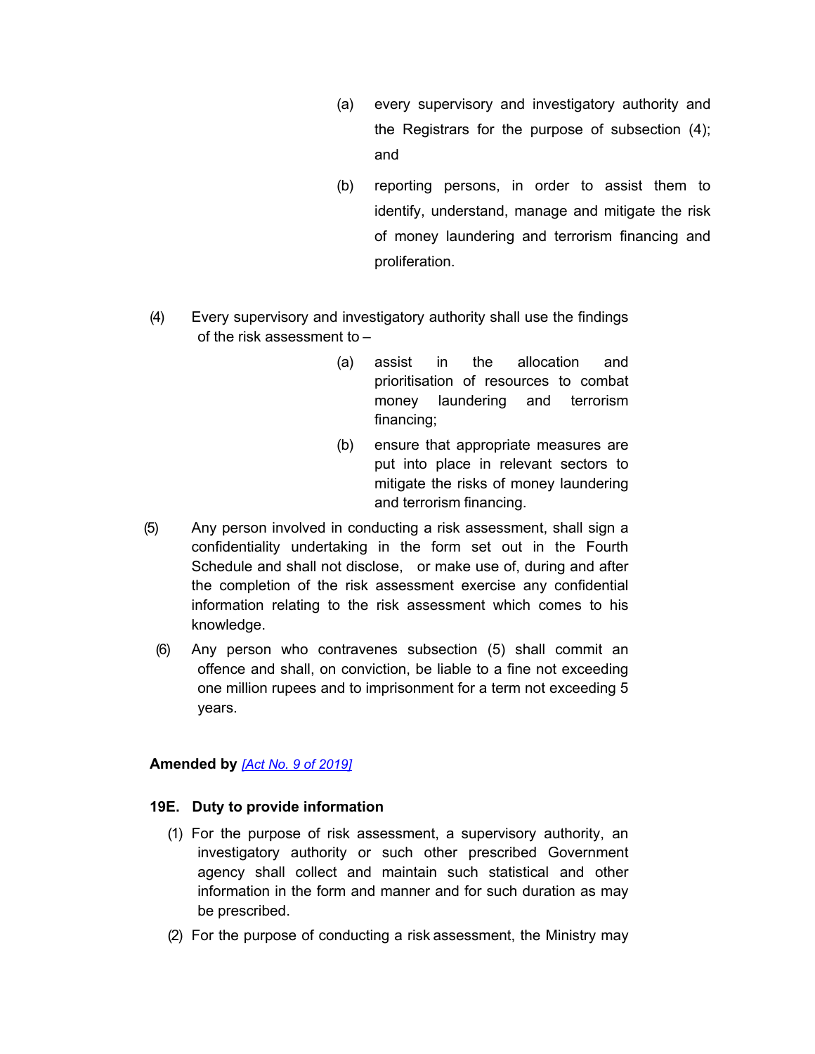(a) every supervisory and investigatory authority and the Registrars for the purpose of subsection (4); and

(b) reporting persons, in order to assist them to identify, understand, manage and mitigate the risk of money laundering and terrorism financing and proliferation.

(4) Every supervisory and investigatory authority shall use the findings of the risk assessment to –

(a) assist in the allocation and prioritisation of resources to combat money laundering and terrorism financing;

(b) ensure that appropriate measures are put into place in relevant sectors to mitigate the risks of money laundering and terrorism financing.

(5) Any person involved in conducting a risk assessment, shall sign a confidentiality undertaking in the form set out in the Fourth Schedule and shall not disclose, or make use of, during and after the completion of the risk assessment exercise any confidential information relating to the risk assessment which comes to his knowledge.

(6) Any person who contravenes subsection (5) shall commit an offence and shall, on conviction, be liable to a fine not exceeding one million rupees and to imprisonment for a term not exceeding 5 years.

**Amended by** *[Act No. 9 of 2019]*

**19E. Duty to provide information**

(1) For the purpose of risk assessment, a supervisory authority, an investigatory authority or such other prescribed Government agency shall collect and maintain such statistical and other information in the form and manner and for such duration as may be prescribed.

(2) For the purpose of conducting a risk assessment, the Ministry may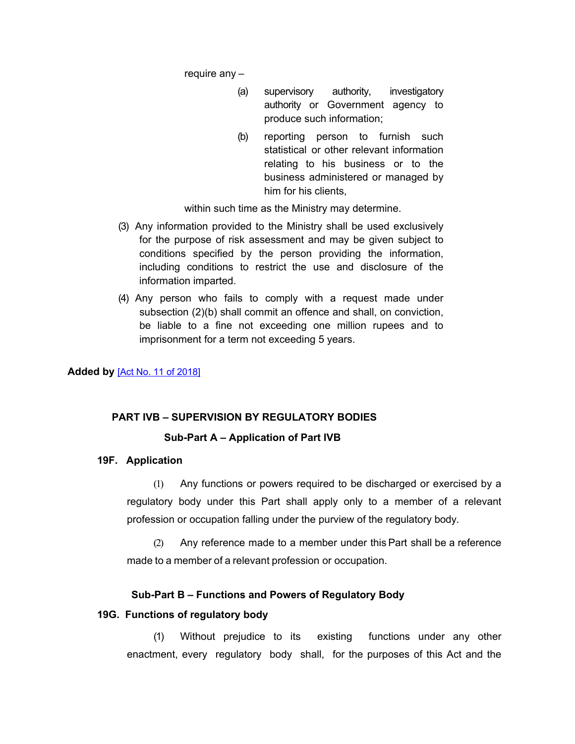require any –

(a) supervisory authority, investigatory authority or Government agency to produce such information;

(b) reporting person to furnish such statistical or other relevant information relating to his business or to the business administered or managed by him for his clients,

within such time as the Ministry may determine.

(3) Any information provided to the Ministry shall be used exclusively for the purpose of risk assessment and may be given subject to conditions specified by the person providing the information, including conditions to restrict the use and disclosure of the information imparted.

(4) Any person who fails to comply with a request made under subsection (2)(b) shall commit an offence and shall, on conviction, be liable to a fine not exceeding one million rupees and to imprisonment for a term not exceeding 5 years.

**Added by** [Act No. 11 of 2018]

## PART IVB – SUPERVISION BY REGULATORY BODIES

### Sub-Part A – Application of Part IVB

**19F. Application**

(1) Any functions or powers required to be discharged or exercised by a regulatory body under this Part shall apply only to a member of a relevant profession or occupation falling under the purview of the regulatory body.

(2) Any reference made to a member under this Part shall be a reference made to a member of a relevant profession or occupation.

### Sub-Part B – Functions and Powers of Regulatory Body

**19G. Functions of regulatory body**

(1) Without prejudice to its existing functions under any other enactment, every regulatory body shall, for the purposes of this Act and the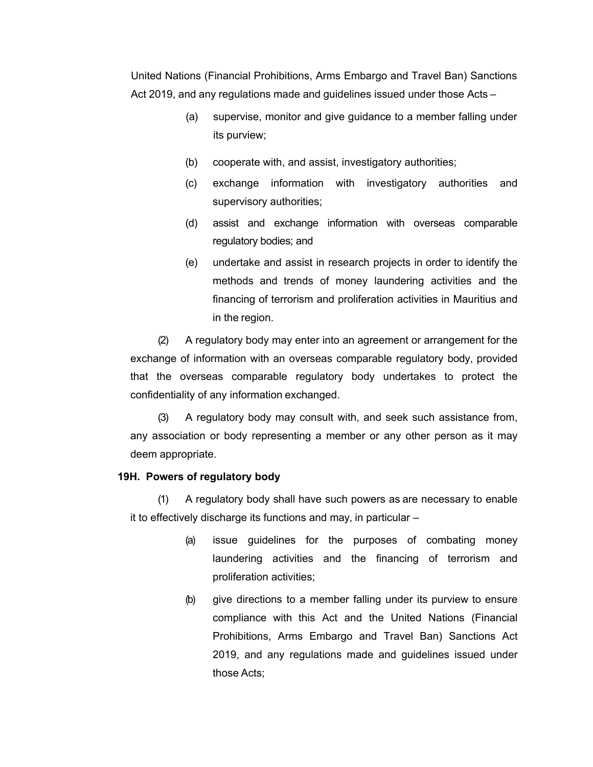United Nations (Financial Prohibitions, Arms Embargo and Travel Ban) Sanctions Act 2019, and any regulations made and guidelines issued under those Acts –

(a) supervise, monitor and give guidance to a member falling under its purview;

(b) cooperate with, and assist, investigatory authorities;

(c) exchange information with investigatory authorities and supervisory authorities;

(d) assist and exchange information with overseas comparable regulatory bodies; and

(e) undertake and assist in research projects in order to identify the methods and trends of money laundering activities and the financing of terrorism and proliferation activities in Mauritius and in the region.

(2) A regulatory body may enter into an agreement or arrangement for the exchange of information with an overseas comparable regulatory body, provided that the overseas comparable regulatory body undertakes to protect the confidentiality of any information exchanged.

(3) A regulatory body may consult with, and seek such assistance from, any association or body representing a member or any other person as it may deem appropriate.

**19H. Powers of regulatory body**

(1) A regulatory body shall have such powers as are necessary to enable it to effectively discharge its functions and may, in particular –

(a) issue guidelines for the purposes of combating money laundering activities and the financing of terrorism and proliferation activities;

(b) give directions to a member falling under its purview to ensure compliance with this Act and the United Nations (Financial Prohibitions, Arms Embargo and Travel Ban) Sanctions Act 2019, and any regulations made and guidelines issued under those Acts;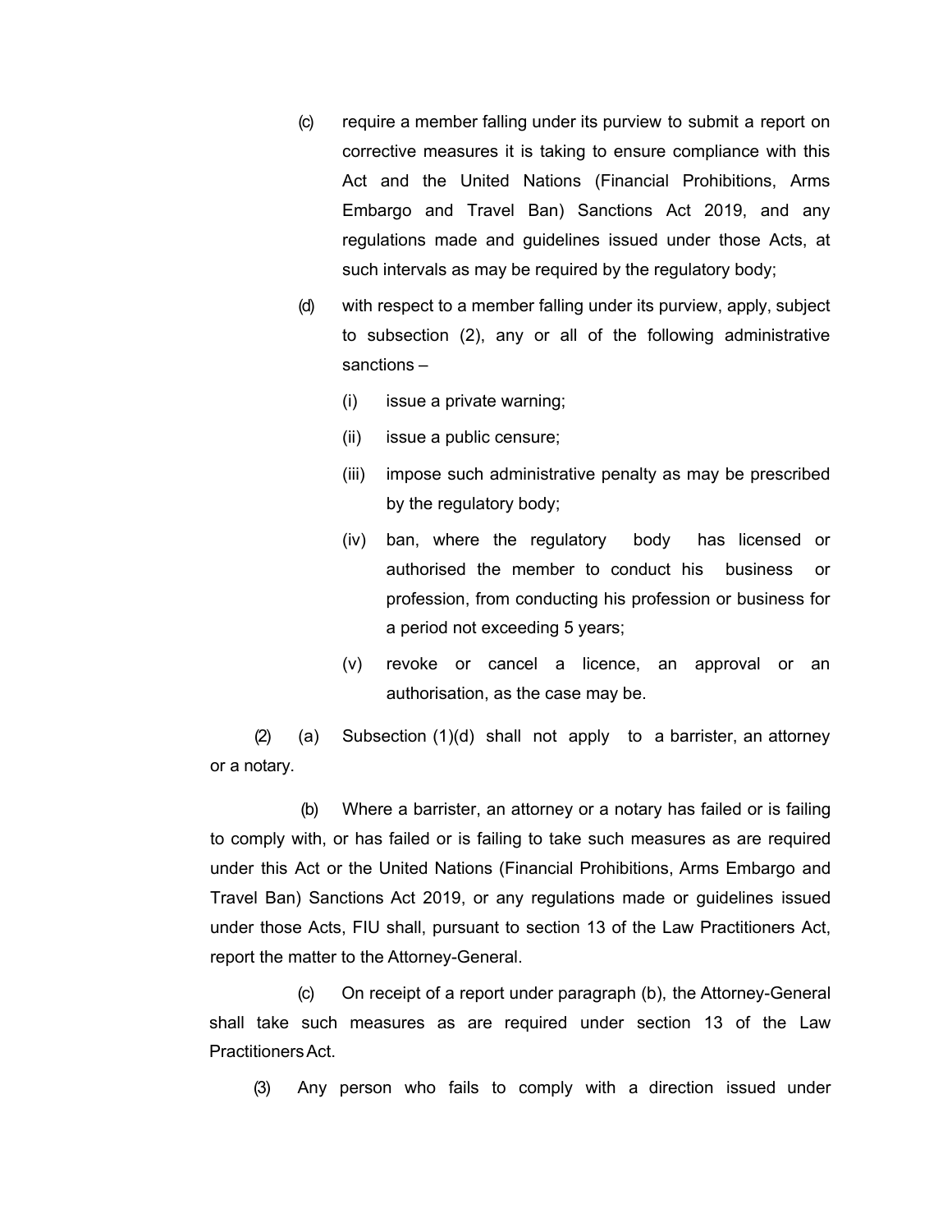(c) require a member falling under its purview to submit a report on corrective measures it is taking to ensure compliance with this Act and the United Nations (Financial Prohibitions, Arms Embargo and Travel Ban) Sanctions Act 2019, and any regulations made and guidelines issued under those Acts, at such intervals as may be required by the regulatory body;

(d) with respect to a member falling under its purview, apply, subject to subsection (2), any or all of the following administrative sanctions –

(i) issue a private warning;

(ii) issue a public censure;

(iii) impose such administrative penalty as may be prescribed by the regulatory body;

(iv) ban, where the regulatory body has licensed or authorised the member to conduct his business or profession, from conducting his profession or business for a period not exceeding 5 years;

(v) revoke or cancel a licence, an approval or an authorisation, as the case may be.

(2) (a) Subsection (1)(d) shall not apply to a barrister, an attorney or a notary.

(b) Where a barrister, an attorney or a notary has failed or is failing to comply with, or has failed or is failing to take such measures as are required under this Act or the United Nations (Financial Prohibitions, Arms Embargo and Travel Ban) Sanctions Act 2019, or any regulations made or guidelines issued under those Acts, FIU shall, pursuant to section 13 of the Law Practitioners Act, report the matter to the Attorney-General.

(c) On receipt of a report under paragraph (b), the Attorney-General shall take such measures as are required under section 13 of the Law Practitioners Act.

(3) Any person who fails to comply with a direction issued under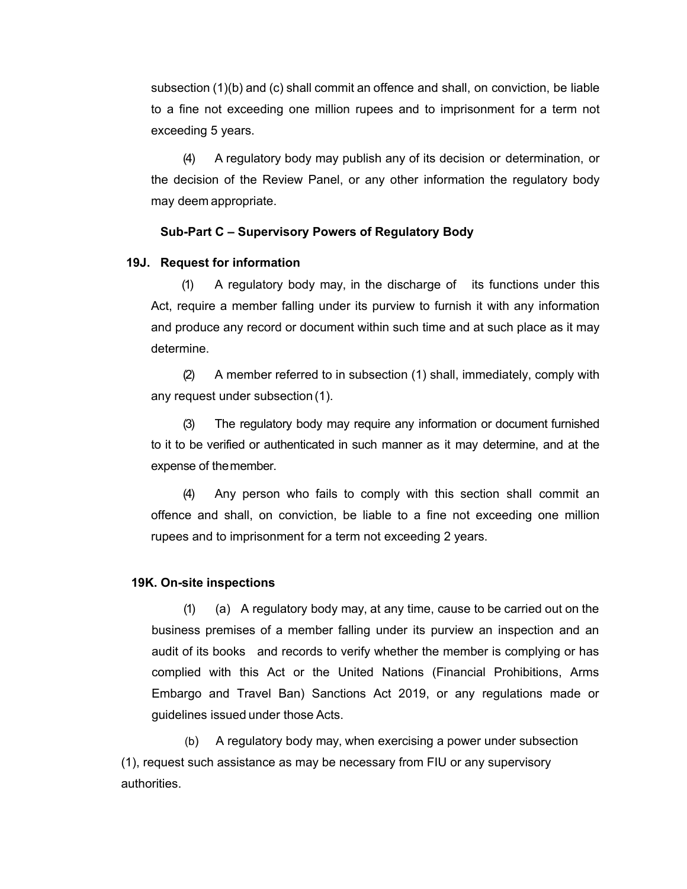subsection (1)(b) and (c) shall commit an offence and shall, on conviction, be liable to a fine not exceeding one million rupees and to imprisonment for a term not exceeding 5 years.

(4) A regulatory body may publish any of its decision or determination, or the decision of the Review Panel, or any other information the regulatory body may deem appropriate.

**Sub-Part C – Supervisory Powers of Regulatory Body**

**19J. Request for information**

(1) A regulatory body may, in the discharge of its functions under this Act, require a member falling under its purview to furnish it with any information and produce any record or document within such time and at such place as it may determine.

(2) A member referred to in subsection (1) shall, immediately, comply with any request under subsection (1).

(3) The regulatory body may require any information or document furnished to it to be verified or authenticated in such manner as it may determine, and at the expense of the member.

(4) Any person who fails to comply with this section shall commit an offence and shall, on conviction, be liable to a fine not exceeding one million rupees and to imprisonment for a term not exceeding 2 years.

**19K. On-site inspections**

(1) (a) A regulatory body may, at any time, cause to be carried out on the business premises of a member falling under its purview an inspection and an audit of its books and records to verify whether the member is complying or has complied with this Act or the United Nations (Financial Prohibitions, Arms Embargo and Travel Ban) Sanctions Act 2019, or any regulations made or guidelines issued under those Acts.

(b) A regulatory body may, when exercising a power under subsection (1), request such assistance as may be necessary from FIU or any supervisory authorities.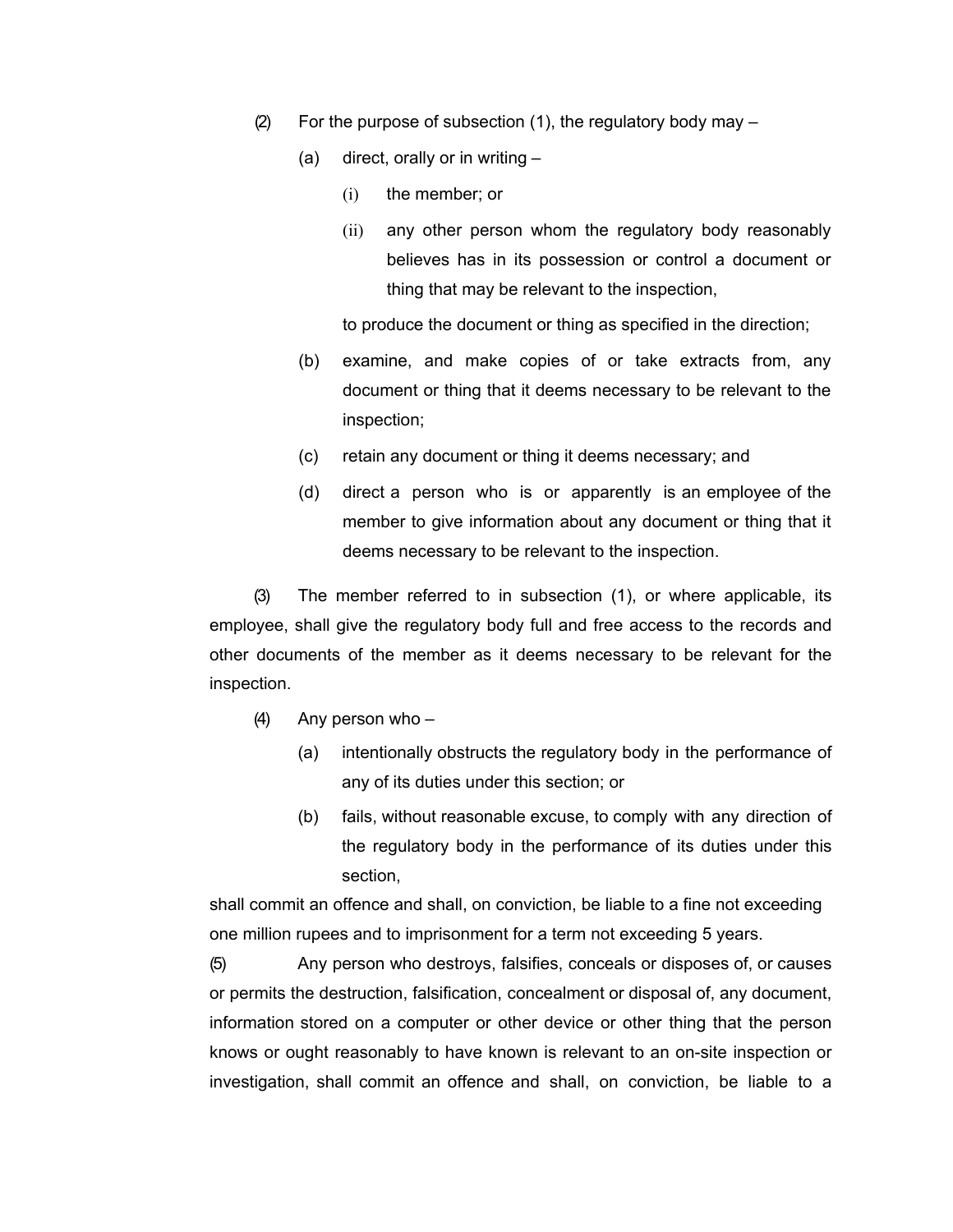(2) For the purpose of subsection (1), the regulatory body may –

(a) direct, orally or in writing –

(i) the member; or

(ii) any other person whom the regulatory body reasonably believes has in its possession or control a document or thing that may be relevant to the inspection,

to produce the document or thing as specified in the direction;

(b) examine, and make copies of or take extracts from, any document or thing that it deems necessary to be relevant to the inspection;

(c) retain any document or thing it deems necessary; and

(d) direct a person who is or apparently is an employee of the member to give information about any document or thing that it deems necessary to be relevant to the inspection.

(3) The member referred to in subsection (1), or where applicable, its employee, shall give the regulatory body full and free access to the records and other documents of the member as it deems necessary to be relevant for the inspection.

(4) Any person who –

(a) intentionally obstructs the regulatory body in the performance of any of its duties under this section; or

(b) fails, without reasonable excuse, to comply with any direction of the regulatory body in the performance of its duties under this section,

shall commit an offence and shall, on conviction, be liable to a fine not exceeding one million rupees and to imprisonment for a term not exceeding 5 years.

(5) Any person who destroys, falsifies, conceals or disposes of, or causes or permits the destruction, falsification, concealment or disposal of, any document, information stored on a computer or other device or other thing that the person knows or ought reasonably to have known is relevant to an on-site inspection or investigation, shall commit an offence and shall, on conviction, be liable to a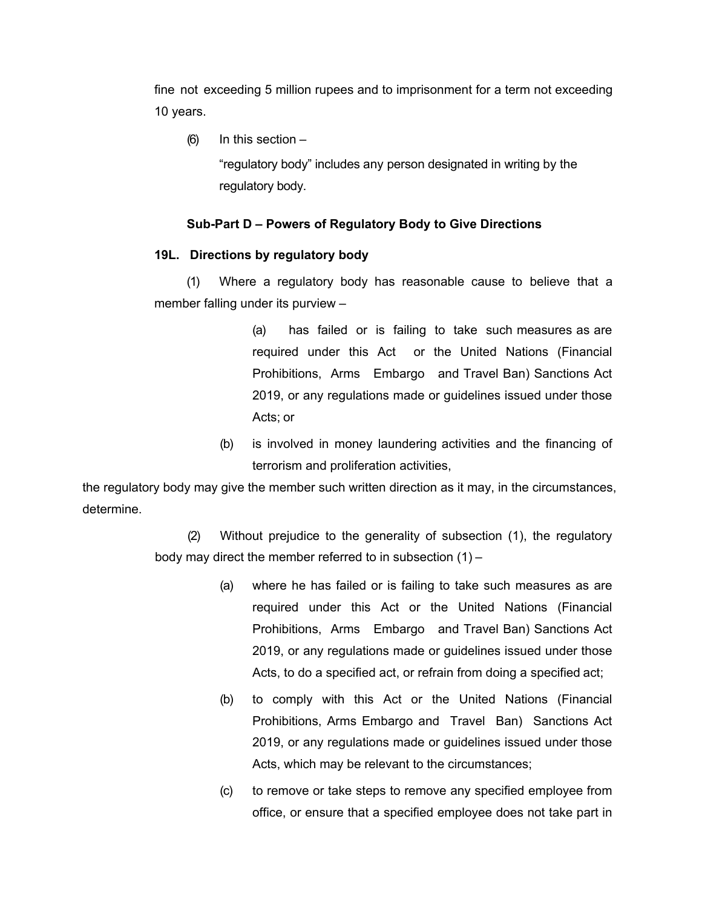fine not exceeding 5 million rupees and to imprisonment for a term not exceeding 10 years.

(6) In this section –

"regulatory body" includes any person designated in writing by the regulatory body.

**Sub-Part D – Powers of Regulatory Body to Give Directions**

**19L. Directions by regulatory body**

(1) Where a regulatory body has reasonable cause to believe that a member falling under its purview –

(a) has failed or is failing to take such measures as are required under this Act or the United Nations (Financial Prohibitions, Arms Embargo and Travel Ban) Sanctions Act 2019, or any regulations made or guidelines issued under those Acts; or

(b) is involved in money laundering activities and the financing of terrorism and proliferation activities,

the regulatory body may give the member such written direction as it may, in the circumstances, determine.

(2) Without prejudice to the generality of subsection (1), the regulatory body may direct the member referred to in subsection (1) –

(a) where he has failed or is failing to take such measures as are required under this Act or the United Nations (Financial Prohibitions, Arms Embargo and Travel Ban) Sanctions Act 2019, or any regulations made or guidelines issued under those Acts, to do a specified act, or refrain from doing a specified act;

(b) to comply with this Act or the United Nations (Financial Prohibitions, Arms Embargo and Travel Ban) Sanctions Act 2019, or any regulations made or guidelines issued under those Acts, which may be relevant to the circumstances;

(c) to remove or take steps to remove any specified employee from office, or ensure that a specified employee does not take part in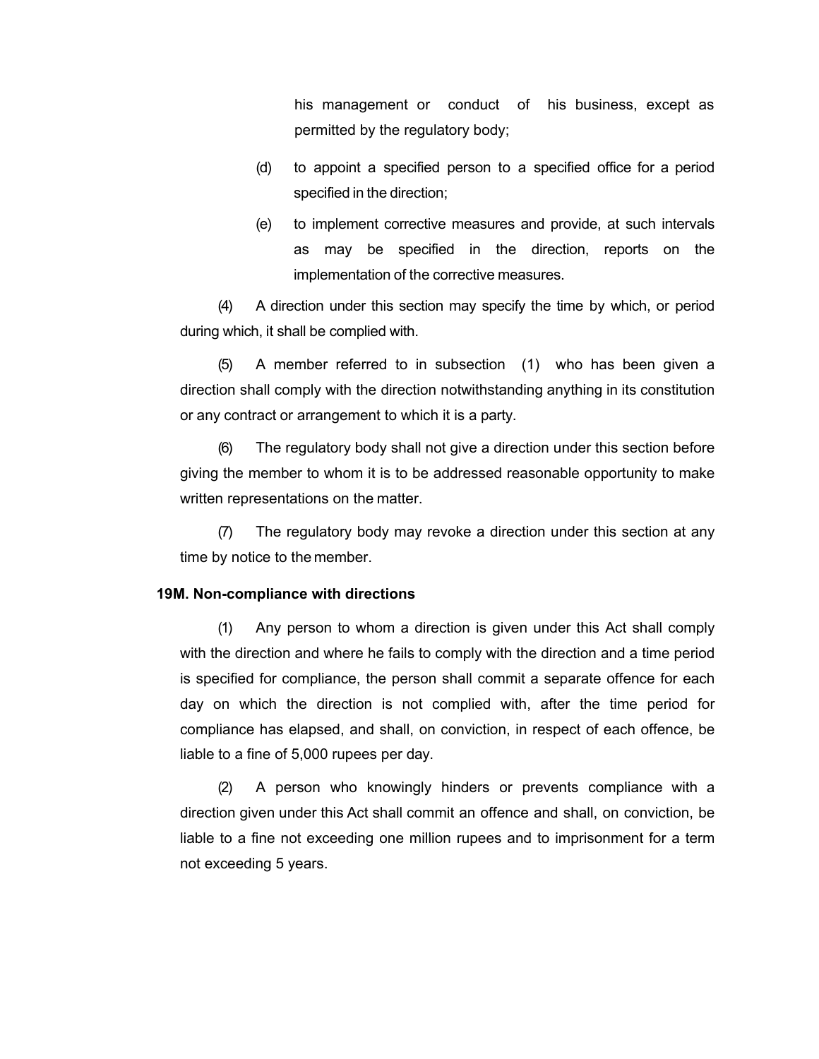his management or conduct of his business, except as permitted by the regulatory body;

(d) to appoint a specified person to a specified office for a period specified in the direction;

(e) to implement corrective measures and provide, at such intervals as may be specified in the direction, reports on the implementation of the corrective measures.

(4) A direction under this section may specify the time by which, or period during which, it shall be complied with.

(5) A member referred to in subsection (1) who has been given a direction shall comply with the direction notwithstanding anything in its constitution or any contract or arrangement to which it is a party.

(6) The regulatory body shall not give a direction under this section before giving the member to whom it is to be addressed reasonable opportunity to make written representations on the matter.

(7) The regulatory body may revoke a direction under this section at any time by notice to the member.

**19M. Non-compliance with directions**

(1) Any person to whom a direction is given under this Act shall comply with the direction and where he fails to comply with the direction and a time period is specified for compliance, the person shall commit a separate offence for each day on which the direction is not complied with, after the time period for compliance has elapsed, and shall, on conviction, in respect of each offence, be liable to a fine of 5,000 rupees per day.

(2) A person who knowingly hinders or prevents compliance with a direction given under this Act shall commit an offence and shall, on conviction, be liable to a fine not exceeding one million rupees and to imprisonment for a term not exceeding 5 years.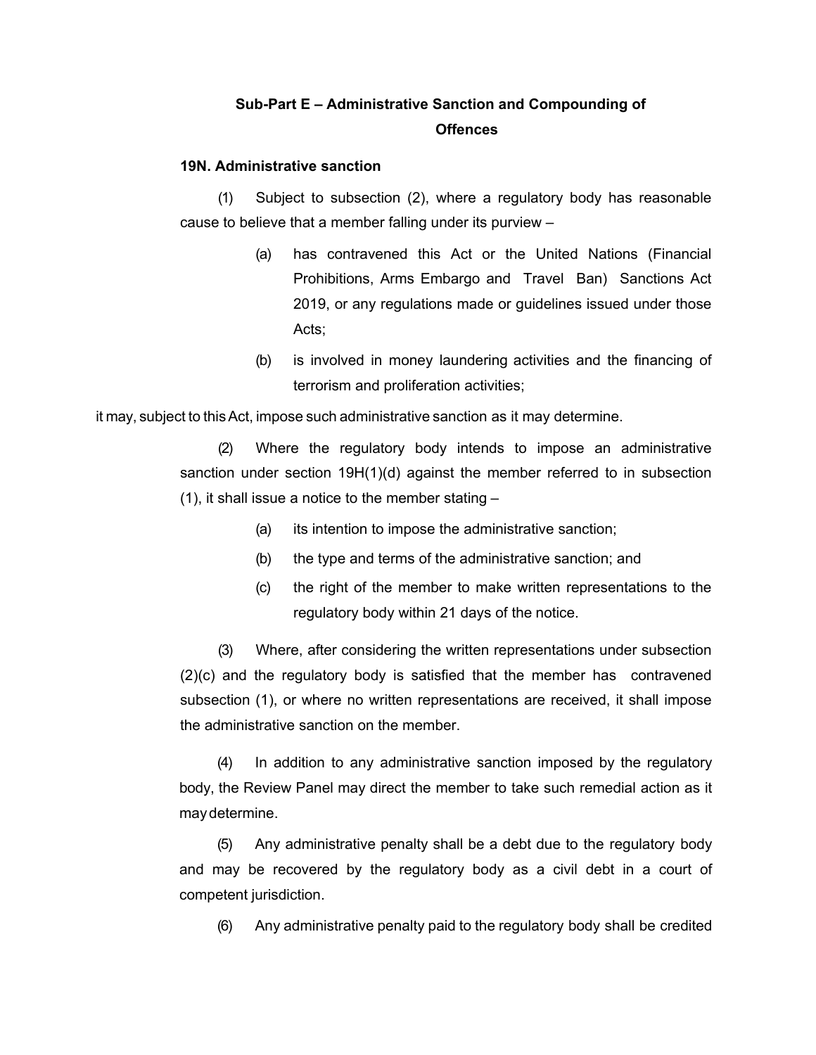## Sub-Part E – Administrative Sanction and Compounding of Offences

### 19N. Administrative sanction

(1) Subject to subsection (2), where a regulatory body has reasonable cause to believe that a member falling under its purview –

> (a) has contravened this Act or the United Nations (Financial Prohibitions, Arms Embargo and Travel Ban) Sanctions Act 2019, or any regulations made or guidelines issued under those Acts;
>
> (b) is involved in money laundering activities and the financing of terrorism and proliferation activities;

it may, subject to this Act, impose such administrative sanction as it may determine.

(2) Where the regulatory body intends to impose an administrative sanction under section 19H(1)(d) against the member referred to in subsection (1), it shall issue a notice to the member stating –

> (a) its intention to impose the administrative sanction;
>
> (b) the type and terms of the administrative sanction; and
>
> (c) the right of the member to make written representations to the regulatory body within 21 days of the notice.

(3) Where, after considering the written representations under subsection (2)(c) and the regulatory body is satisfied that the member has contravened subsection (1), or where no written representations are received, it shall impose the administrative sanction on the member.

(4) In addition to any administrative sanction imposed by the regulatory body, the Review Panel may direct the member to take such remedial action as it may determine.

(5) Any administrative penalty shall be a debt due to the regulatory body and may be recovered by the regulatory body as a civil debt in a court of competent jurisdiction.

(6) Any administrative penalty paid to the regulatory body shall be credited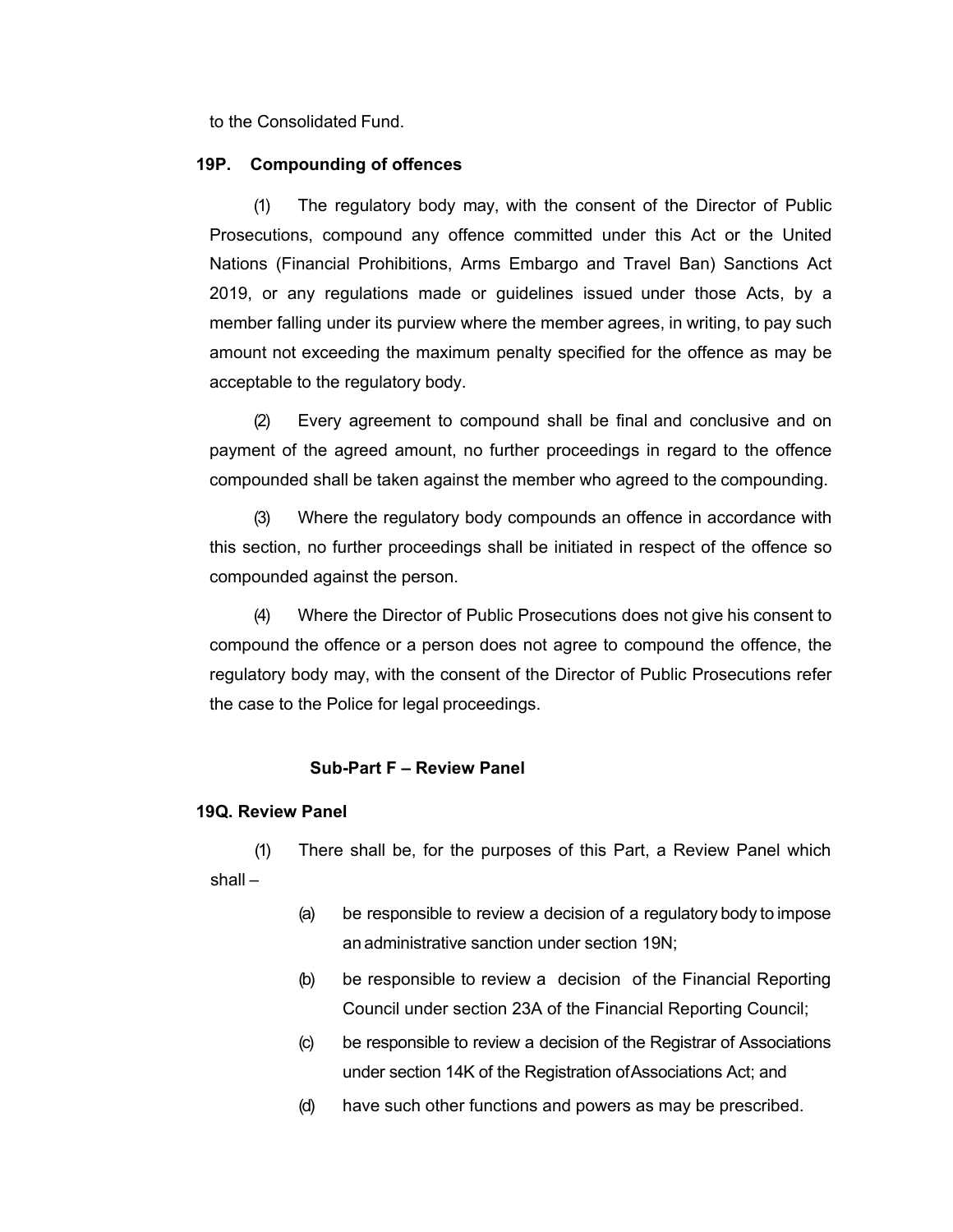to the Consolidated Fund.

**19P. Compounding of offences**

(1) The regulatory body may, with the consent of the Director of Public Prosecutions, compound any offence committed under this Act or the United Nations (Financial Prohibitions, Arms Embargo and Travel Ban) Sanctions Act 2019, or any regulations made or guidelines issued under those Acts, by a member falling under its purview where the member agrees, in writing, to pay such amount not exceeding the maximum penalty specified for the offence as may be acceptable to the regulatory body.

(2) Every agreement to compound shall be final and conclusive and on payment of the agreed amount, no further proceedings in regard to the offence compounded shall be taken against the member who agreed to the compounding.

(3) Where the regulatory body compounds an offence in accordance with this section, no further proceedings shall be initiated in respect of the offence so compounded against the person.

(4) Where the Director of Public Prosecutions does not give his consent to compound the offence or a person does not agree to compound the offence, the regulatory body may, with the consent of the Director of Public Prosecutions refer the case to the Police for legal proceedings.

**Sub-Part F – Review Panel**

**19Q. Review Panel**

(1) There shall be, for the purposes of this Part, a Review Panel which shall –

(a) be responsible to review a decision of a regulatory body to impose an administrative sanction under section 19N;

(b) be responsible to review a decision of the Financial Reporting Council under section 23A of the Financial Reporting Council;

(c) be responsible to review a decision of the Registrar of Associations under section 14K of the Registration of Associations Act; and

(d) have such other functions and powers as may be prescribed.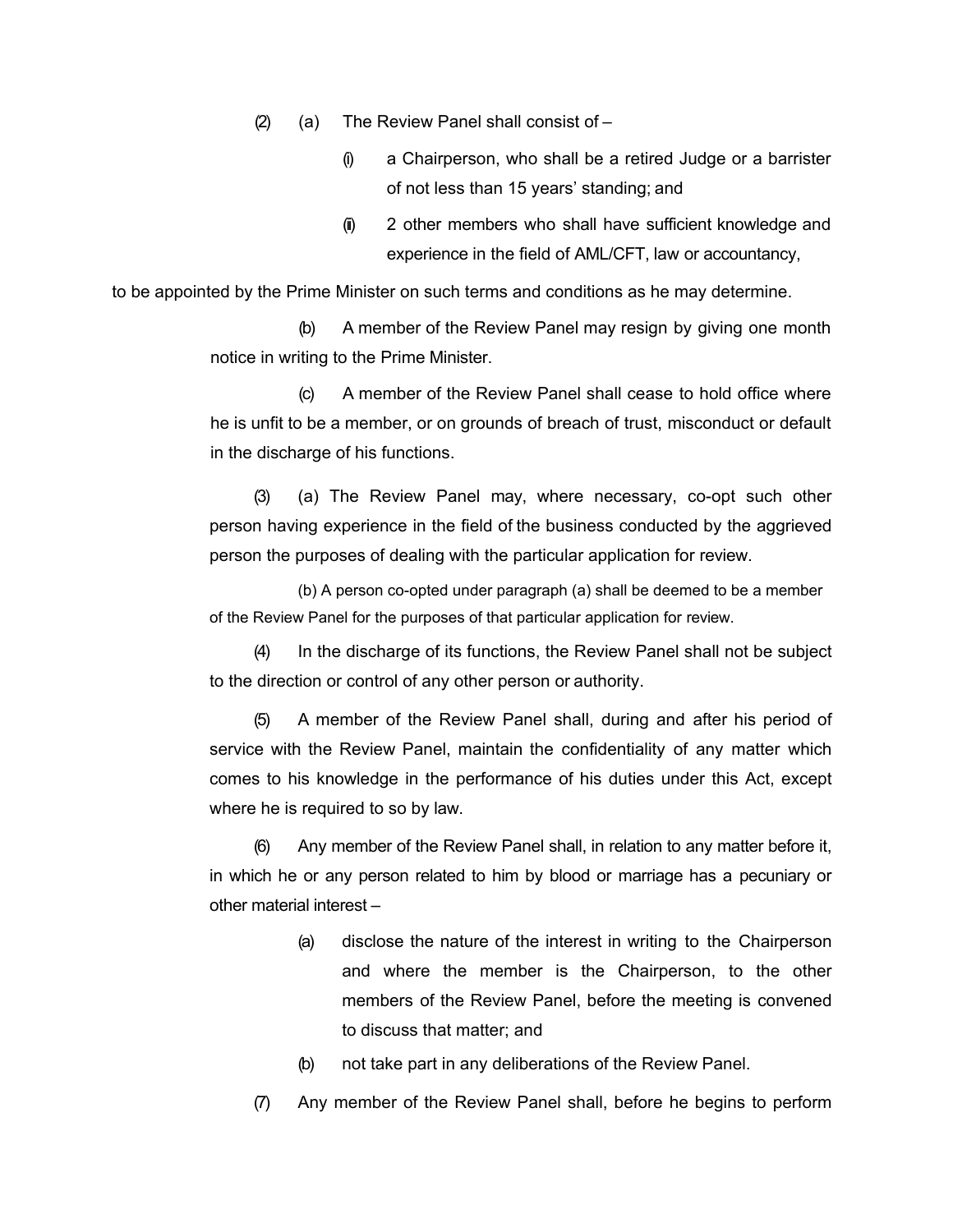(2) (a) The Review Panel shall consist of –

(i) a Chairperson, who shall be a retired Judge or a barrister of not less than 15 years' standing; and

(ii) 2 other members who shall have sufficient knowledge and experience in the field of AML/CFT, law or accountancy,

to be appointed by the Prime Minister on such terms and conditions as he may determine.

(b) A member of the Review Panel may resign by giving one month notice in writing to the Prime Minister.

(c) A member of the Review Panel shall cease to hold office where he is unfit to be a member, or on grounds of breach of trust, misconduct or default in the discharge of his functions.

(3) (a) The Review Panel may, where necessary, co-opt such other person having experience in the field of the business conducted by the aggrieved person the purposes of dealing with the particular application for review.

(b) A person co-opted under paragraph (a) shall be deemed to be a member of the Review Panel for the purposes of that particular application for review.

(4) In the discharge of its functions, the Review Panel shall not be subject to the direction or control of any other person or authority.

(5) A member of the Review Panel shall, during and after his period of service with the Review Panel, maintain the confidentiality of any matter which comes to his knowledge in the performance of his duties under this Act, except where he is required to so by law.

(6) Any member of the Review Panel shall, in relation to any matter before it, in which he or any person related to him by blood or marriage has a pecuniary or other material interest –

(a) disclose the nature of the interest in writing to the Chairperson and where the member is the Chairperson, to the other members of the Review Panel, before the meeting is convened to discuss that matter; and

(b) not take part in any deliberations of the Review Panel.

(7) Any member of the Review Panel shall, before he begins to perform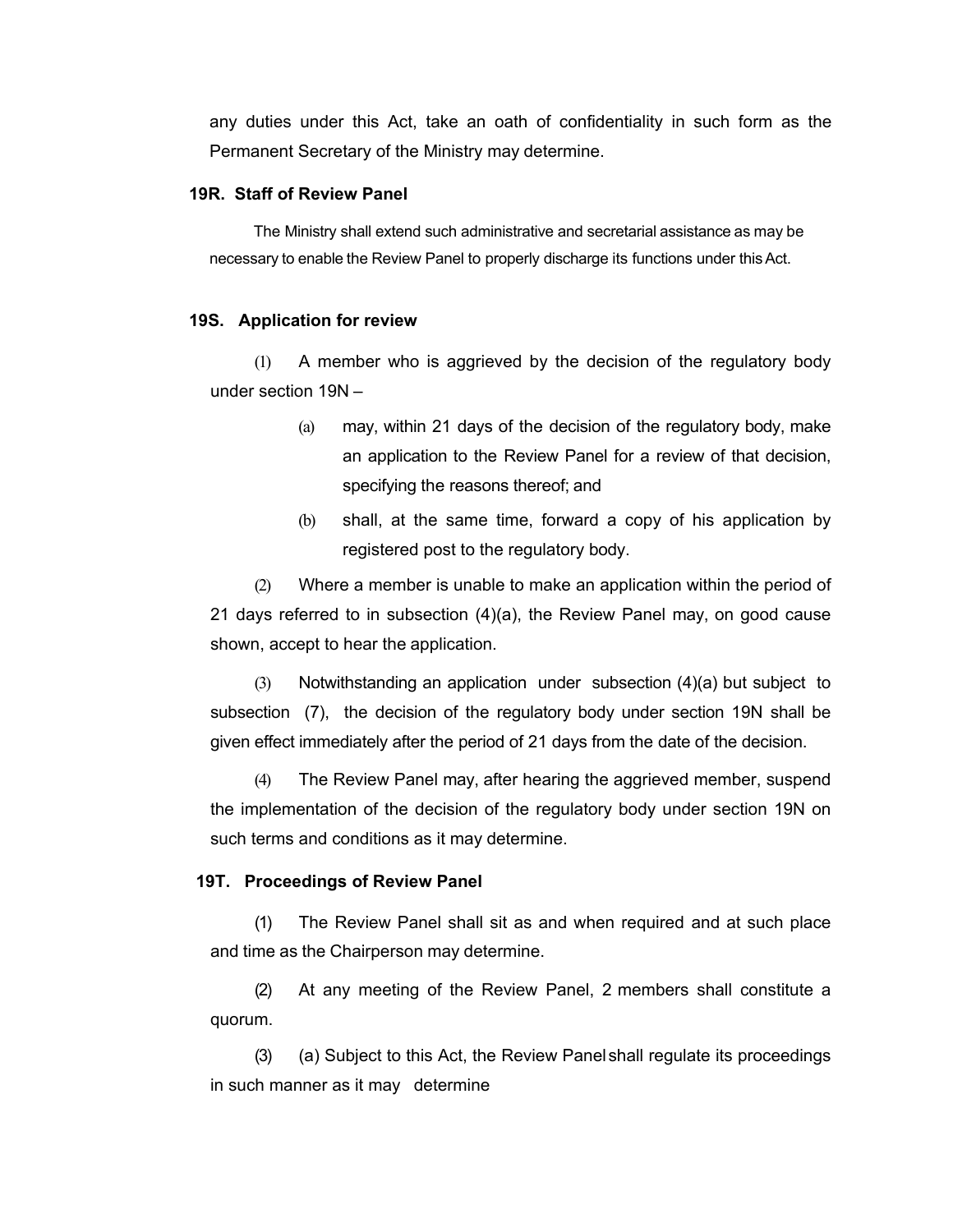any duties under this Act, take an oath of confidentiality in such form as the Permanent Secretary of the Ministry may determine.

**19R. Staff of Review Panel**

The Ministry shall extend such administrative and secretarial assistance as may be necessary to enable the Review Panel to properly discharge its functions under this Act.

**19S. Application for review**

(1) A member who is aggrieved by the decision of the regulatory body under section 19N –

(a) may, within 21 days of the decision of the regulatory body, make an application to the Review Panel for a review of that decision, specifying the reasons thereof; and

(b) shall, at the same time, forward a copy of his application by registered post to the regulatory body.

(2) Where a member is unable to make an application within the period of 21 days referred to in subsection (4)(a), the Review Panel may, on good cause shown, accept to hear the application.

(3) Notwithstanding an application under subsection (4)(a) but subject to subsection (7), the decision of the regulatory body under section 19N shall be given effect immediately after the period of 21 days from the date of the decision.

(4) The Review Panel may, after hearing the aggrieved member, suspend the implementation of the decision of the regulatory body under section 19N on such terms and conditions as it may determine.

**19T. Proceedings of Review Panel**

(1) The Review Panel shall sit as and when required and at such place and time as the Chairperson may determine.

(2) At any meeting of the Review Panel, 2 members shall constitute a quorum.

(3) (a) Subject to this Act, the Review Panel shall regulate its proceedings in such manner as it may determine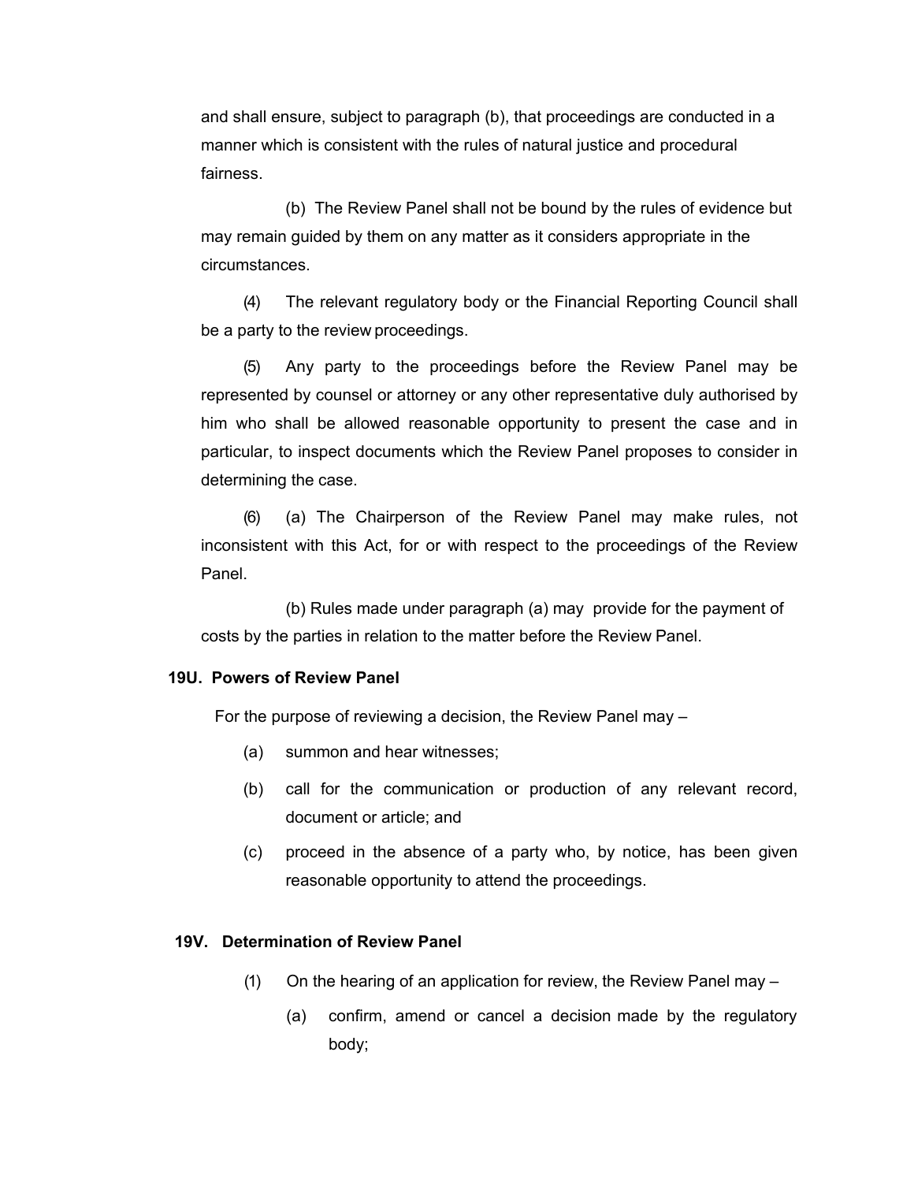and shall ensure, subject to paragraph (b), that proceedings are conducted in a manner which is consistent with the rules of natural justice and procedural fairness.

(b) The Review Panel shall not be bound by the rules of evidence but may remain guided by them on any matter as it considers appropriate in the circumstances.

(4) The relevant regulatory body or the Financial Reporting Council shall be a party to the review proceedings.

(5) Any party to the proceedings before the Review Panel may be represented by counsel or attorney or any other representative duly authorised by him who shall be allowed reasonable opportunity to present the case and in particular, to inspect documents which the Review Panel proposes to consider in determining the case.

(6) (a) The Chairperson of the Review Panel may make rules, not inconsistent with this Act, for or with respect to the proceedings of the Review Panel.

(b) Rules made under paragraph (a) may provide for the payment of costs by the parties in relation to the matter before the Review Panel.

**19U. Powers of Review Panel**

For the purpose of reviewing a decision, the Review Panel may –

(a) summon and hear witnesses;

(b) call for the communication or production of any relevant record, document or article; and

(c) proceed in the absence of a party who, by notice, has been given reasonable opportunity to attend the proceedings.

**19V. Determination of Review Panel**

(1) On the hearing of an application for review, the Review Panel may –

(a) confirm, amend or cancel a decision made by the regulatory body;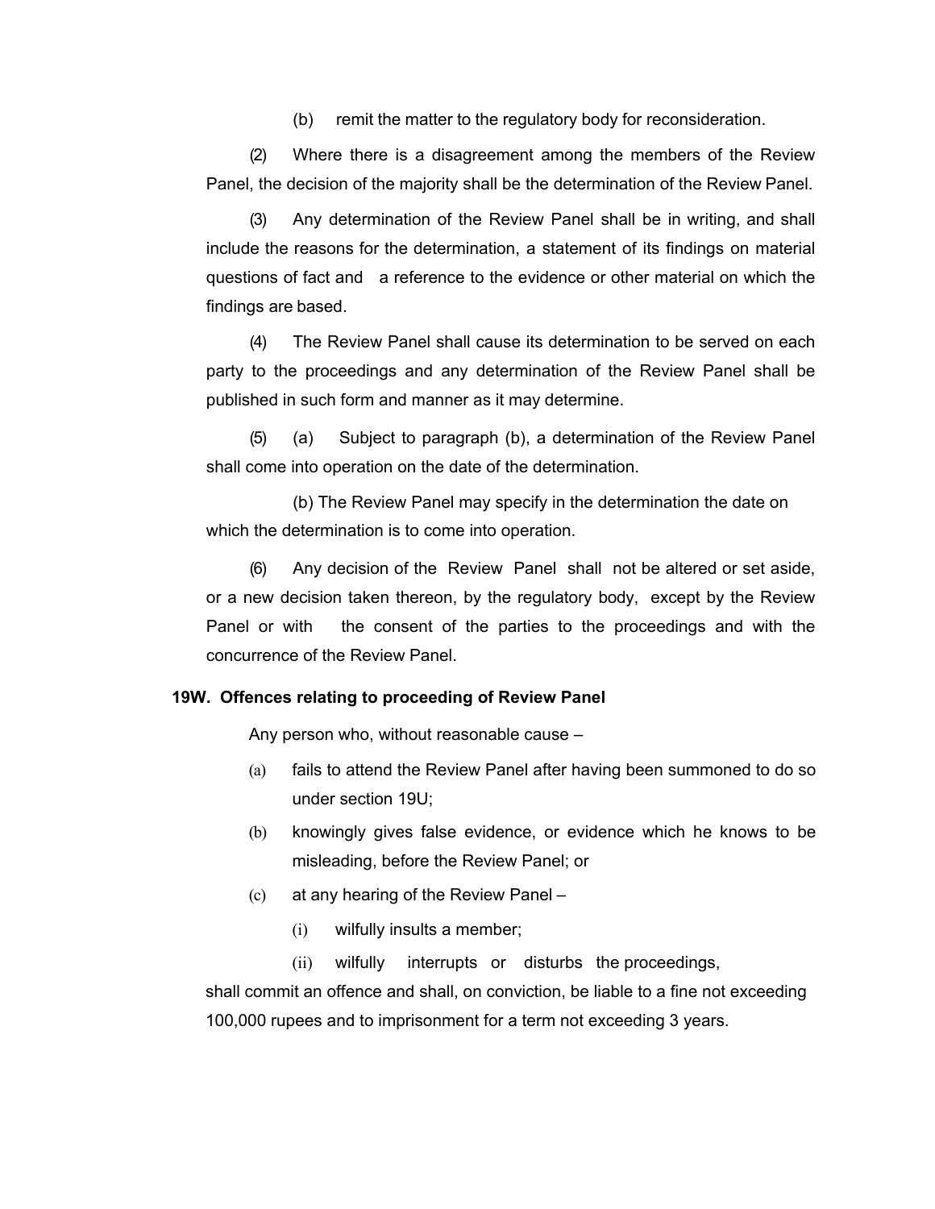(b) remit the matter to the regulatory body for reconsideration.

(2) Where there is a disagreement among the members of the Review Panel, the decision of the majority shall be the determination of the Review Panel.

(3) Any determination of the Review Panel shall be in writing, and shall include the reasons for the determination, a statement of its findings on material questions of fact and a reference to the evidence or other material on which the findings are based.

(4) The Review Panel shall cause its determination to be served on each party to the proceedings and any determination of the Review Panel shall be published in such form and manner as it may determine.

(5) (a) Subject to paragraph (b), a determination of the Review Panel shall come into operation on the date of the determination.

(b) The Review Panel may specify in the determination the date on which the determination is to come into operation.

(6) Any decision of the Review Panel shall not be altered or set aside, or a new decision taken thereon, by the regulatory body, except by the Review Panel or with the consent of the parties to the proceedings and with the concurrence of the Review Panel.

**19W. Offences relating to proceeding of Review Panel**

Any person who, without reasonable cause –

(a) fails to attend the Review Panel after having been summoned to do so under section 19U;

(b) knowingly gives false evidence, or evidence which he knows to be misleading, before the Review Panel; or

(c) at any hearing of the Review Panel –

(i) wilfully insults a member;

(ii) wilfully interrupts or disturbs the proceedings,

shall commit an offence and shall, on conviction, be liable to a fine not exceeding 100,000 rupees and to imprisonment for a term not exceeding 3 years.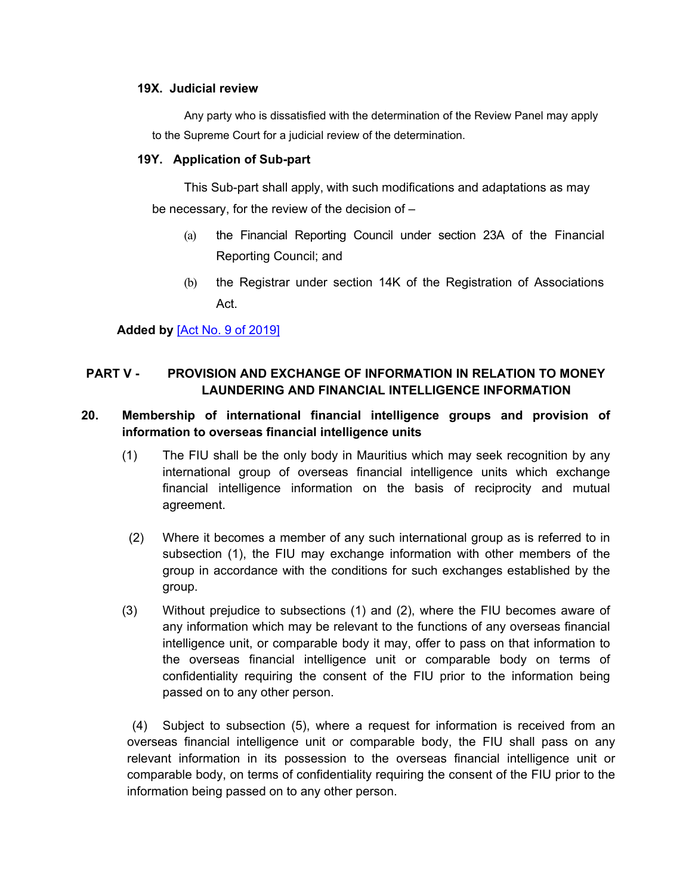### 19X. Judicial review

Any party who is dissatisfied with the determination of the Review Panel may apply to the Supreme Court for a judicial review of the determination.

### 19Y. Application of Sub-part

This Sub-part shall apply, with such modifications and adaptations as may be necessary, for the review of the decision of –

(a) the Financial Reporting Council under section 23A of the Financial Reporting Council; and

(b) the Registrar under section 14K of the Registration of Associations Act.

**Added by** [Act No. 9 of 2019]

## PART V - PROVISION AND EXCHANGE OF INFORMATION IN RELATION TO MONEY LAUNDERING AND FINANCIAL INTELLIGENCE INFORMATION

### 20. Membership of international financial intelligence groups and provision of information to overseas financial intelligence units

(1) The FIU shall be the only body in Mauritius which may seek recognition by any international group of overseas financial intelligence units which exchange financial intelligence information on the basis of reciprocity and mutual agreement.

(2) Where it becomes a member of any such international group as is referred to in subsection (1), the FIU may exchange information with other members of the group in accordance with the conditions for such exchanges established by the group.

(3) Without prejudice to subsections (1) and (2), where the FIU becomes aware of any information which may be relevant to the functions of any overseas financial intelligence unit, or comparable body it may, offer to pass on that information to the overseas financial intelligence unit or comparable body on terms of confidentiality requiring the consent of the FIU prior to the information being passed on to any other person.

(4) Subject to subsection (5), where a request for information is received from an overseas financial intelligence unit or comparable body, the FIU shall pass on any relevant information in its possession to the overseas financial intelligence unit or comparable body, on terms of confidentiality requiring the consent of the FIU prior to the information being passed on to any other person.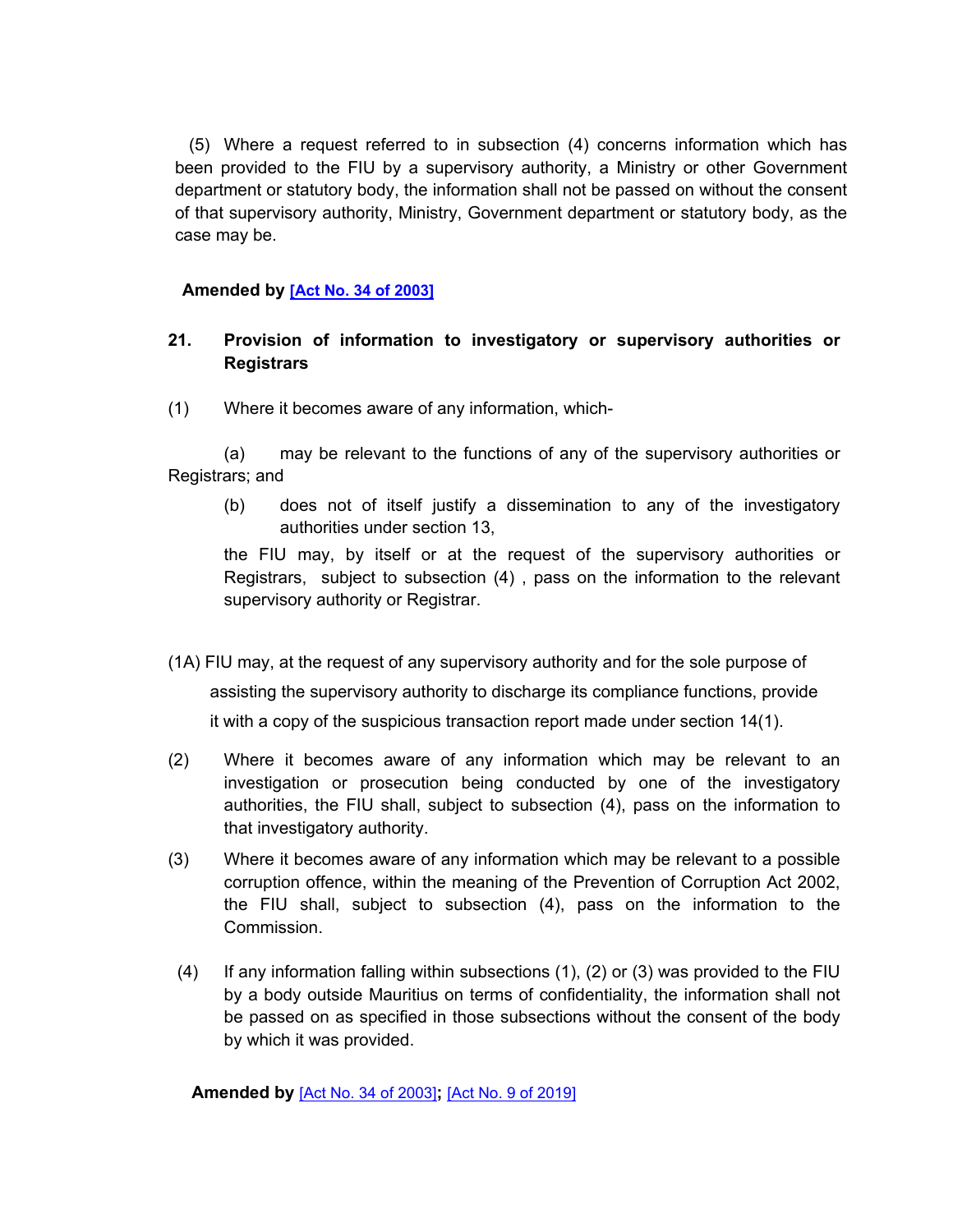(5) Where a request referred to in subsection (4) concerns information which has been provided to the FIU by a supervisory authority, a Ministry or other Government department or statutory body, the information shall not be passed on without the consent of that supervisory authority, Ministry, Government department or statutory body, as the case may be.

**Amended by [Act No. 34 of 2003]**

### 21. Provision of information to investigatory or supervisory authorities or Registrars

(1) Where it becomes aware of any information, which-

(a) may be relevant to the functions of any of the supervisory authorities or Registrars; and

(b) does not of itself justify a dissemination to any of the investigatory authorities under section 13,

the FIU may, by itself or at the request of the supervisory authorities or Registrars, subject to subsection (4) , pass on the information to the relevant supervisory authority or Registrar.

(1A) FIU may, at the request of any supervisory authority and for the sole purpose of assisting the supervisory authority to discharge its compliance functions, provide it with a copy of the suspicious transaction report made under section 14(1).

(2) Where it becomes aware of any information which may be relevant to an investigation or prosecution being conducted by one of the investigatory authorities, the FIU shall, subject to subsection (4), pass on the information to that investigatory authority.

(3) Where it becomes aware of any information which may be relevant to a possible corruption offence, within the meaning of the Prevention of Corruption Act 2002, the FIU shall, subject to subsection (4), pass on the information to the Commission.

(4) If any information falling within subsections (1), (2) or (3) was provided to the FIU by a body outside Mauritius on terms of confidentiality, the information shall not be passed on as specified in those subsections without the consent of the body by which it was provided.

**Amended by** [Act No. 34 of 2003]**;** [Act No. 9 of 2019]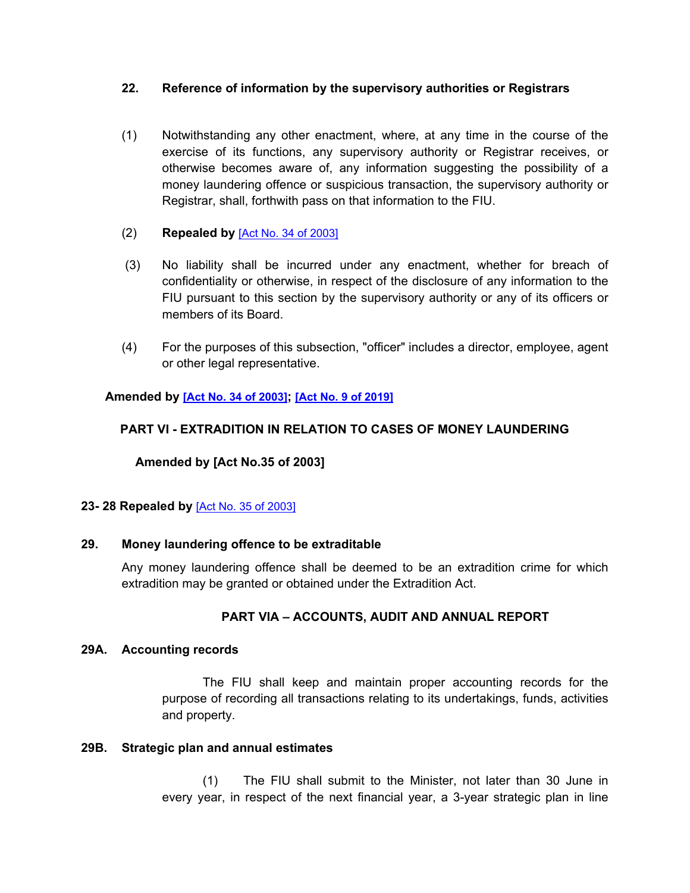### 22. Reference of information by the supervisory authorities or Registrars

(1) Notwithstanding any other enactment, where, at any time in the course of the exercise of its functions, any supervisory authority or Registrar receives, or otherwise becomes aware of, any information suggesting the possibility of a money laundering offence or suspicious transaction, the supervisory authority or Registrar, shall, forthwith pass on that information to the FIU.

(2) **Repealed by** [Act No. 34 of 2003]

(3) No liability shall be incurred under any enactment, whether for breach of confidentiality or otherwise, in respect of the disclosure of any information to the FIU pursuant to this section by the supervisory authority or any of its officers or members of its Board.

(4) For the purposes of this subsection, "officer" includes a director, employee, agent or other legal representative.

**Amended by [Act No. 34 of 2003]; [Act No. 9 of 2019]**

## PART VI - EXTRADITION IN RELATION TO CASES OF MONEY LAUNDERING

**Amended by [Act No.35 of 2003]**

**23- 28 Repealed by** [Act No. 35 of 2003]

### 29. Money laundering offence to be extraditable

Any money laundering offence shall be deemed to be an extradition crime for which extradition may be granted or obtained under the Extradition Act.

## PART VIA – ACCOUNTS, AUDIT AND ANNUAL REPORT

### 29A. Accounting records

The FIU shall keep and maintain proper accounting records for the purpose of recording all transactions relating to its undertakings, funds, activities and property.

### 29B. Strategic plan and annual estimates

(1) The FIU shall submit to the Minister, not later than 30 June in every year, in respect of the next financial year, a 3-year strategic plan in line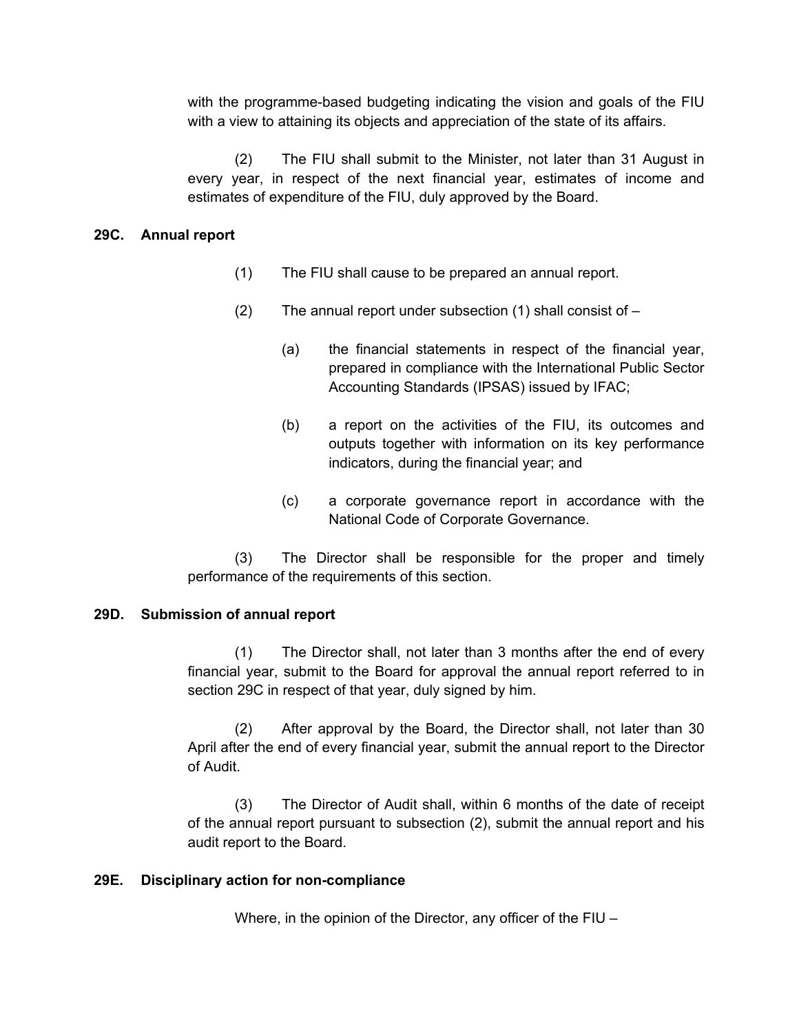with the programme-based budgeting indicating the vision and goals of the FIU with a view to attaining its objects and appreciation of the state of its affairs.

(2) The FIU shall submit to the Minister, not later than 31 August in every year, in respect of the next financial year, estimates of income and estimates of expenditure of the FIU, duly approved by the Board.

**29C. Annual report**

(1) The FIU shall cause to be prepared an annual report.

(2) The annual report under subsection (1) shall consist of –

(a) the financial statements in respect of the financial year, prepared in compliance with the International Public Sector Accounting Standards (IPSAS) issued by IFAC;

(b) a report on the activities of the FIU, its outcomes and outputs together with information on its key performance indicators, during the financial year; and

(c) a corporate governance report in accordance with the National Code of Corporate Governance.

(3) The Director shall be responsible for the proper and timely performance of the requirements of this section.

**29D. Submission of annual report**

(1) The Director shall, not later than 3 months after the end of every financial year, submit to the Board for approval the annual report referred to in section 29C in respect of that year, duly signed by him.

(2) After approval by the Board, the Director shall, not later than 30 April after the end of every financial year, submit the annual report to the Director of Audit.

(3) The Director of Audit shall, within 6 months of the date of receipt of the annual report pursuant to subsection (2), submit the annual report and his audit report to the Board.

**29E. Disciplinary action for non-compliance**

Where, in the opinion of the Director, any officer of the FIU –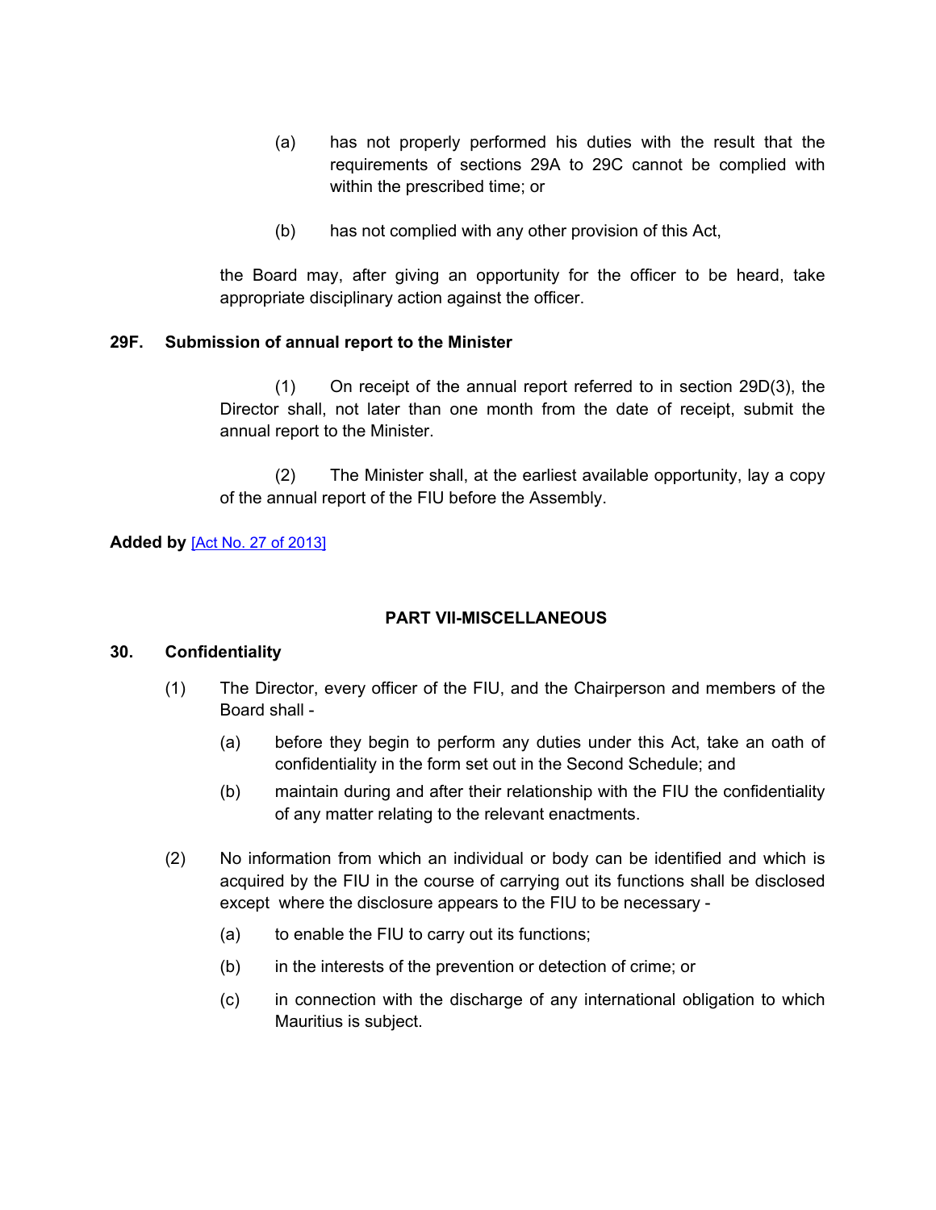(a) has not properly performed his duties with the result that the requirements of sections 29A to 29C cannot be complied with within the prescribed time; or

(b) has not complied with any other provision of this Act,

the Board may, after giving an opportunity for the officer to be heard, take appropriate disciplinary action against the officer.

**29F. Submission of annual report to the Minister**

(1) On receipt of the annual report referred to in section 29D(3), the Director shall, not later than one month from the date of receipt, submit the annual report to the Minister.

(2) The Minister shall, at the earliest available opportunity, lay a copy of the annual report of the FIU before the Assembly.

**Added by** [Act No. 27 of 2013]

## PART VII-MISCELLANEOUS

**30. Confidentiality**

(1) The Director, every officer of the FIU, and the Chairperson and members of the Board shall -

(a) before they begin to perform any duties under this Act, take an oath of confidentiality in the form set out in the Second Schedule; and

(b) maintain during and after their relationship with the FIU the confidentiality of any matter relating to the relevant enactments.

(2) No information from which an individual or body can be identified and which is acquired by the FIU in the course of carrying out its functions shall be disclosed except where the disclosure appears to the FIU to be necessary -

(a) to enable the FIU to carry out its functions;

(b) in the interests of the prevention or detection of crime; or

(c) in connection with the discharge of any international obligation to which Mauritius is subject.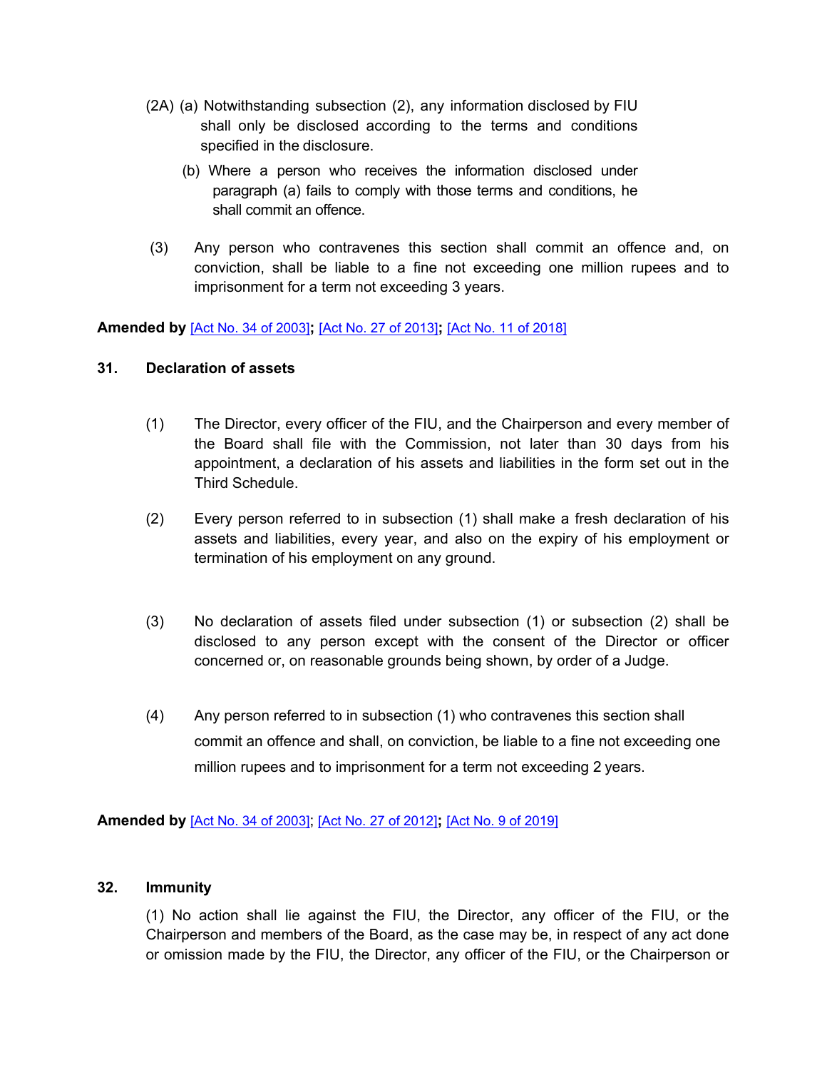(2A) (a) Notwithstanding subsection (2), any information disclosed by FIU shall only be disclosed according to the terms and conditions specified in the disclosure.

(b) Where a person who receives the information disclosed under paragraph (a) fails to comply with those terms and conditions, he shall commit an offence.

(3) Any person who contravenes this section shall commit an offence and, on conviction, shall be liable to a fine not exceeding one million rupees and to imprisonment for a term not exceeding 3 years.

**Amended by** [Act No. 34 of 2003]**;** [Act No. 27 of 2013]**;** [Act No. 11 of 2018]

### 31. Declaration of assets

(1) The Director, every officer of the FIU, and the Chairperson and every member of the Board shall file with the Commission, not later than 30 days from his appointment, a declaration of his assets and liabilities in the form set out in the Third Schedule.

(2) Every person referred to in subsection (1) shall make a fresh declaration of his assets and liabilities, every year, and also on the expiry of his employment or termination of his employment on any ground.

(3) No declaration of assets filed under subsection (1) or subsection (2) shall be disclosed to any person except with the consent of the Director or officer concerned or, on reasonable grounds being shown, by order of a Judge.

(4) Any person referred to in subsection (1) who contravenes this section shall commit an offence and shall, on conviction, be liable to a fine not exceeding one million rupees and to imprisonment for a term not exceeding 2 years.

**Amended by** [Act No. 34 of 2003]; [Act No. 27 of 2012]**;** [Act No. 9 of 2019]

### 32. Immunity

(1) No action shall lie against the FIU, the Director, any officer of the FIU, or the Chairperson and members of the Board, as the case may be, in respect of any act done or omission made by the FIU, the Director, any officer of the FIU, or the Chairperson or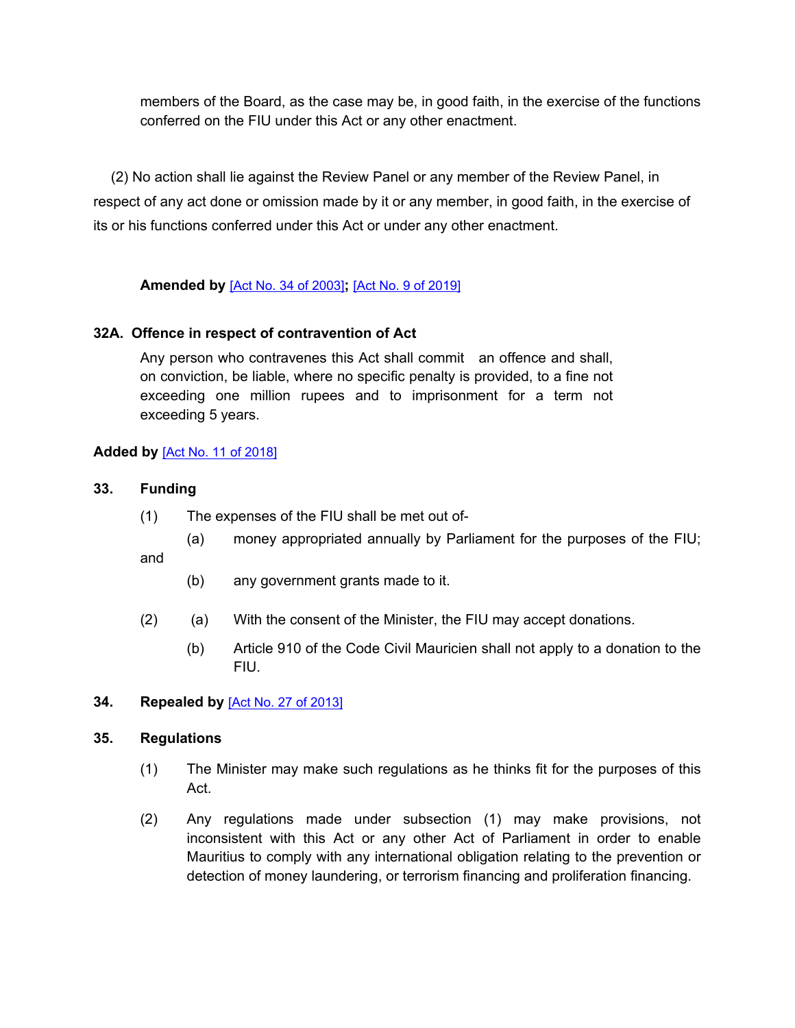members of the Board, as the case may be, in good faith, in the exercise of the functions conferred on the FIU under this Act or any other enactment.

(2) No action shall lie against the Review Panel or any member of the Review Panel, in respect of any act done or omission made by it or any member, in good faith, in the exercise of its or his functions conferred under this Act or under any other enactment.

**Amended by** [Act No. 34 of 2003]**;** [Act No. 9 of 2019]

### 32A. Offence in respect of contravention of Act

Any person who contravenes this Act shall commit an offence and shall, on conviction, be liable, where no specific penalty is provided, to a fine not exceeding one million rupees and to imprisonment for a term not exceeding 5 years.

**Added by** [Act No. 11 of 2018]

### 33. Funding

(1) The expenses of the FIU shall be met out of-

(a) money appropriated annually by Parliament for the purposes of the FIU; and

(b) any government grants made to it.

(2) (a) With the consent of the Minister, the FIU may accept donations.

(b) Article 910 of the Code Civil Mauricien shall not apply to a donation to the FIU.

### 34. Repealed by [Act No. 27 of 2013]

### 35. Regulations

(1) The Minister may make such regulations as he thinks fit for the purposes of this Act.

(2) Any regulations made under subsection (1) may make provisions, not inconsistent with this Act or any other Act of Parliament in order to enable Mauritius to comply with any international obligation relating to the prevention or detection of money laundering, or terrorism financing and proliferation financing.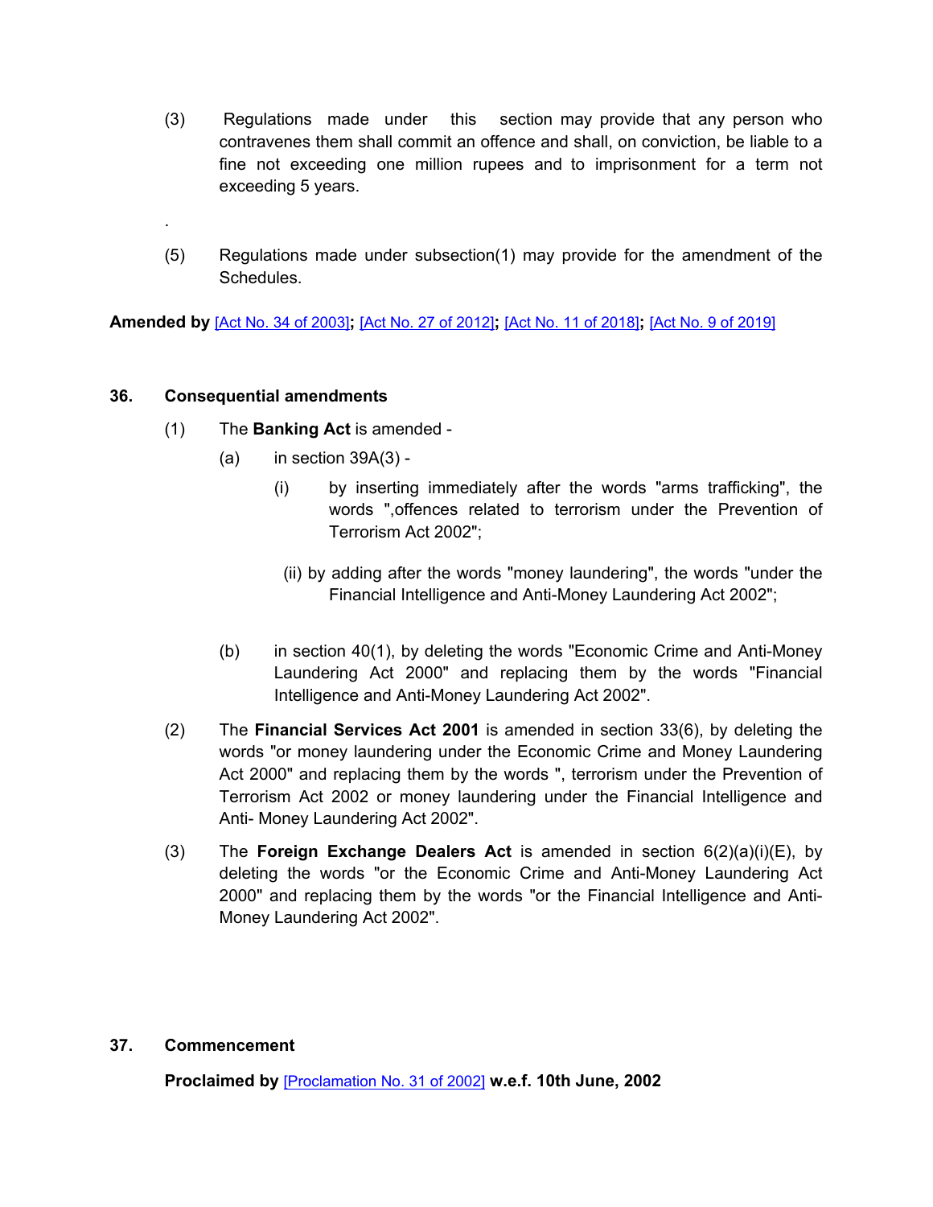(3) Regulations made under this section may provide that any person who contravenes them shall commit an offence and shall, on conviction, be liable to a fine not exceeding one million rupees and to imprisonment for a term not exceeding 5 years.

.

(5) Regulations made under subsection(1) may provide for the amendment of the Schedules.

**Amended by** [Act No. 34 of 2003]**;** [Act No. 27 of 2012]**;** [Act No. 11 of 2018]**;** [Act No. 9 of 2019]

### 36. Consequential amendments

(1) The **Banking Act** is amended -

(a) in section 39A(3) -

(i) by inserting immediately after the words "arms trafficking", the words ",offences related to terrorism under the Prevention of Terrorism Act 2002";

(ii) by adding after the words "money laundering", the words "under the Financial Intelligence and Anti-Money Laundering Act 2002";

(b) in section 40(1), by deleting the words "Economic Crime and Anti-Money Laundering Act 2000" and replacing them by the words "Financial Intelligence and Anti-Money Laundering Act 2002".

(2) The **Financial Services Act 2001** is amended in section 33(6), by deleting the words "or money laundering under the Economic Crime and Money Laundering Act 2000" and replacing them by the words ", terrorism under the Prevention of Terrorism Act 2002 or money laundering under the Financial Intelligence and Anti- Money Laundering Act 2002".

(3) The **Foreign Exchange Dealers Act** is amended in section 6(2)(a)(i)(E), by deleting the words "or the Economic Crime and Anti-Money Laundering Act 2000" and replacing them by the words "or the Financial Intelligence and Anti-Money Laundering Act 2002".

### 37. Commencement

**Proclaimed by** [Proclamation No. 31 of 2002] **w.e.f. 10th June, 2002**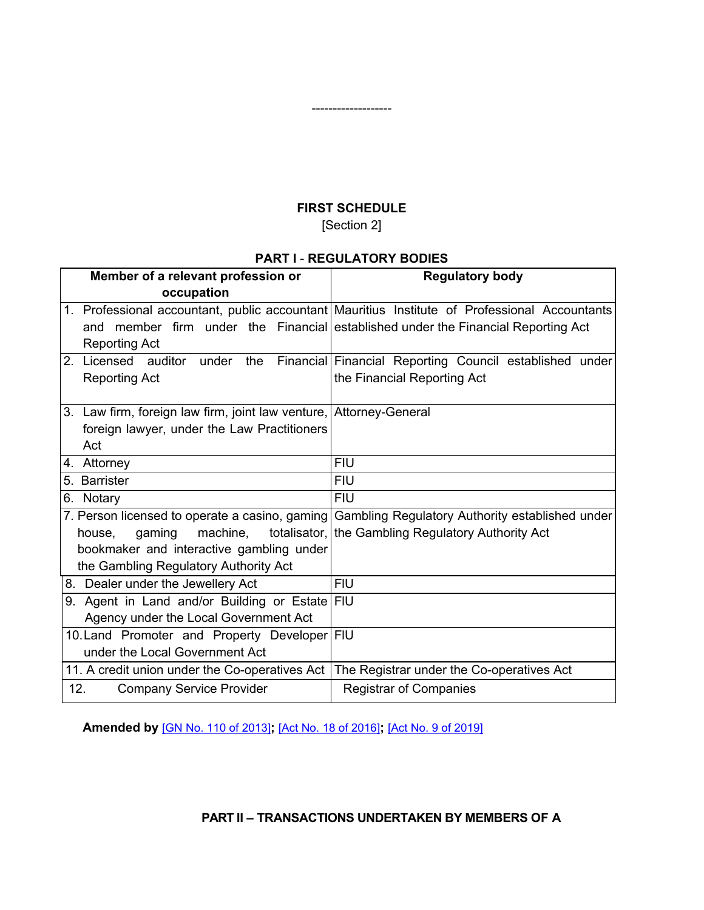------------------

## FIRST SCHEDULE

[Section 2]

### PART I - REGULATORY BODIES

| Member of a relevant profession or occupation | Regulatory body |
|---|---|
| 1. Professional accountant, public accountant and member firm under the Financial Reporting Act | Mauritius Institute of Professional Accountants established under the Financial Reporting Act |
| 2. Licensed auditor under the Financial Reporting Act | Financial Reporting Council established under the Financial Reporting Act |
| 3. Law firm, foreign law firm, joint law venture, foreign lawyer, under the Law Practitioners Act | Attorney-General |
| 4. Attorney | FIU |
| 5. Barrister | FIU |
| 6. Notary | FIU |
| 7. Person licensed to operate a casino, gaming house, gaming machine, totalisator, bookmaker and interactive gambling under the Gambling Regulatory Authority Act | Gambling Regulatory Authority established under the Gambling Regulatory Authority Act |
| 8. Dealer under the Jewellery Act | FIU |
| 9. Agent in Land and/or Building or Estate Agency under the Local Government Act | FIU |
| 10. Land Promoter and Property Developer under the Local Government Act | FIU |
| 11. A credit union under the Co-operatives Act | The Registrar under the Co-operatives Act |
| 12. Company Service Provider | Registrar of Companies |

**Amended by** [GN No. 110 of 2013]**;** [Act No. 18 of 2016]**;** [Act No. 9 of 2019]

### PART II – TRANSACTIONS UNDERTAKEN BY MEMBERS OF A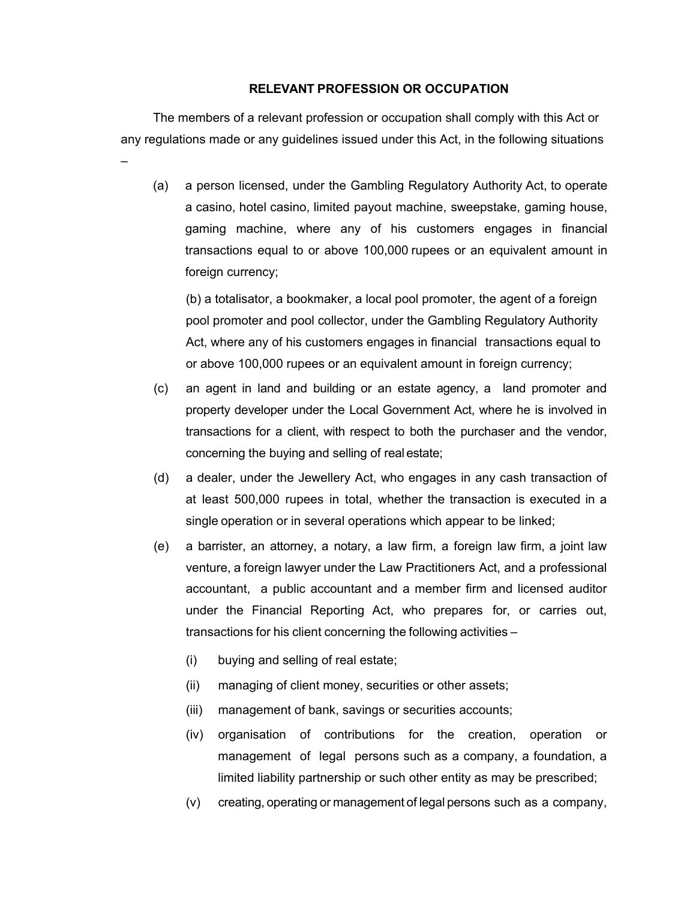## RELEVANT PROFESSION OR OCCUPATION

The members of a relevant profession or occupation shall comply with this Act or any regulations made or any guidelines issued under this Act, in the following situations –

(a) a person licensed, under the Gambling Regulatory Authority Act, to operate a casino, hotel casino, limited payout machine, sweepstake, gaming house, gaming machine, where any of his customers engages in financial transactions equal to or above 100,000 rupees or an equivalent amount in foreign currency;

(b) a totalisator, a bookmaker, a local pool promoter, the agent of a foreign pool promoter and pool collector, under the Gambling Regulatory Authority Act, where any of his customers engages in financial transactions equal to or above 100,000 rupees or an equivalent amount in foreign currency;

(c) an agent in land and building or an estate agency, a land promoter and property developer under the Local Government Act, where he is involved in transactions for a client, with respect to both the purchaser and the vendor, concerning the buying and selling of real estate;

(d) a dealer, under the Jewellery Act, who engages in any cash transaction of at least 500,000 rupees in total, whether the transaction is executed in a single operation or in several operations which appear to be linked;

(e) a barrister, an attorney, a notary, a law firm, a foreign law firm, a joint law venture, a foreign lawyer under the Law Practitioners Act, and a professional accountant, a public accountant and a member firm and licensed auditor under the Financial Reporting Act, who prepares for, or carries out, transactions for his client concerning the following activities –

   (i) buying and selling of real estate;

   (ii) managing of client money, securities or other assets;

   (iii) management of bank, savings or securities accounts;

   (iv) organisation of contributions for the creation, operation or management of legal persons such as a company, a foundation, a limited liability partnership or such other entity as may be prescribed;

   (v) creating, operating or management of legal persons such as a company,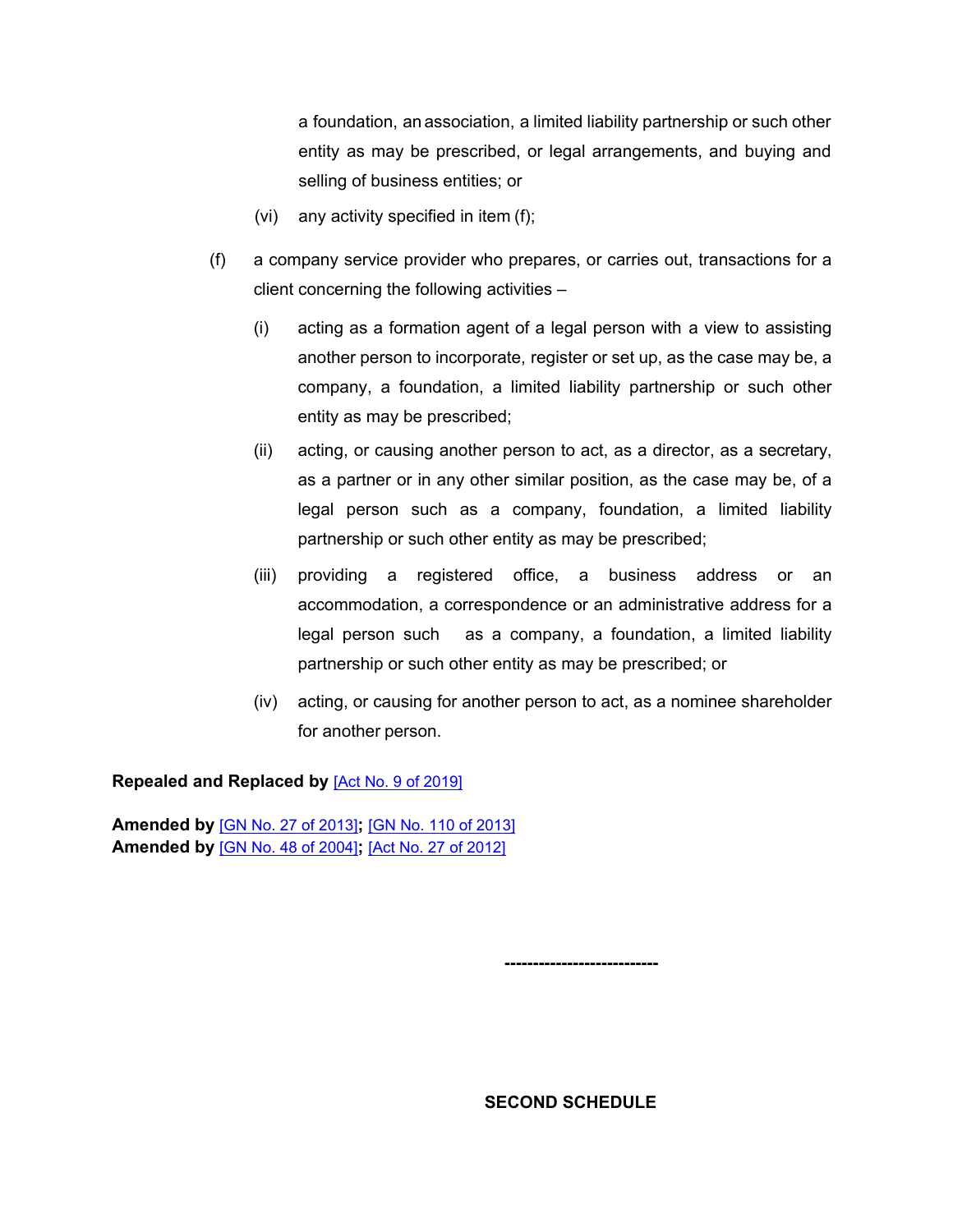a foundation, an association, a limited liability partnership or such other entity as may be prescribed, or legal arrangements, and buying and selling of business entities; or

(vi) any activity specified in item (f);

(f) a company service provider who prepares, or carries out, transactions for a client concerning the following activities –

(i) acting as a formation agent of a legal person with a view to assisting another person to incorporate, register or set up, as the case may be, a company, a foundation, a limited liability partnership or such other entity as may be prescribed;

(ii) acting, or causing another person to act, as a director, as a secretary, as a partner or in any other similar position, as the case may be, of a legal person such as a company, foundation, a limited liability partnership or such other entity as may be prescribed;

(iii) providing a registered office, a business address or an accommodation, a correspondence or an administrative address for a legal person such as a company, a foundation, a limited liability partnership or such other entity as may be prescribed; or

(iv) acting, or causing for another person to act, as a nominee shareholder for another person.

**Repealed and Replaced by** [Act No. 9 of 2019]

**Amended by** [GN No. 27 of 2013]**;** [GN No. 110 of 2013]
**Amended by** [GN No. 48 of 2004]**;** [Act No. 27 of 2012]

---------------------------

**SECOND SCHEDULE**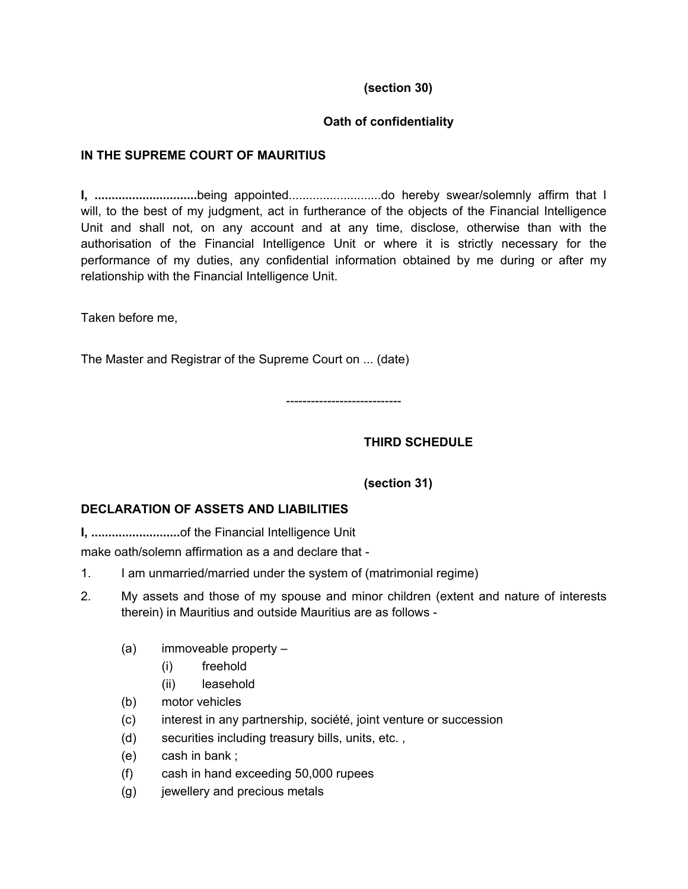**(section 30)**

**Oath of confidentiality**

**IN THE SUPREME COURT OF MAURITIUS**

**I, ..............................**being appointed...........................do hereby swear/solemnly affirm that I will, to the best of my judgment, act in furtherance of the objects of the Financial Intelligence Unit and shall not, on any account and at any time, disclose, otherwise than with the authorisation of the Financial Intelligence Unit or where it is strictly necessary for the performance of my duties, any confidential information obtained by me during or after my relationship with the Financial Intelligence Unit.

Taken before me,

The Master and Registrar of the Supreme Court on ... (date)

----------------------------

## THIRD SCHEDULE

**(section 31)**

**DECLARATION OF ASSETS AND LIABILITIES**

**I, ..........................**of the Financial Intelligence Unit

make oath/solemn affirmation as a and declare that -

1. I am unmarried/married under the system of (matrimonial regime)
2. My assets and those of my spouse and minor children (extent and nature of interests therein) in Mauritius and outside Mauritius are as follows -

   (a) immoveable property –

      (i) freehold

      (ii) leasehold

   (b) motor vehicles

   (c) interest in any partnership, société, joint venture or succession

   (d) securities including treasury bills, units, etc. ,

   (e) cash in bank ;

   (f) cash in hand exceeding 50,000 rupees

   (g) jewellery and precious metals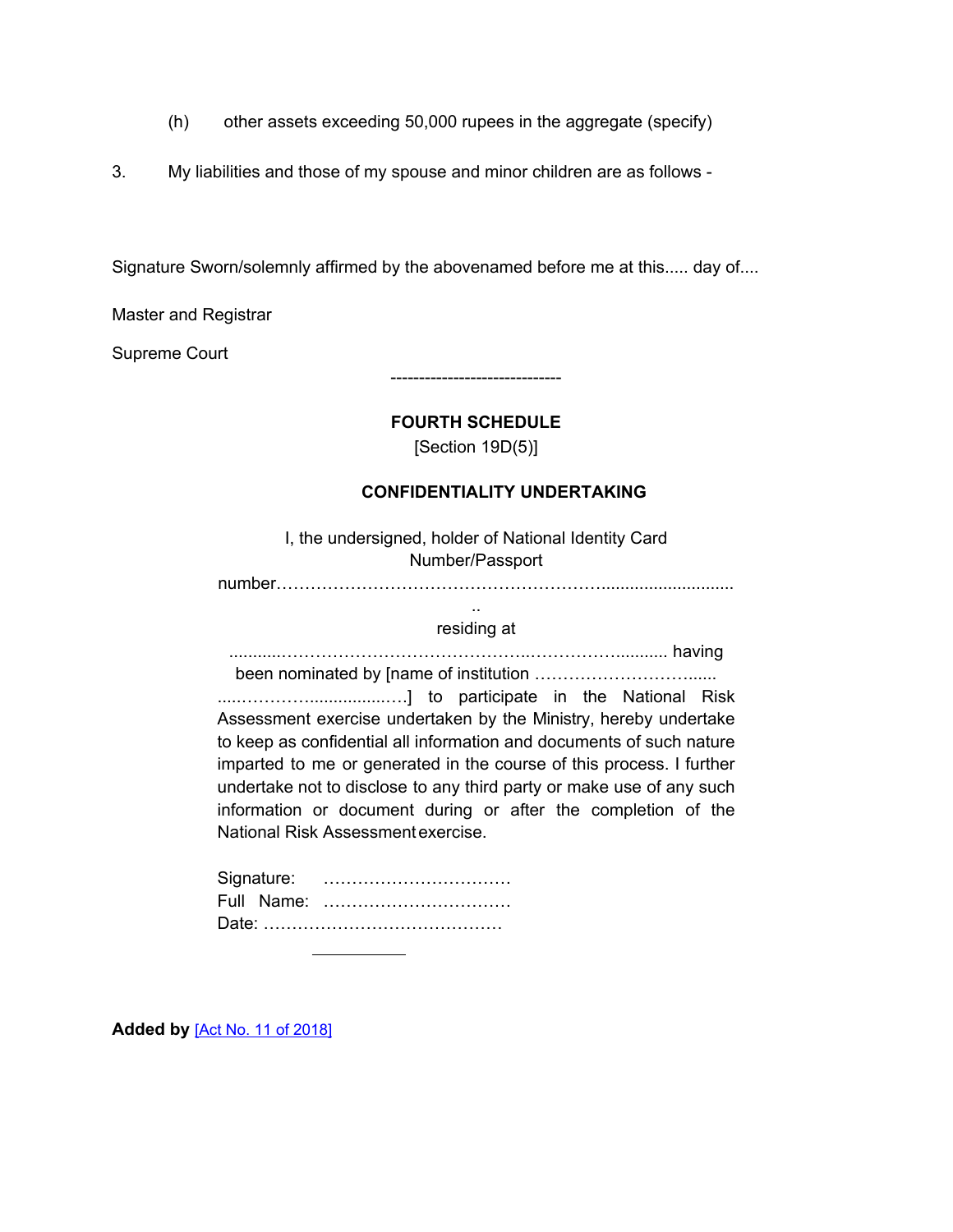(h) other assets exceeding 50,000 rupees in the aggregate (specify)

3. My liabilities and those of my spouse and minor children are as follows -

Signature Sworn/solemnly affirmed by the abovenamed before me at this..... day of....

Master and Registrar

Supreme Court

------------------------------

**FOURTH SCHEDULE**

[Section 19D(5)]

**CONFIDENTIALITY UNDERTAKING**

I, the undersigned, holder of National Identity Card Number/Passport number……………………………………………………............................... .. residing at ..........…………………………………….……………........... having been nominated by [name of institution …………………………...... ....…………….................….] to participate in the National Risk Assessment exercise undertaken by the Ministry, hereby undertake to keep as confidential all information and documents of such nature imparted to me or generated in the course of this process. I further undertake not to disclose to any third party or make use of any such information or document during or after the completion of the National Risk Assessment exercise.

Signature: ……………………………

Full Name: ……………………………

Date: ……………………………………

**Added by** [Act No. 11 of 2018]